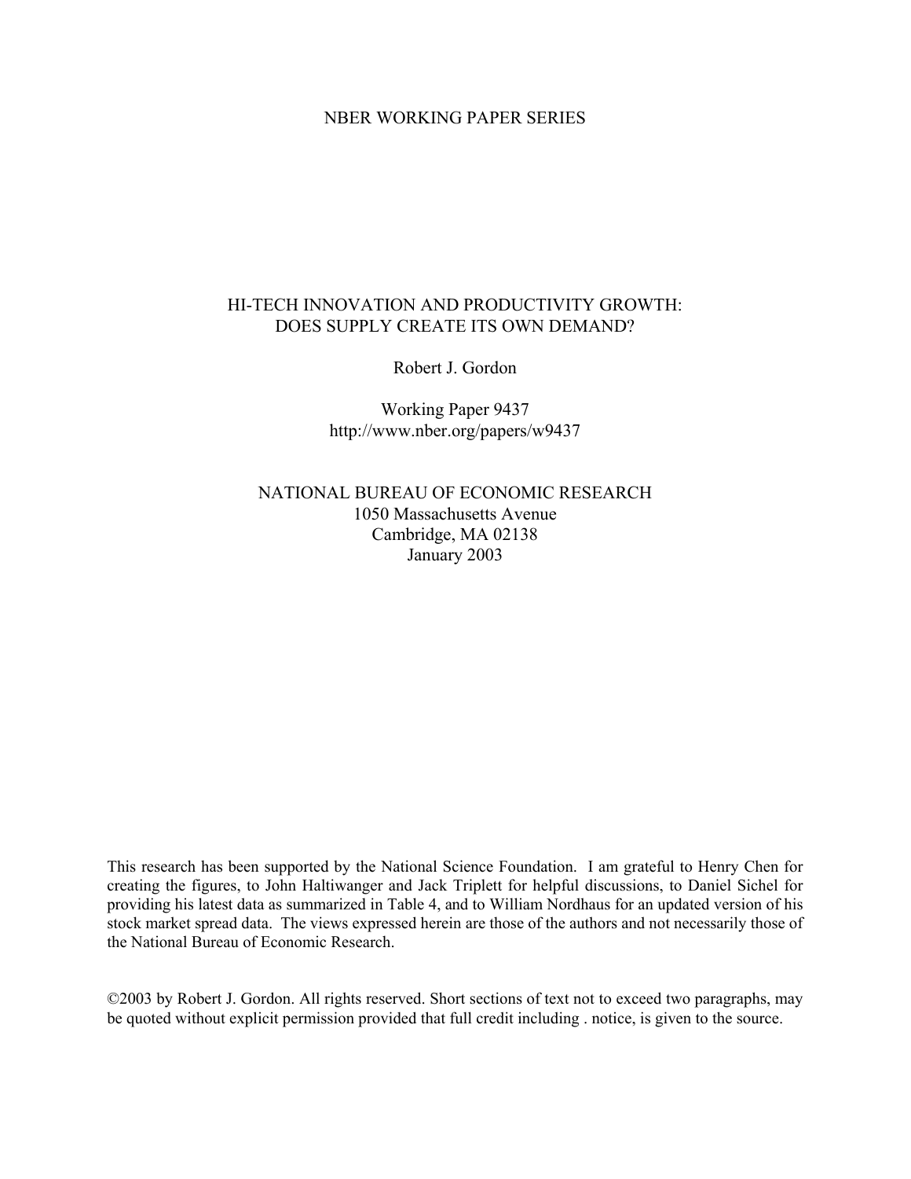NBER WORKING PAPER SERIES

# HI-TECH INNOVATION AND PRODUCTIVITY GROWTH: DOES SUPPLY CREATE ITS OWN DEMAND?

Robert J. Gordon

Working Paper 9437
http://www.nber.org/papers/w9437

NATIONAL BUREAU OF ECONOMIC RESEARCH
1050 Massachusetts Avenue
Cambridge, MA 02138
January 2003

This research has been supported by the National Science Foundation. I am grateful to Henry Chen for creating the figures, to John Haltiwanger and Jack Triplett for helpful discussions, to Daniel Sichel for providing his latest data as summarized in Table 4, and to William Nordhaus for an updated version of his stock market spread data. The views expressed herein are those of the authors and not necessarily those of the National Bureau of Economic Research.

©2003 by Robert J. Gordon. All rights reserved. Short sections of text not to exceed two paragraphs, may be quoted without explicit permission provided that full credit including . notice, is given to the source.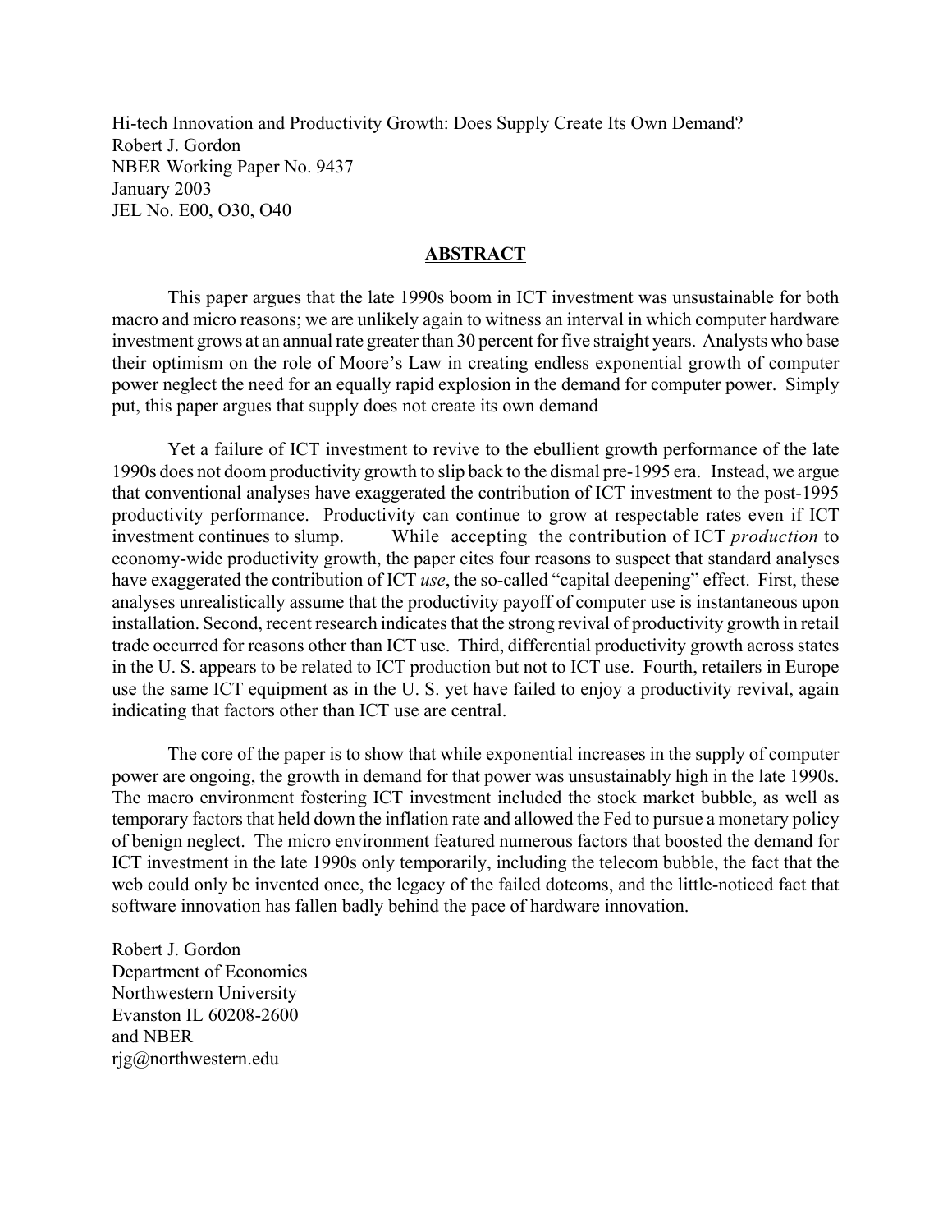Hi-tech Innovation and Productivity Growth: Does Supply Create Its Own Demand?
Robert J. Gordon
NBER Working Paper No. 9437
January 2003
JEL No. E00, O30, O40

## ABSTRACT

This paper argues that the late 1990s boom in ICT investment was unsustainable for both macro and micro reasons; we are unlikely again to witness an interval in which computer hardware investment grows at an annual rate greater than 30 percent for five straight years. Analysts who base their optimism on the role of Moore's Law in creating endless exponential growth of computer power neglect the need for an equally rapid explosion in the demand for computer power. Simply put, this paper argues that supply does not create its own demand

Yet a failure of ICT investment to revive to the ebullient growth performance of the late 1990s does not doom productivity growth to slip back to the dismal pre-1995 era. Instead, we argue that conventional analyses have exaggerated the contribution of ICT investment to the post-1995 productivity performance. Productivity can continue to grow at respectable rates even if ICT investment continues to slump. While accepting the contribution of ICT *production* to economy-wide productivity growth, the paper cites four reasons to suspect that standard analyses have exaggerated the contribution of ICT *use*, the so-called "capital deepening" effect. First, these analyses unrealistically assume that the productivity payoff of computer use is instantaneous upon installation. Second, recent research indicates that the strong revival of productivity growth in retail trade occurred for reasons other than ICT use. Third, differential productivity growth across states in the U. S. appears to be related to ICT production but not to ICT use. Fourth, retailers in Europe use the same ICT equipment as in the U. S. yet have failed to enjoy a productivity revival, again indicating that factors other than ICT use are central.

The core of the paper is to show that while exponential increases in the supply of computer power are ongoing, the growth in demand for that power was unsustainably high in the late 1990s. The macro environment fostering ICT investment included the stock market bubble, as well as temporary factors that held down the inflation rate and allowed the Fed to pursue a monetary policy of benign neglect. The micro environment featured numerous factors that boosted the demand for ICT investment in the late 1990s only temporarily, including the telecom bubble, the fact that the web could only be invented once, the legacy of the failed dotcoms, and the little-noticed fact that software innovation has fallen badly behind the pace of hardware innovation.

Robert J. Gordon
Department of Economics
Northwestern University
Evanston IL 60208-2600
and NBER
rjg@northwestern.edu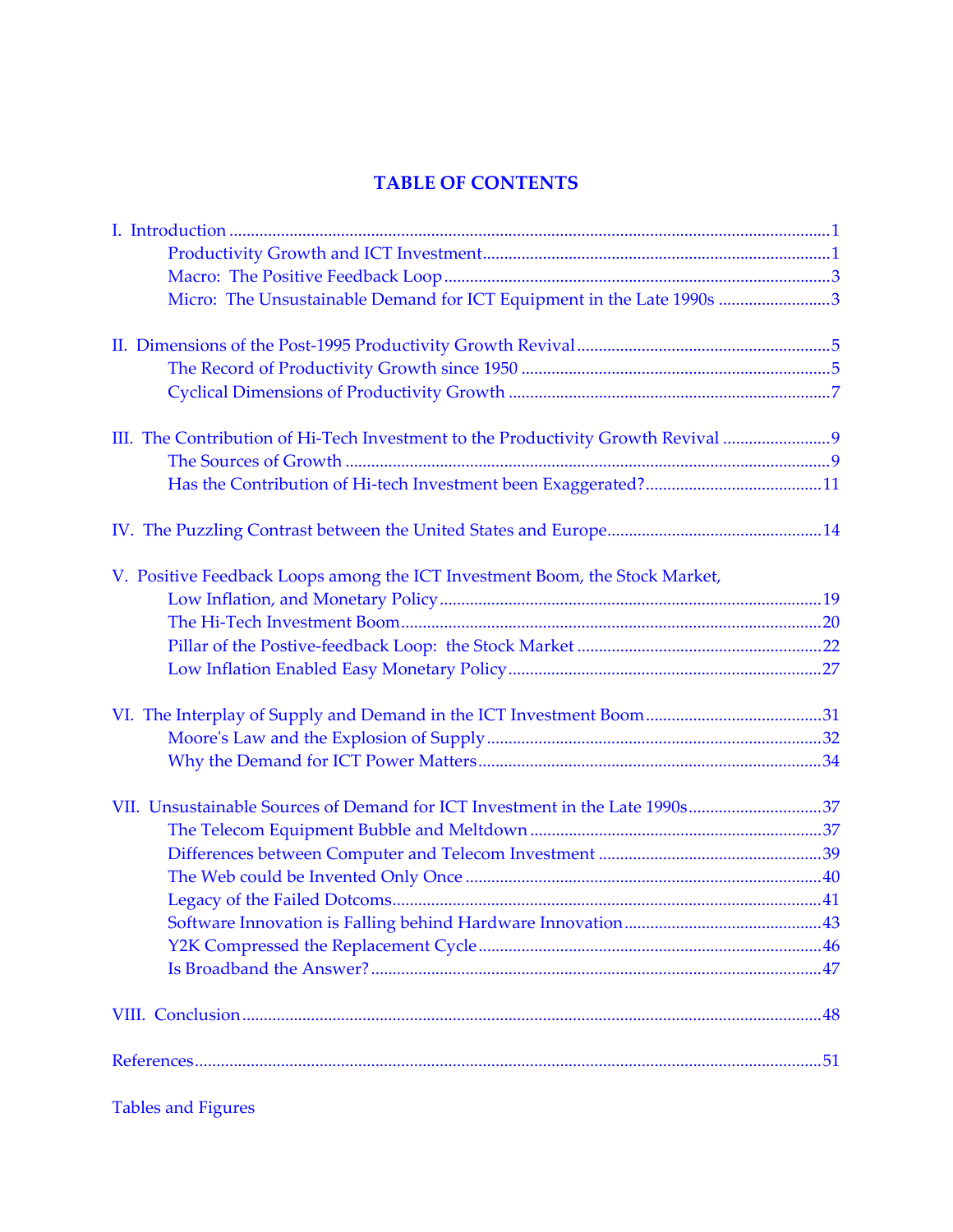# TABLE OF CONTENTS

I. Introduction ..... 1
- Productivity Growth and ICT Investment ..... 1
- Macro: The Positive Feedback Loop ..... 3
- Micro: The Unsustainable Demand for ICT Equipment in the Late 1990s ..... 3

II. Dimensions of the Post-1995 Productivity Growth Revival ..... 5
- The Record of Productivity Growth since 1950 ..... 5
- Cyclical Dimensions of Productivity Growth ..... 7

III. The Contribution of Hi-Tech Investment to the Productivity Growth Revival ..... 9
- The Sources of Growth ..... 9
- Has the Contribution of Hi-tech Investment been Exaggerated? ..... 11

IV. The Puzzling Contrast between the United States and Europe ..... 14

V. Positive Feedback Loops among the ICT Investment Boom, the Stock Market, Low Inflation, and Monetary Policy ..... 19
- The Hi-Tech Investment Boom ..... 20
- Pillar of the Postive-feedback Loop: the Stock Market ..... 22
- Low Inflation Enabled Easy Monetary Policy ..... 27

VI. The Interplay of Supply and Demand in the ICT Investment Boom ..... 31
- Moore's Law and the Explosion of Supply ..... 32
- Why the Demand for ICT Power Matters ..... 34

VII. Unsustainable Sources of Demand for ICT Investment in the Late 1990s ..... 37
- The Telecom Equipment Bubble and Meltdown ..... 37
- Differences between Computer and Telecom Investment ..... 39
- The Web could be Invented Only Once ..... 40
- Legacy of the Failed Dotcoms ..... 41
- Software Innovation is Falling behind Hardware Innovation ..... 43
- Y2K Compressed the Replacement Cycle ..... 46
- Is Broadband the Answer? ..... 47

VIII. Conclusion ..... 48

References ..... 51

Tables and Figures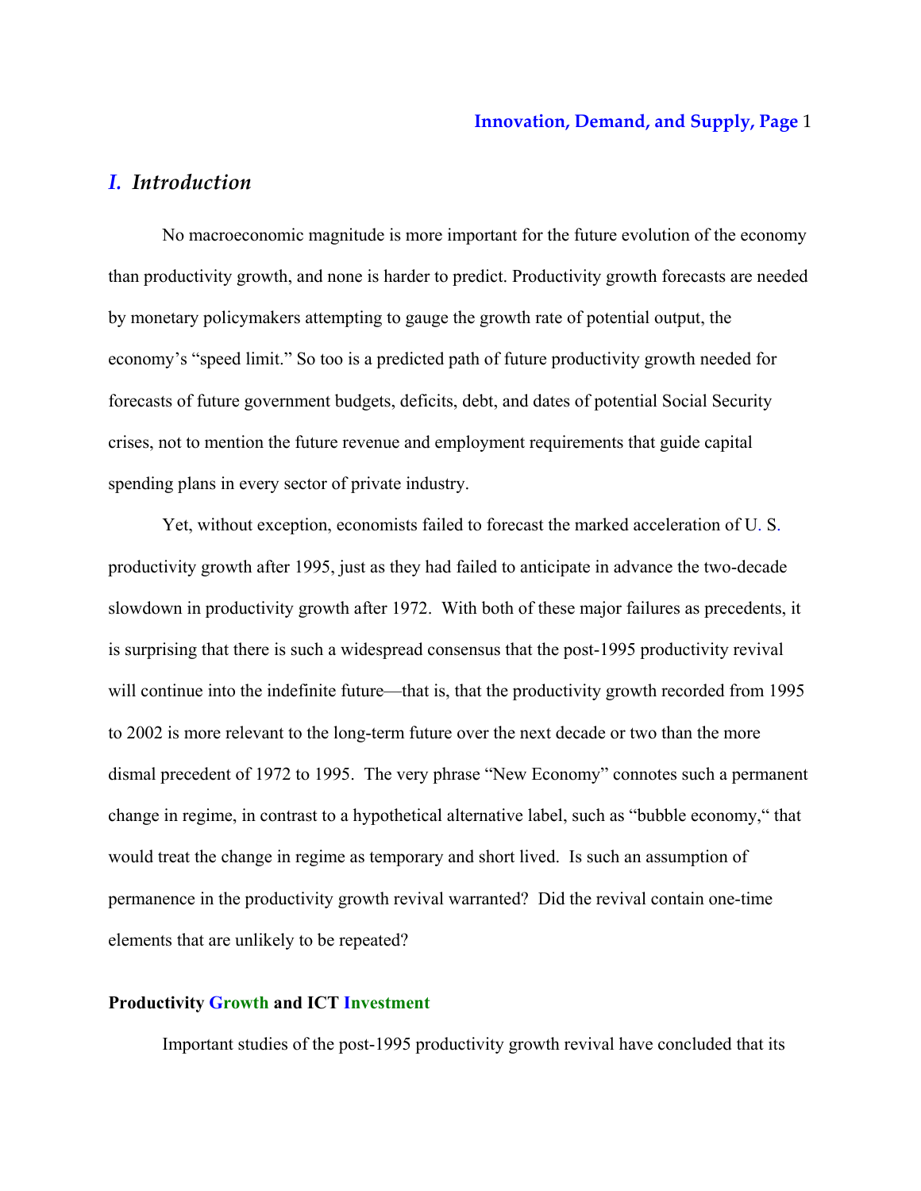## *I. Introduction*

No macroeconomic magnitude is more important for the future evolution of the economy than productivity growth, and none is harder to predict. Productivity growth forecasts are needed by monetary policymakers attempting to gauge the growth rate of potential output, the economy's "speed limit." So too is a predicted path of future productivity growth needed for forecasts of future government budgets, deficits, debt, and dates of potential Social Security crises, not to mention the future revenue and employment requirements that guide capital spending plans in every sector of private industry.

Yet, without exception, economists failed to forecast the marked acceleration of U. S. productivity growth after 1995, just as they had failed to anticipate in advance the two-decade slowdown in productivity growth after 1972. With both of these major failures as precedents, it is surprising that there is such a widespread consensus that the post-1995 productivity revival will continue into the indefinite future—that is, that the productivity growth recorded from 1995 to 2002 is more relevant to the long-term future over the next decade or two than the more dismal precedent of 1972 to 1995. The very phrase "New Economy" connotes such a permanent change in regime, in contrast to a hypothetical alternative label, such as "bubble economy," that would treat the change in regime as temporary and short lived. Is such an assumption of permanence in the productivity growth revival warranted? Did the revival contain one-time elements that are unlikely to be repeated?

**Productivity Growth and ICT Investment**

Important studies of the post-1995 productivity growth revival have concluded that its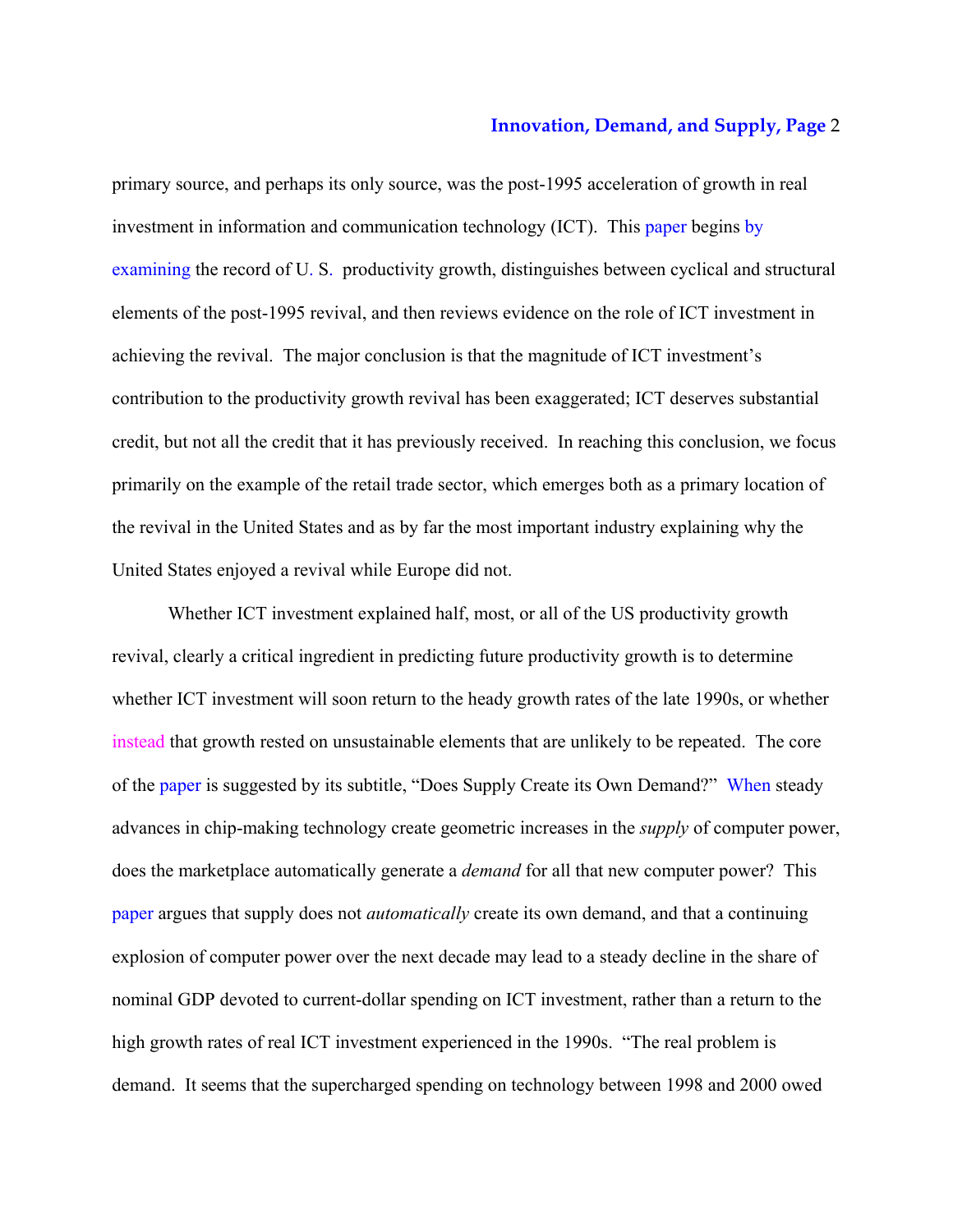primary source, and perhaps its only source, was the post-1995 acceleration of growth in real investment in information and communication technology (ICT). This paper begins by examining the record of U. S. productivity growth, distinguishes between cyclical and structural elements of the post-1995 revival, and then reviews evidence on the role of ICT investment in achieving the revival. The major conclusion is that the magnitude of ICT investment's contribution to the productivity growth revival has been exaggerated; ICT deserves substantial credit, but not all the credit that it has previously received. In reaching this conclusion, we focus primarily on the example of the retail trade sector, which emerges both as a primary location of the revival in the United States and as by far the most important industry explaining why the United States enjoyed a revival while Europe did not.

Whether ICT investment explained half, most, or all of the US productivity growth revival, clearly a critical ingredient in predicting future productivity growth is to determine whether ICT investment will soon return to the heady growth rates of the late 1990s, or whether instead that growth rested on unsustainable elements that are unlikely to be repeated. The core of the paper is suggested by its subtitle, "Does Supply Create its Own Demand?" When steady advances in chip-making technology create geometric increases in the *supply* of computer power, does the marketplace automatically generate a *demand* for all that new computer power? This paper argues that supply does not *automatically* create its own demand, and that a continuing explosion of computer power over the next decade may lead to a steady decline in the share of nominal GDP devoted to current-dollar spending on ICT investment, rather than a return to the high growth rates of real ICT investment experienced in the 1990s. "The real problem is demand. It seems that the supercharged spending on technology between 1998 and 2000 owed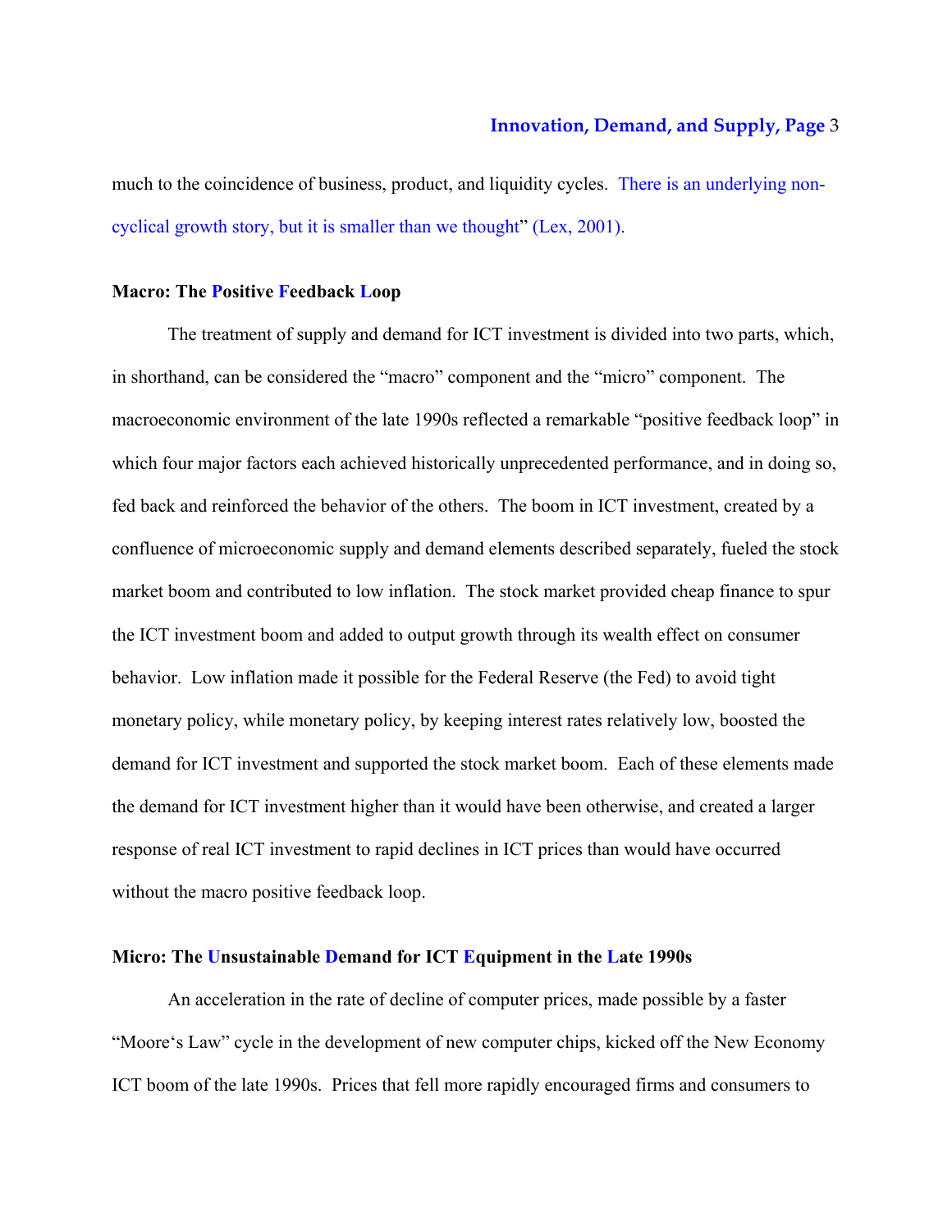much to the coincidence of business, product, and liquidity cycles. There is an underlying non-cyclical growth story, but it is smaller than we thought" (Lex, 2001).

### Macro: The Positive Feedback Loop

The treatment of supply and demand for ICT investment is divided into two parts, which, in shorthand, can be considered the "macro" component and the "micro" component. The macroeconomic environment of the late 1990s reflected a remarkable "positive feedback loop" in which four major factors each achieved historically unprecedented performance, and in doing so, fed back and reinforced the behavior of the others. The boom in ICT investment, created by a confluence of microeconomic supply and demand elements described separately, fueled the stock market boom and contributed to low inflation. The stock market provided cheap finance to spur the ICT investment boom and added to output growth through its wealth effect on consumer behavior. Low inflation made it possible for the Federal Reserve (the Fed) to avoid tight monetary policy, while monetary policy, by keeping interest rates relatively low, boosted the demand for ICT investment and supported the stock market boom. Each of these elements made the demand for ICT investment higher than it would have been otherwise, and created a larger response of real ICT investment to rapid declines in ICT prices than would have occurred without the macro positive feedback loop.

### Micro: The Unsustainable Demand for ICT Equipment in the Late 1990s

An acceleration in the rate of decline of computer prices, made possible by a faster "Moore's Law" cycle in the development of new computer chips, kicked off the New Economy ICT boom of the late 1990s. Prices that fell more rapidly encouraged firms and consumers to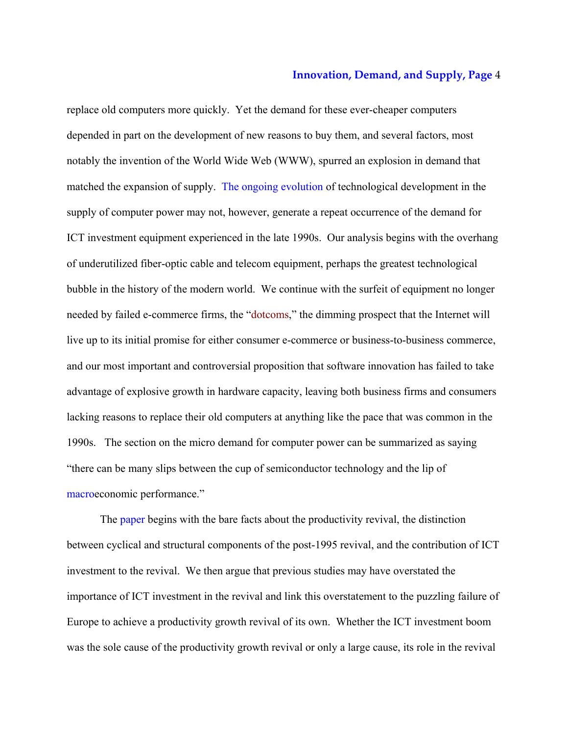replace old computers more quickly. Yet the demand for these ever-cheaper computers depended in part on the development of new reasons to buy them, and several factors, most notably the invention of the World Wide Web (WWW), spurred an explosion in demand that matched the expansion of supply. The ongoing evolution of technological development in the supply of computer power may not, however, generate a repeat occurrence of the demand for ICT investment equipment experienced in the late 1990s. Our analysis begins with the overhang of underutilized fiber-optic cable and telecom equipment, perhaps the greatest technological bubble in the history of the modern world. We continue with the surfeit of equipment no longer needed by failed e-commerce firms, the "dotcoms," the dimming prospect that the Internet will live up to its initial promise for either consumer e-commerce or business-to-business commerce, and our most important and controversial proposition that software innovation has failed to take advantage of explosive growth in hardware capacity, leaving both business firms and consumers lacking reasons to replace their old computers at anything like the pace that was common in the 1990s. The section on the micro demand for computer power can be summarized as saying "there can be many slips between the cup of semiconductor technology and the lip of macroeconomic performance."

The paper begins with the bare facts about the productivity revival, the distinction between cyclical and structural components of the post-1995 revival, and the contribution of ICT investment to the revival. We then argue that previous studies may have overstated the importance of ICT investment in the revival and link this overstatement to the puzzling failure of Europe to achieve a productivity growth revival of its own. Whether the ICT investment boom was the sole cause of the productivity growth revival or only a large cause, its role in the revival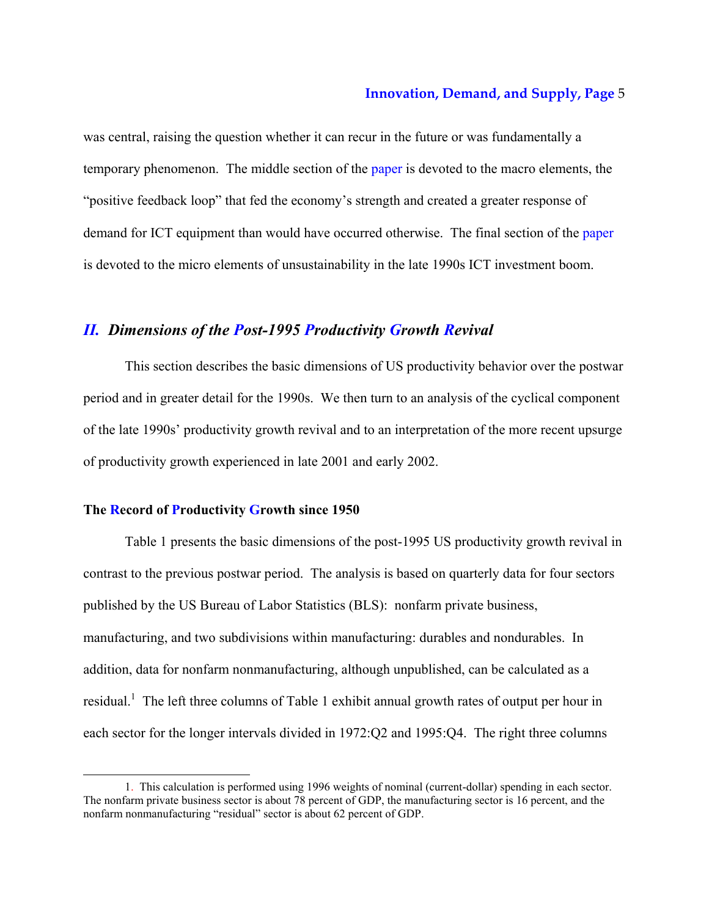was central, raising the question whether it can recur in the future or was fundamentally a temporary phenomenon. The middle section of the paper is devoted to the macro elements, the "positive feedback loop" that fed the economy's strength and created a greater response of demand for ICT equipment than would have occurred otherwise. The final section of the paper is devoted to the micro elements of unsustainability in the late 1990s ICT investment boom.

## *II. Dimensions of the Post-1995 Productivity Growth Revival*

This section describes the basic dimensions of US productivity behavior over the postwar period and in greater detail for the 1990s. We then turn to an analysis of the cyclical component of the late 1990s' productivity growth revival and to an interpretation of the more recent upsurge of productivity growth experienced in late 2001 and early 2002.

### The Record of Productivity Growth since 1950

Table 1 presents the basic dimensions of the post-1995 US productivity growth revival in contrast to the previous postwar period. The analysis is based on quarterly data for four sectors published by the US Bureau of Labor Statistics (BLS): nonfarm private business, manufacturing, and two subdivisions within manufacturing: durables and nondurables. In addition, data for nonfarm nonmanufacturing, although unpublished, can be calculated as a residual.[1] The left three columns of Table 1 exhibit annual growth rates of output per hour in each sector for the longer intervals divided in 1972:Q2 and 1995:Q4. The right three columns

---

1. This calculation is performed using 1996 weights of nominal (current-dollar) spending in each sector. The nonfarm private business sector is about 78 percent of GDP, the manufacturing sector is 16 percent, and the nonfarm nonmanufacturing "residual" sector is about 62 percent of GDP.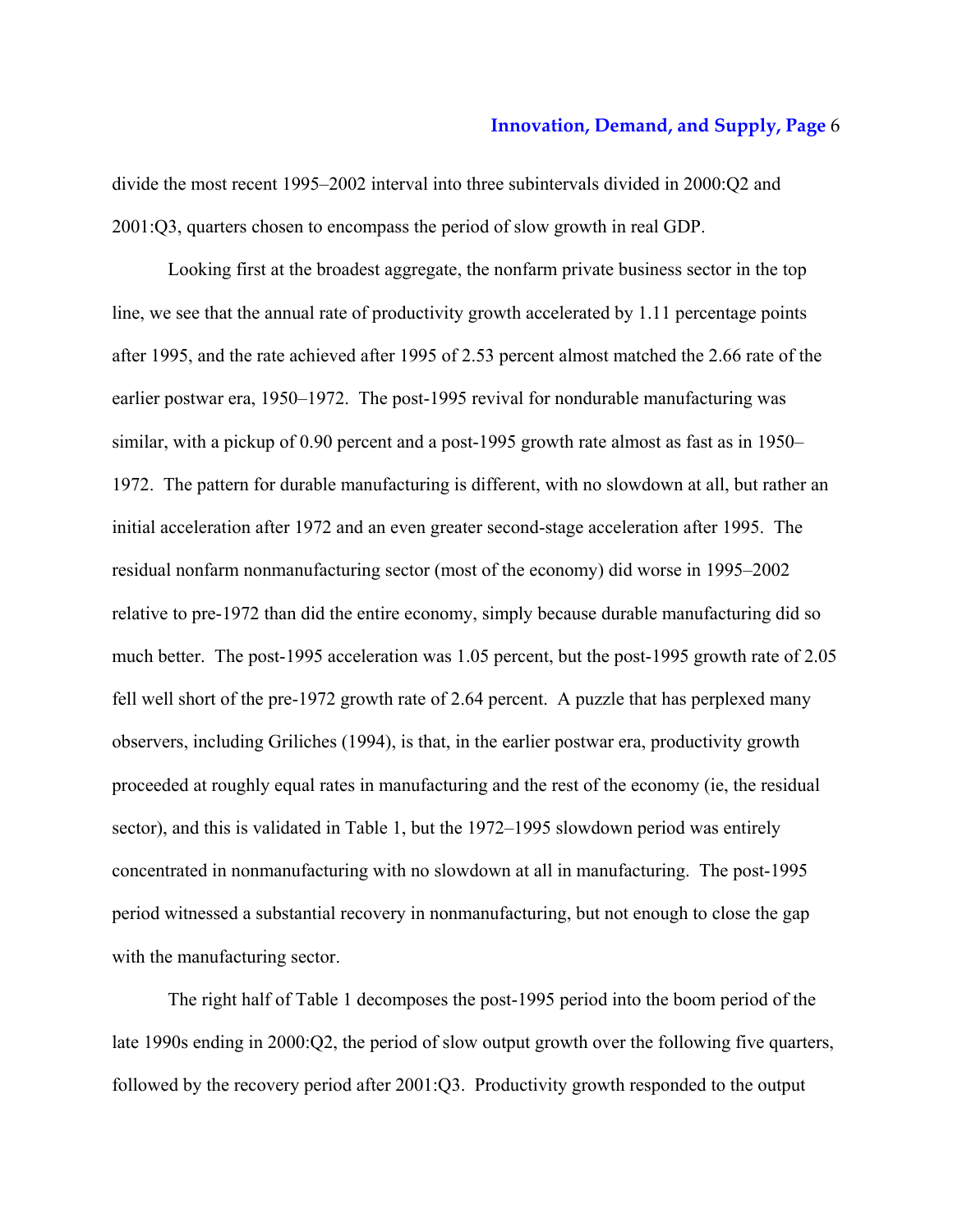divide the most recent 1995–2002 interval into three subintervals divided in 2000:Q2 and 2001:Q3, quarters chosen to encompass the period of slow growth in real GDP.

Looking first at the broadest aggregate, the nonfarm private business sector in the top line, we see that the annual rate of productivity growth accelerated by 1.11 percentage points after 1995, and the rate achieved after 1995 of 2.53 percent almost matched the 2.66 rate of the earlier postwar era, 1950–1972. The post-1995 revival for nondurable manufacturing was similar, with a pickup of 0.90 percent and a post-1995 growth rate almost as fast as in 1950–1972. The pattern for durable manufacturing is different, with no slowdown at all, but rather an initial acceleration after 1972 and an even greater second-stage acceleration after 1995. The residual nonfarm nonmanufacturing sector (most of the economy) did worse in 1995–2002 relative to pre-1972 than did the entire economy, simply because durable manufacturing did so much better. The post-1995 acceleration was 1.05 percent, but the post-1995 growth rate of 2.05 fell well short of the pre-1972 growth rate of 2.64 percent. A puzzle that has perplexed many observers, including Griliches (1994), is that, in the earlier postwar era, productivity growth proceeded at roughly equal rates in manufacturing and the rest of the economy (ie, the residual sector), and this is validated in Table 1, but the 1972–1995 slowdown period was entirely concentrated in nonmanufacturing with no slowdown at all in manufacturing. The post-1995 period witnessed a substantial recovery in nonmanufacturing, but not enough to close the gap with the manufacturing sector.

The right half of Table 1 decomposes the post-1995 period into the boom period of the late 1990s ending in 2000:Q2, the period of slow output growth over the following five quarters, followed by the recovery period after 2001:Q3. Productivity growth responded to the output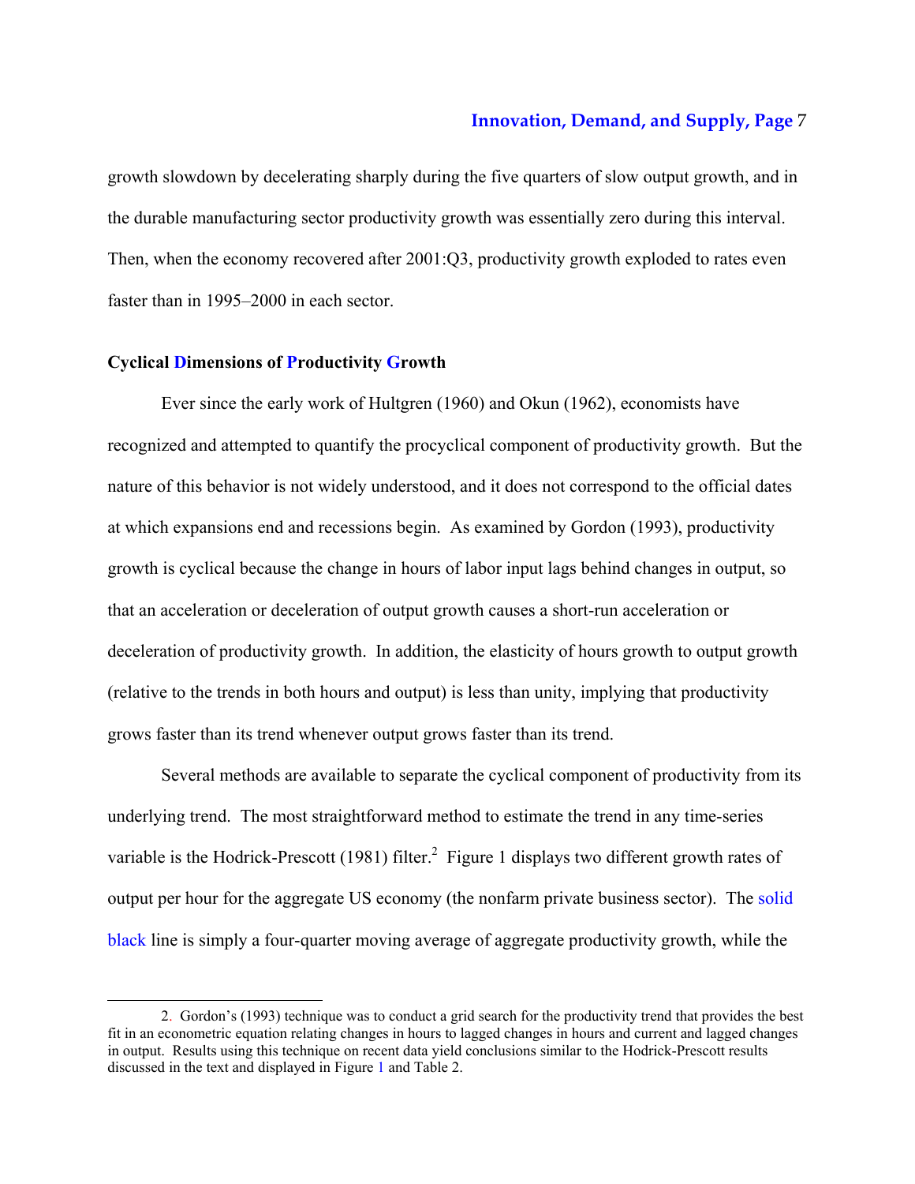growth slowdown by decelerating sharply during the five quarters of slow output growth, and in the durable manufacturing sector productivity growth was essentially zero during this interval. Then, when the economy recovered after 2001:Q3, productivity growth exploded to rates even faster than in 1995–2000 in each sector.

### Cyclical Dimensions of Productivity Growth

Ever since the early work of Hultgren (1960) and Okun (1962), economists have recognized and attempted to quantify the procyclical component of productivity growth. But the nature of this behavior is not widely understood, and it does not correspond to the official dates at which expansions end and recessions begin. As examined by Gordon (1993), productivity growth is cyclical because the change in hours of labor input lags behind changes in output, so that an acceleration or deceleration of output growth causes a short-run acceleration or deceleration of productivity growth. In addition, the elasticity of hours growth to output growth (relative to the trends in both hours and output) is less than unity, implying that productivity grows faster than its trend whenever output grows faster than its trend.

Several methods are available to separate the cyclical component of productivity from its underlying trend. The most straightforward method to estimate the trend in any time-series variable is the Hodrick-Prescott (1981) filter.[2] Figure 1 displays two different growth rates of output per hour for the aggregate US economy (the nonfarm private business sector). The solid black line is simply a four-quarter moving average of aggregate productivity growth, while the

---

2. Gordon's (1993) technique was to conduct a grid search for the productivity trend that provides the best fit in an econometric equation relating changes in hours to lagged changes in hours and current and lagged changes in output. Results using this technique on recent data yield conclusions similar to the Hodrick-Prescott results discussed in the text and displayed in Figure 1 and Table 2.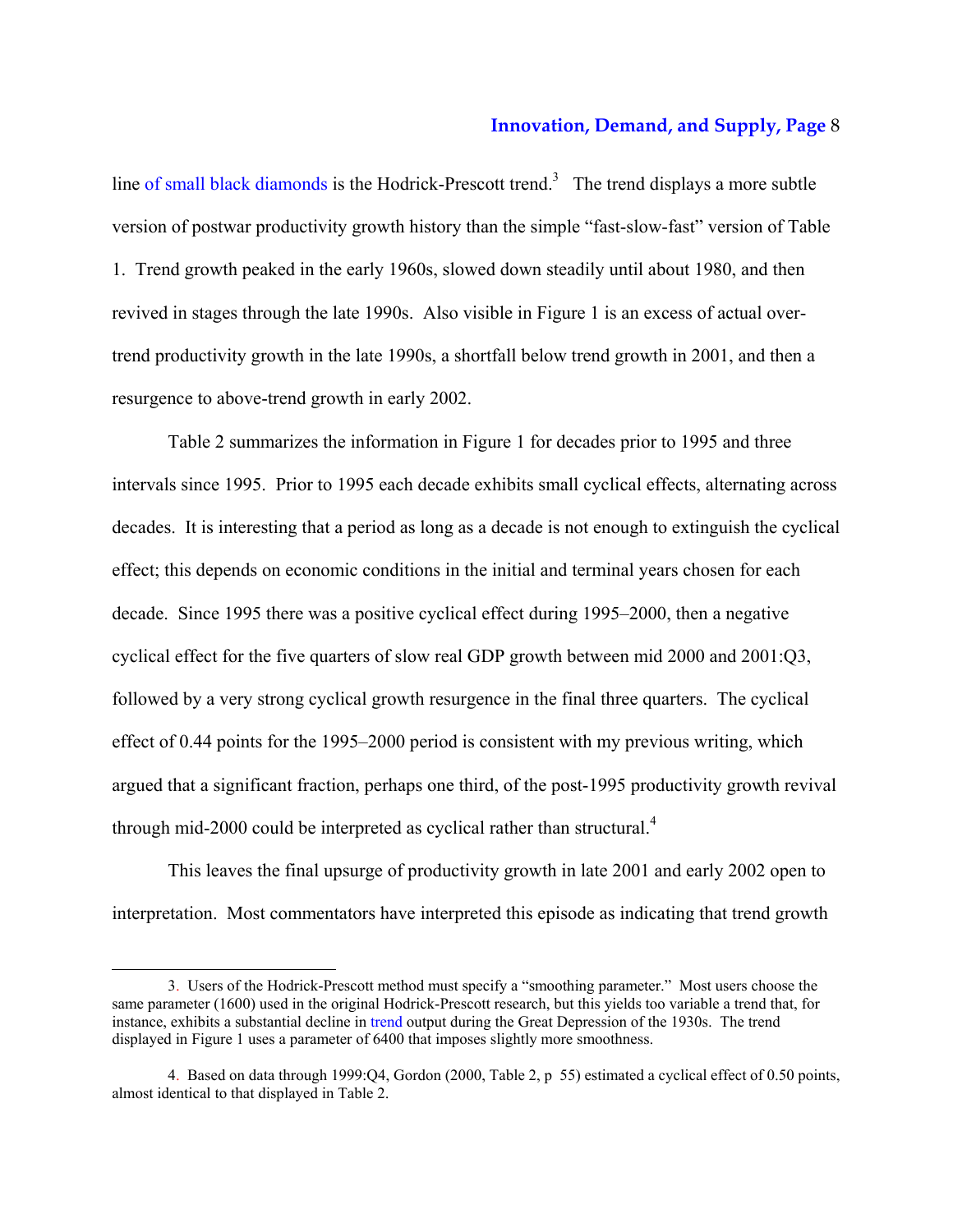line of small black diamonds is the Hodrick-Prescott trend.[3] The trend displays a more subtle version of postwar productivity growth history than the simple "fast-slow-fast" version of Table 1. Trend growth peaked in the early 1960s, slowed down steadily until about 1980, and then revived in stages through the late 1990s. Also visible in Figure 1 is an excess of actual over-trend productivity growth in the late 1990s, a shortfall below trend growth in 2001, and then a resurgence to above-trend growth in early 2002.

Table 2 summarizes the information in Figure 1 for decades prior to 1995 and three intervals since 1995. Prior to 1995 each decade exhibits small cyclical effects, alternating across decades. It is interesting that a period as long as a decade is not enough to extinguish the cyclical effect; this depends on economic conditions in the initial and terminal years chosen for each decade. Since 1995 there was a positive cyclical effect during 1995–2000, then a negative cyclical effect for the five quarters of slow real GDP growth between mid 2000 and 2001:Q3, followed by a very strong cyclical growth resurgence in the final three quarters. The cyclical effect of 0.44 points for the 1995–2000 period is consistent with my previous writing, which argued that a significant fraction, perhaps one third, of the post-1995 productivity growth revival through mid-2000 could be interpreted as cyclical rather than structural.[4]

This leaves the final upsurge of productivity growth in late 2001 and early 2002 open to interpretation. Most commentators have interpreted this episode as indicating that trend growth

---

3. Users of the Hodrick-Prescott method must specify a "smoothing parameter." Most users choose the same parameter (1600) used in the original Hodrick-Prescott research, but this yields too variable a trend that, for instance, exhibits a substantial decline in trend output during the Great Depression of the 1930s. The trend displayed in Figure 1 uses a parameter of 6400 that imposes slightly more smoothness.

4. Based on data through 1999:Q4, Gordon (2000, Table 2, p 55) estimated a cyclical effect of 0.50 points, almost identical to that displayed in Table 2.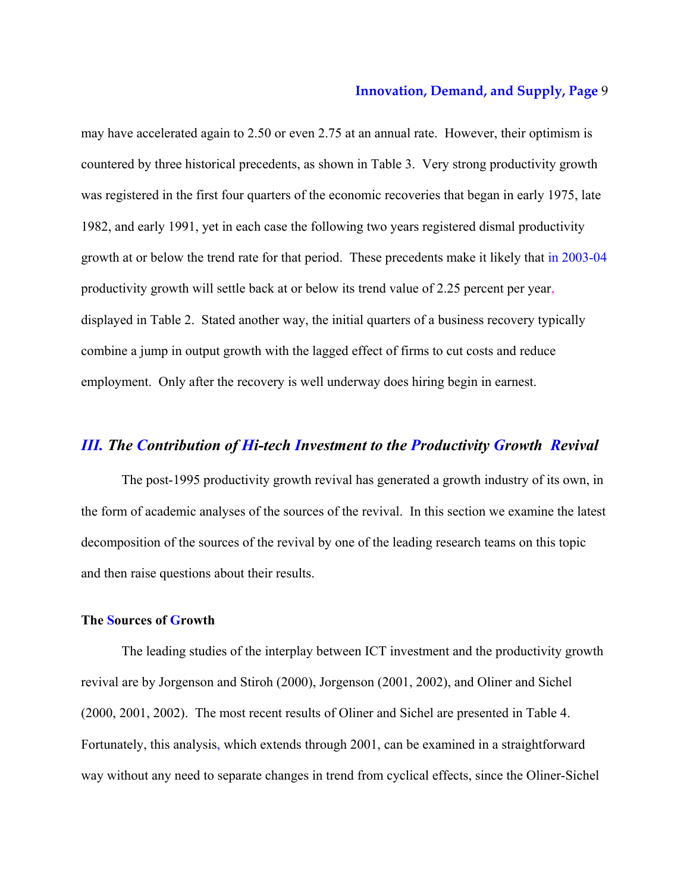may have accelerated again to 2.50 or even 2.75 at an annual rate. However, their optimism is countered by three historical precedents, as shown in Table 3. Very strong productivity growth was registered in the first four quarters of the economic recoveries that began in early 1975, late 1982, and early 1991, yet in each case the following two years registered dismal productivity growth at or below the trend rate for that period. These precedents make it likely that in 2003-04 productivity growth will settle back at or below its trend value of 2.25 percent per year, displayed in Table 2. Stated another way, the initial quarters of a business recovery typically combine a jump in output growth with the lagged effect of firms to cut costs and reduce employment. Only after the recovery is well underway does hiring begin in earnest.

## *III. The Contribution of Hi-tech Investment to the Productivity Growth Revival*

The post-1995 productivity growth revival has generated a growth industry of its own, in the form of academic analyses of the sources of the revival. In this section we examine the latest decomposition of the sources of the revival by one of the leading research teams on this topic and then raise questions about their results.

### The Sources of Growth

The leading studies of the interplay between ICT investment and the productivity growth revival are by Jorgenson and Stiroh (2000), Jorgenson (2001, 2002), and Oliner and Sichel (2000, 2001, 2002). The most recent results of Oliner and Sichel are presented in Table 4. Fortunately, this analysis, which extends through 2001, can be examined in a straightforward way without any need to separate changes in trend from cyclical effects, since the Oliner-Sichel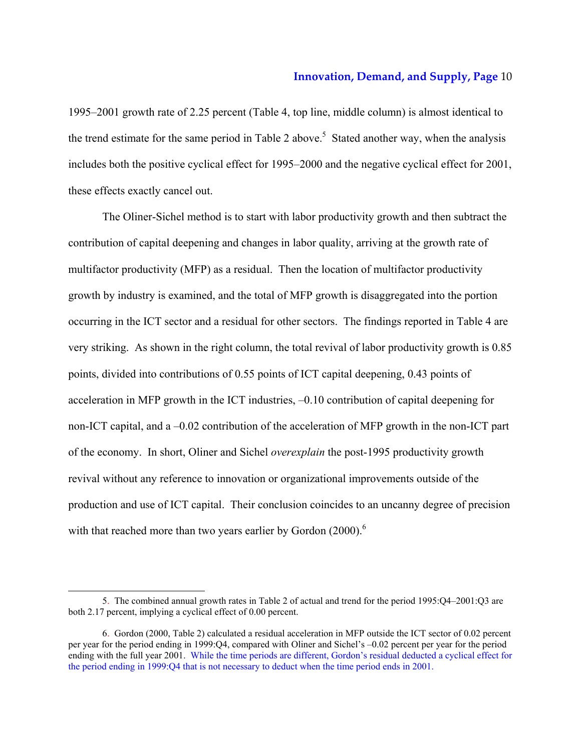1995–2001 growth rate of 2.25 percent (Table 4, top line, middle column) is almost identical to the trend estimate for the same period in Table 2 above.[5] Stated another way, when the analysis includes both the positive cyclical effect for 1995–2000 and the negative cyclical effect for 2001, these effects exactly cancel out.

The Oliner-Sichel method is to start with labor productivity growth and then subtract the contribution of capital deepening and changes in labor quality, arriving at the growth rate of multifactor productivity (MFP) as a residual. Then the location of multifactor productivity growth by industry is examined, and the total of MFP growth is disaggregated into the portion occurring in the ICT sector and a residual for other sectors. The findings reported in Table 4 are very striking. As shown in the right column, the total revival of labor productivity growth is 0.85 points, divided into contributions of 0.55 points of ICT capital deepening, 0.43 points of acceleration in MFP growth in the ICT industries, –0.10 contribution of capital deepening for non-ICT capital, and a –0.02 contribution of the acceleration of MFP growth in the non-ICT part of the economy. In short, Oliner and Sichel *overexplain* the post-1995 productivity growth revival without any reference to innovation or organizational improvements outside of the production and use of ICT capital. Their conclusion coincides to an uncanny degree of precision with that reached more than two years earlier by Gordon (2000).[6]

---

5. The combined annual growth rates in Table 2 of actual and trend for the period 1995:Q4–2001:Q3 are both 2.17 percent, implying a cyclical effect of 0.00 percent.

6. Gordon (2000, Table 2) calculated a residual acceleration in MFP outside the ICT sector of 0.02 percent per year for the period ending in 1999:Q4, compared with Oliner and Sichel's –0.02 percent per year for the period ending with the full year 2001. While the time periods are different, Gordon's residual deducted a cyclical effect for the period ending in 1999:Q4 that is not necessary to deduct when the time period ends in 2001.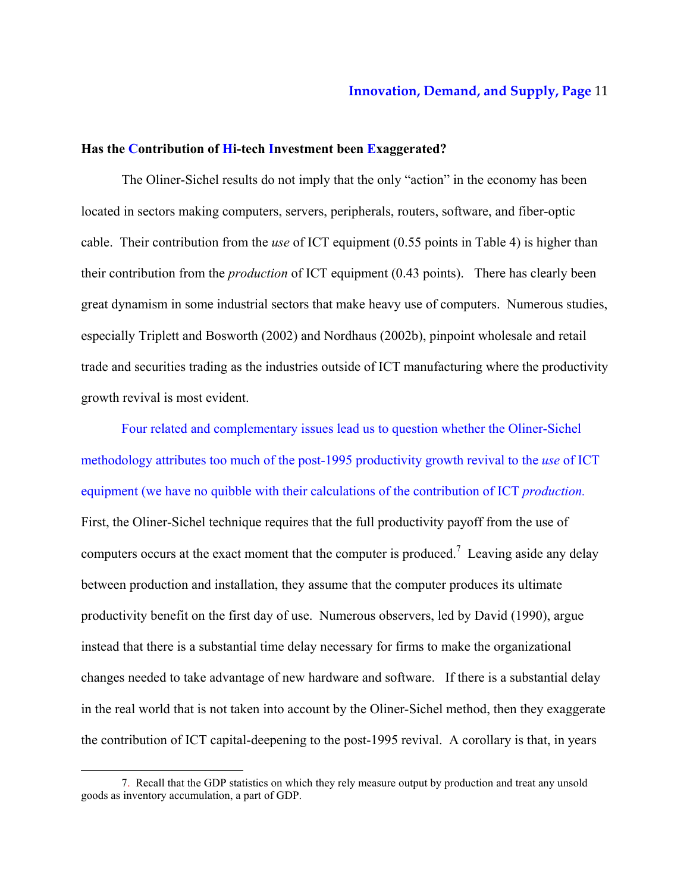**Has the Contribution of Hi-tech Investment been Exaggerated?**

The Oliner-Sichel results do not imply that the only "action" in the economy has been located in sectors making computers, servers, peripherals, routers, software, and fiber-optic cable. Their contribution from the *use* of ICT equipment (0.55 points in Table 4) is higher than their contribution from the *production* of ICT equipment (0.43 points). There has clearly been great dynamism in some industrial sectors that make heavy use of computers. Numerous studies, especially Triplett and Bosworth (2002) and Nordhaus (2002b), pinpoint wholesale and retail trade and securities trading as the industries outside of ICT manufacturing where the productivity growth revival is most evident.

Four related and complementary issues lead us to question whether the Oliner-Sichel methodology attributes too much of the post-1995 productivity growth revival to the *use* of ICT equipment (we have no quibble with their calculations of the contribution of ICT *production.* First, the Oliner-Sichel technique requires that the full productivity payoff from the use of computers occurs at the exact moment that the computer is produced.[7] Leaving aside any delay between production and installation, they assume that the computer produces its ultimate productivity benefit on the first day of use. Numerous observers, led by David (1990), argue instead that there is a substantial time delay necessary for firms to make the organizational changes needed to take advantage of new hardware and software. If there is a substantial delay in the real world that is not taken into account by the Oliner-Sichel method, then they exaggerate the contribution of ICT capital-deepening to the post-1995 revival. A corollary is that, in years

7. Recall that the GDP statistics on which they rely measure output by production and treat any unsold goods as inventory accumulation, a part of GDP.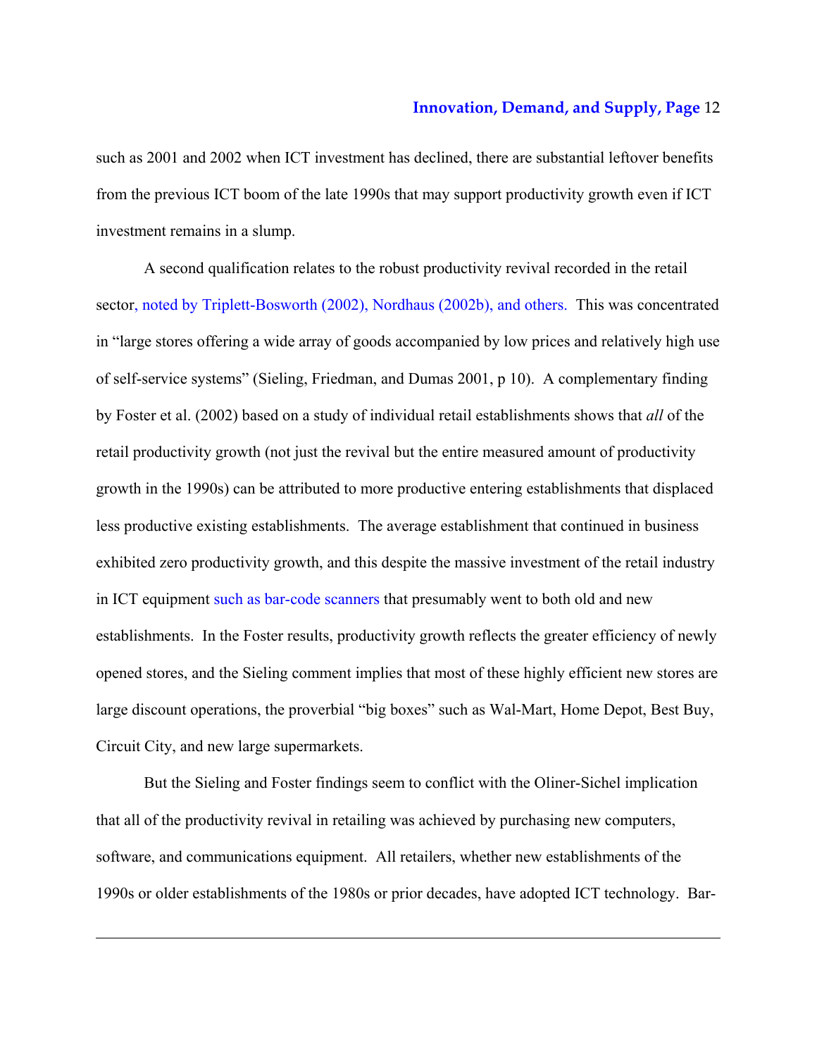such as 2001 and 2002 when ICT investment has declined, there are substantial leftover benefits from the previous ICT boom of the late 1990s that may support productivity growth even if ICT investment remains in a slump.

A second qualification relates to the robust productivity revival recorded in the retail sector, noted by Triplett-Bosworth (2002), Nordhaus (2002b), and others. This was concentrated in "large stores offering a wide array of goods accompanied by low prices and relatively high use of self-service systems" (Sieling, Friedman, and Dumas 2001, p 10). A complementary finding by Foster et al. (2002) based on a study of individual retail establishments shows that *all* of the retail productivity growth (not just the revival but the entire measured amount of productivity growth in the 1990s) can be attributed to more productive entering establishments that displaced less productive existing establishments. The average establishment that continued in business exhibited zero productivity growth, and this despite the massive investment of the retail industry in ICT equipment such as bar-code scanners that presumably went to both old and new establishments. In the Foster results, productivity growth reflects the greater efficiency of newly opened stores, and the Sieling comment implies that most of these highly efficient new stores are large discount operations, the proverbial "big boxes" such as Wal-Mart, Home Depot, Best Buy, Circuit City, and new large supermarkets.

But the Sieling and Foster findings seem to conflict with the Oliner-Sichel implication that all of the productivity revival in retailing was achieved by purchasing new computers, software, and communications equipment. All retailers, whether new establishments of the 1990s or older establishments of the 1980s or prior decades, have adopted ICT technology. Bar-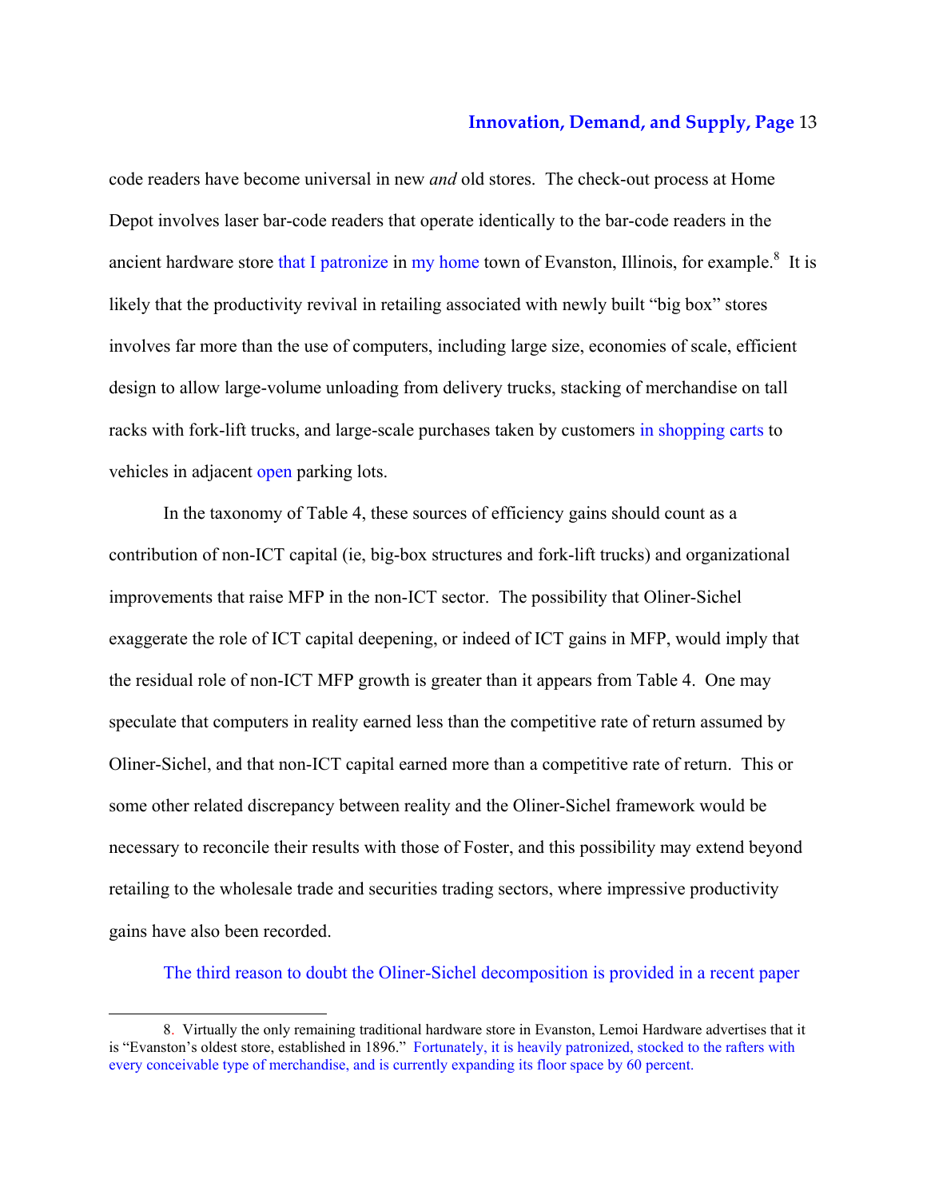code readers have become universal in new *and* old stores. The check-out process at Home Depot involves laser bar-code readers that operate identically to the bar-code readers in the ancient hardware store that I patronize in my home town of Evanston, Illinois, for example.[8] It is likely that the productivity revival in retailing associated with newly built "big box" stores involves far more than the use of computers, including large size, economies of scale, efficient design to allow large-volume unloading from delivery trucks, stacking of merchandise on tall racks with fork-lift trucks, and large-scale purchases taken by customers in shopping carts to vehicles in adjacent open parking lots.

In the taxonomy of Table 4, these sources of efficiency gains should count as a contribution of non-ICT capital (ie, big-box structures and fork-lift trucks) and organizational improvements that raise MFP in the non-ICT sector. The possibility that Oliner-Sichel exaggerate the role of ICT capital deepening, or indeed of ICT gains in MFP, would imply that the residual role of non-ICT MFP growth is greater than it appears from Table 4. One may speculate that computers in reality earned less than the competitive rate of return assumed by Oliner-Sichel, and that non-ICT capital earned more than a competitive rate of return. This or some other related discrepancy between reality and the Oliner-Sichel framework would be necessary to reconcile their results with those of Foster, and this possibility may extend beyond retailing to the wholesale trade and securities trading sectors, where impressive productivity gains have also been recorded.

The third reason to doubt the Oliner-Sichel decomposition is provided in a recent paper

8. Virtually the only remaining traditional hardware store in Evanston, Lemoi Hardware advertises that it is "Evanston's oldest store, established in 1896." Fortunately, it is heavily patronized, stocked to the rafters with every conceivable type of merchandise, and is currently expanding its floor space by 60 percent.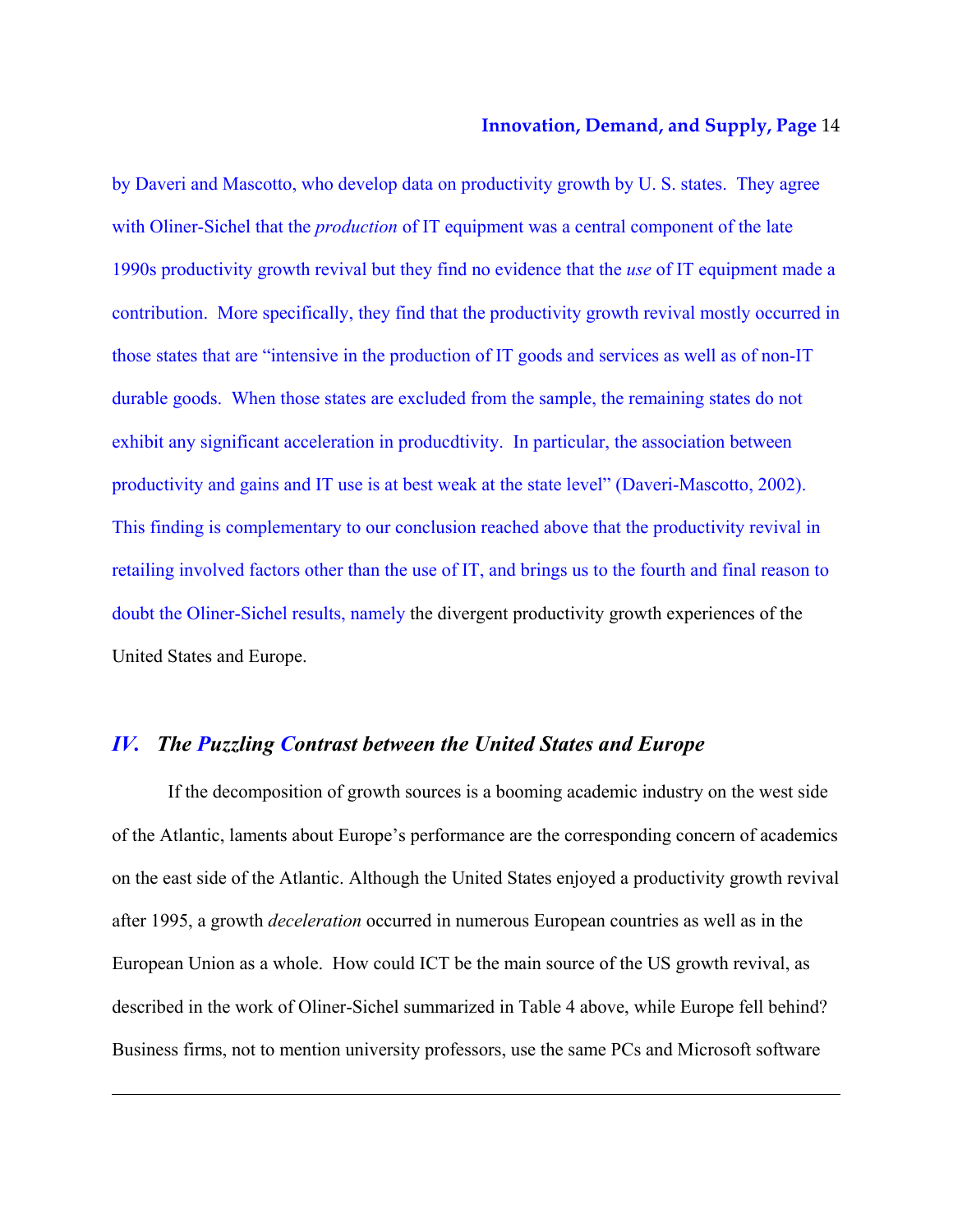by Daveri and Mascotto, who develop data on productivity growth by U. S. states. They agree with Oliner-Sichel that the *production* of IT equipment was a central component of the late 1990s productivity growth revival but they find no evidence that the *use* of IT equipment made a contribution. More specifically, they find that the productivity growth revival mostly occurred in those states that are "intensive in the production of IT goods and services as well as of non-IT durable goods. When those states are excluded from the sample, the remaining states do not exhibit any significant acceleration in producdtivity. In particular, the association between productivity and gains and IT use is at best weak at the state level" (Daveri-Mascotto, 2002). This finding is complementary to our conclusion reached above that the productivity revival in retailing involved factors other than the use of IT, and brings us to the fourth and final reason to doubt the Oliner-Sichel results, namely the divergent productivity growth experiences of the United States and Europe.

## *IV. The Puzzling Contrast between the United States and Europe*

If the decomposition of growth sources is a booming academic industry on the west side of the Atlantic, laments about Europe's performance are the corresponding concern of academics on the east side of the Atlantic. Although the United States enjoyed a productivity growth revival after 1995, a growth *deceleration* occurred in numerous European countries as well as in the European Union as a whole. How could ICT be the main source of the US growth revival, as described in the work of Oliner-Sichel summarized in Table 4 above, while Europe fell behind? Business firms, not to mention university professors, use the same PCs and Microsoft software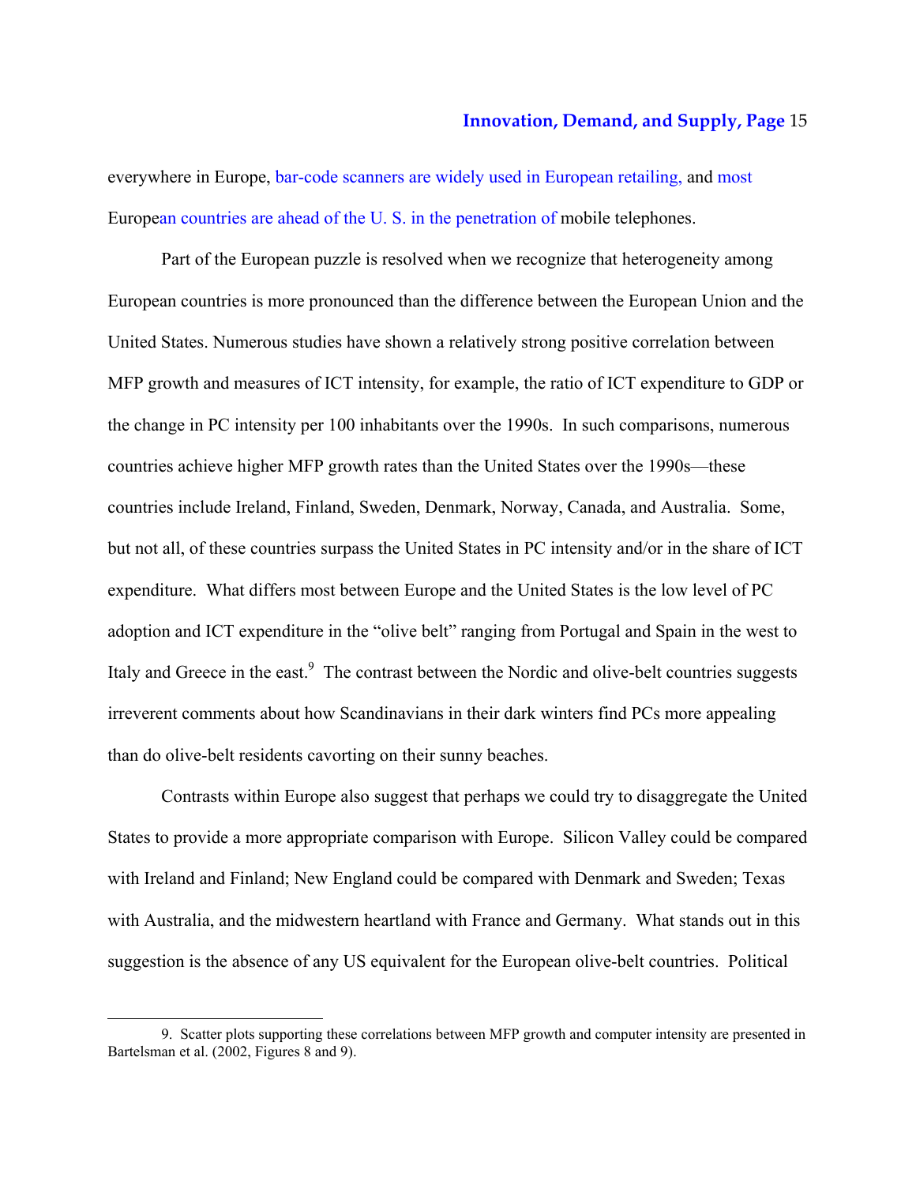everywhere in Europe, bar-code scanners are widely used in European retailing, and most European countries are ahead of the U. S. in the penetration of mobile telephones.

Part of the European puzzle is resolved when we recognize that heterogeneity among European countries is more pronounced than the difference between the European Union and the United States. Numerous studies have shown a relatively strong positive correlation between MFP growth and measures of ICT intensity, for example, the ratio of ICT expenditure to GDP or the change in PC intensity per 100 inhabitants over the 1990s. In such comparisons, numerous countries achieve higher MFP growth rates than the United States over the 1990s—these countries include Ireland, Finland, Sweden, Denmark, Norway, Canada, and Australia. Some, but not all, of these countries surpass the United States in PC intensity and/or in the share of ICT expenditure. What differs most between Europe and the United States is the low level of PC adoption and ICT expenditure in the "olive belt" ranging from Portugal and Spain in the west to Italy and Greece in the east.[9] The contrast between the Nordic and olive-belt countries suggests irreverent comments about how Scandinavians in their dark winters find PCs more appealing than do olive-belt residents cavorting on their sunny beaches.

Contrasts within Europe also suggest that perhaps we could try to disaggregate the United States to provide a more appropriate comparison with Europe. Silicon Valley could be compared with Ireland and Finland; New England could be compared with Denmark and Sweden; Texas with Australia, and the midwestern heartland with France and Germany. What stands out in this suggestion is the absence of any US equivalent for the European olive-belt countries. Political

---

9. Scatter plots supporting these correlations between MFP growth and computer intensity are presented in Bartelsman et al. (2002, Figures 8 and 9).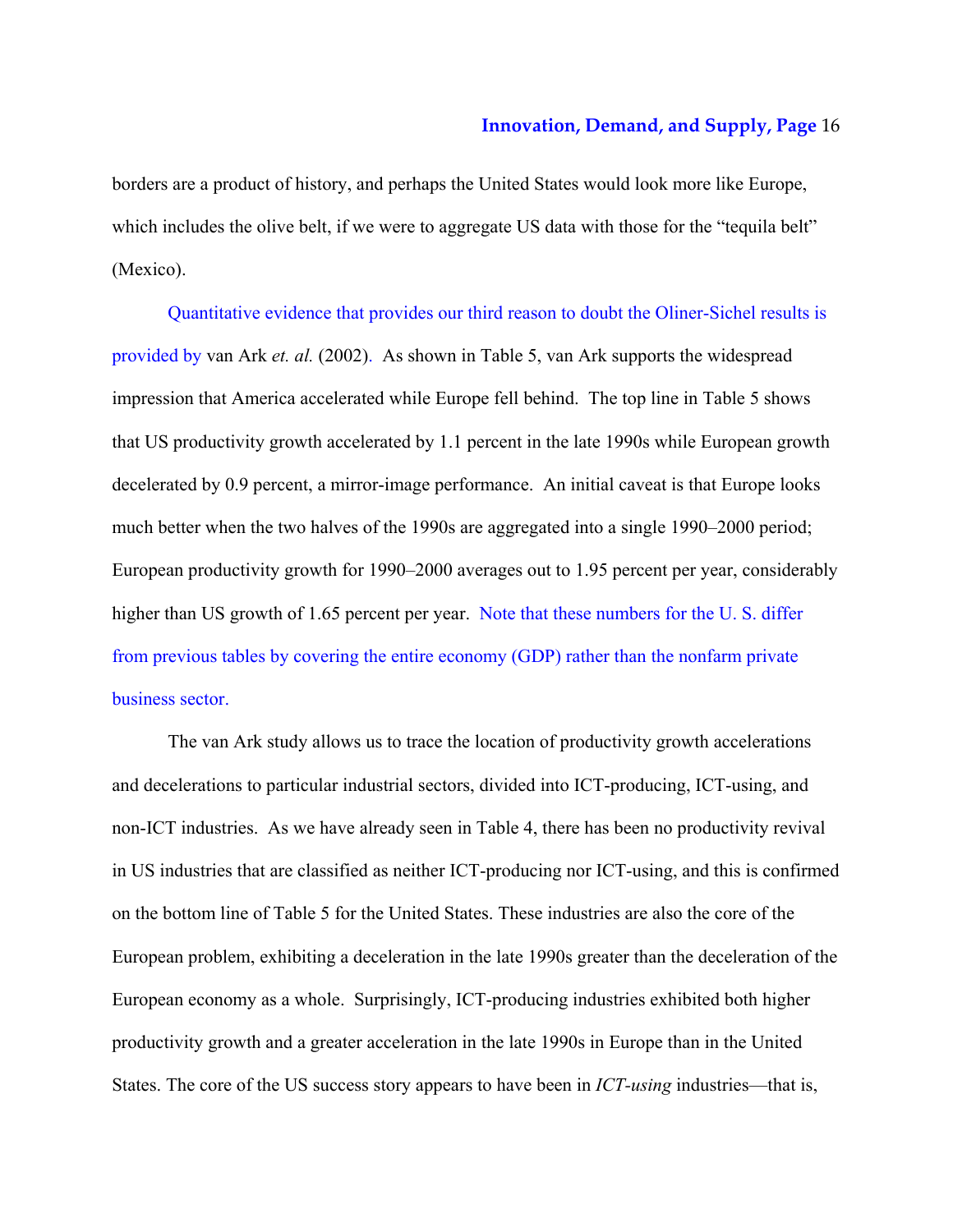borders are a product of history, and perhaps the United States would look more like Europe, which includes the olive belt, if we were to aggregate US data with those for the "tequila belt" (Mexico).

Quantitative evidence that provides our third reason to doubt the Oliner-Sichel results is provided by van Ark *et. al.* (2002). As shown in Table 5, van Ark supports the widespread impression that America accelerated while Europe fell behind. The top line in Table 5 shows that US productivity growth accelerated by 1.1 percent in the late 1990s while European growth decelerated by 0.9 percent, a mirror-image performance. An initial caveat is that Europe looks much better when the two halves of the 1990s are aggregated into a single 1990–2000 period; European productivity growth for 1990–2000 averages out to 1.95 percent per year, considerably higher than US growth of 1.65 percent per year. Note that these numbers for the U. S. differ from previous tables by covering the entire economy (GDP) rather than the nonfarm private business sector.

The van Ark study allows us to trace the location of productivity growth accelerations and decelerations to particular industrial sectors, divided into ICT-producing, ICT-using, and non-ICT industries. As we have already seen in Table 4, there has been no productivity revival in US industries that are classified as neither ICT-producing nor ICT-using, and this is confirmed on the bottom line of Table 5 for the United States. These industries are also the core of the European problem, exhibiting a deceleration in the late 1990s greater than the deceleration of the European economy as a whole. Surprisingly, ICT-producing industries exhibited both higher productivity growth and a greater acceleration in the late 1990s in Europe than in the United States. The core of the US success story appears to have been in *ICT-using* industries—that is,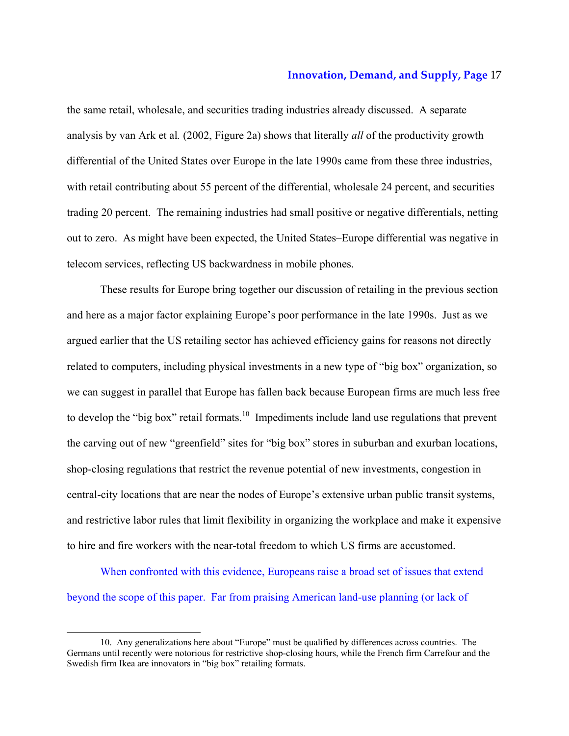the same retail, wholesale, and securities trading industries already discussed. A separate analysis by van Ark et al*.* (2002, Figure 2a) shows that literally *all* of the productivity growth differential of the United States over Europe in the late 1990s came from these three industries, with retail contributing about 55 percent of the differential, wholesale 24 percent, and securities trading 20 percent. The remaining industries had small positive or negative differentials, netting out to zero. As might have been expected, the United States–Europe differential was negative in telecom services, reflecting US backwardness in mobile phones.

These results for Europe bring together our discussion of retailing in the previous section and here as a major factor explaining Europe's poor performance in the late 1990s. Just as we argued earlier that the US retailing sector has achieved efficiency gains for reasons not directly related to computers, including physical investments in a new type of "big box" organization, so we can suggest in parallel that Europe has fallen back because European firms are much less free to develop the "big box" retail formats.[10] Impediments include land use regulations that prevent the carving out of new "greenfield" sites for "big box" stores in suburban and exurban locations, shop-closing regulations that restrict the revenue potential of new investments, congestion in central-city locations that are near the nodes of Europe's extensive urban public transit systems, and restrictive labor rules that limit flexibility in organizing the workplace and make it expensive to hire and fire workers with the near-total freedom to which US firms are accustomed.

When confronted with this evidence, Europeans raise a broad set of issues that extend beyond the scope of this paper. Far from praising American land-use planning (or lack of

---

10. Any generalizations here about "Europe" must be qualified by differences across countries. The Germans until recently were notorious for restrictive shop-closing hours, while the French firm Carrefour and the Swedish firm Ikea are innovators in "big box" retailing formats.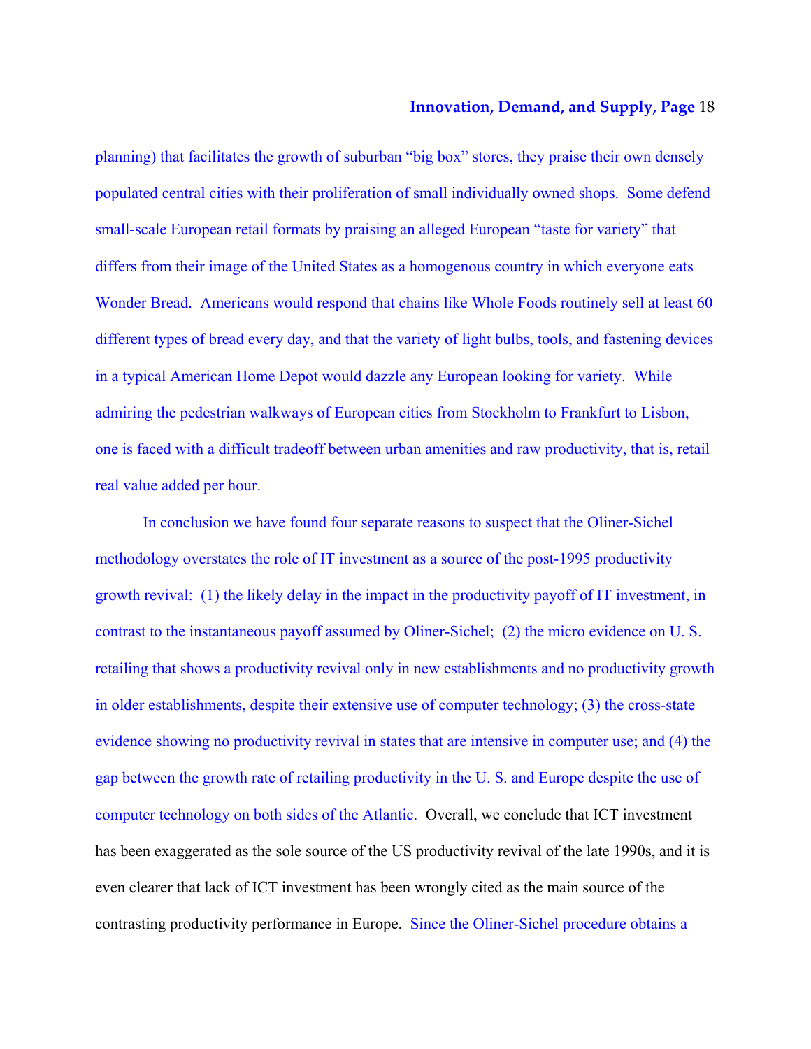planning) that facilitates the growth of suburban "big box" stores, they praise their own densely populated central cities with their proliferation of small individually owned shops. Some defend small-scale European retail formats by praising an alleged European "taste for variety" that differs from their image of the United States as a homogenous country in which everyone eats Wonder Bread. Americans would respond that chains like Whole Foods routinely sell at least 60 different types of bread every day, and that the variety of light bulbs, tools, and fastening devices in a typical American Home Depot would dazzle any European looking for variety. While admiring the pedestrian walkways of European cities from Stockholm to Frankfurt to Lisbon, one is faced with a difficult tradeoff between urban amenities and raw productivity, that is, retail real value added per hour.

In conclusion we have found four separate reasons to suspect that the Oliner-Sichel methodology overstates the role of IT investment as a source of the post-1995 productivity growth revival: (1) the likely delay in the impact in the productivity payoff of IT investment, in contrast to the instantaneous payoff assumed by Oliner-Sichel; (2) the micro evidence on U. S. retailing that shows a productivity revival only in new establishments and no productivity growth in older establishments, despite their extensive use of computer technology; (3) the cross-state evidence showing no productivity revival in states that are intensive in computer use; and (4) the gap between the growth rate of retailing productivity in the U. S. and Europe despite the use of computer technology on both sides of the Atlantic. Overall, we conclude that ICT investment has been exaggerated as the sole source of the US productivity revival of the late 1990s, and it is even clearer that lack of ICT investment has been wrongly cited as the main source of the contrasting productivity performance in Europe. Since the Oliner-Sichel procedure obtains a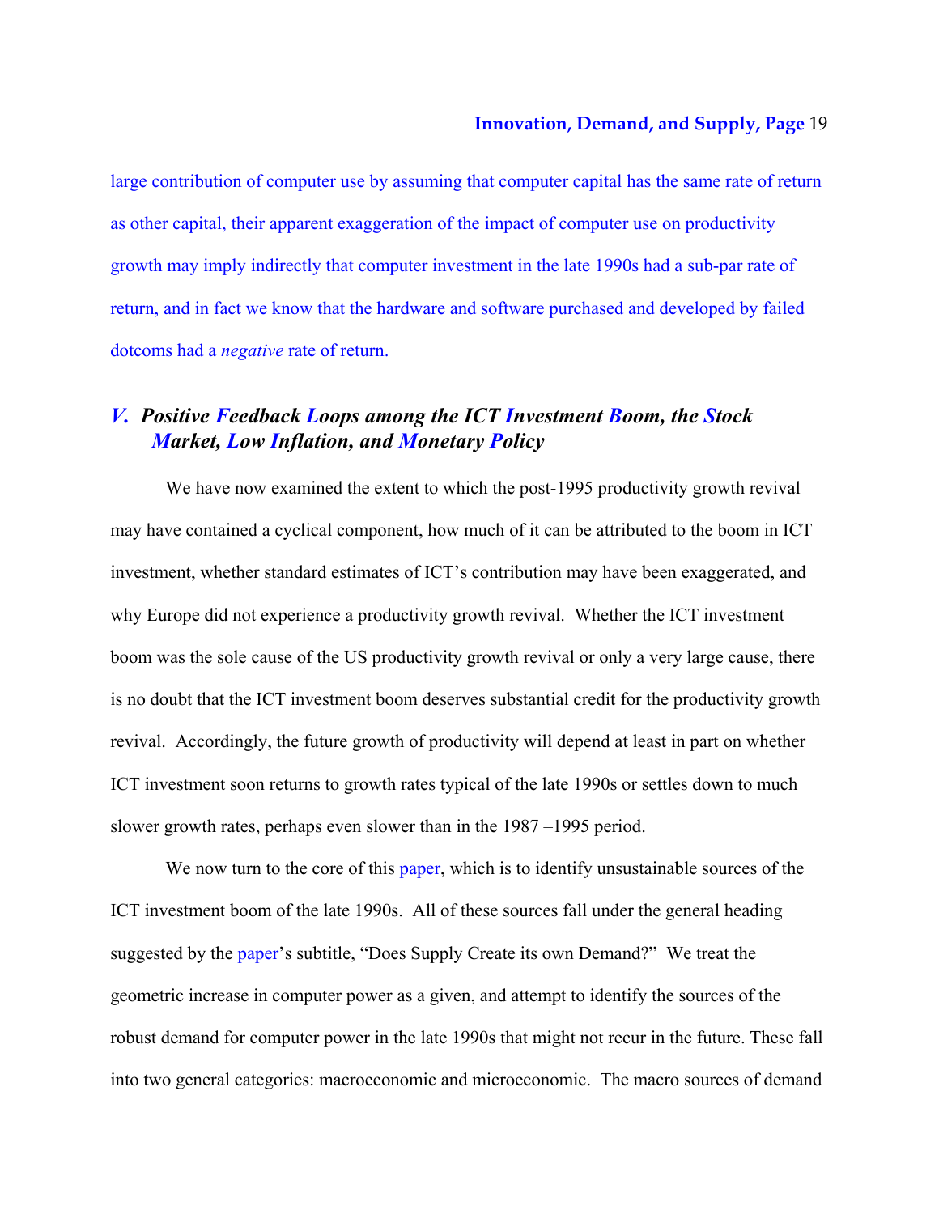large contribution of computer use by assuming that computer capital has the same rate of return as other capital, their apparent exaggeration of the impact of computer use on productivity growth may imply indirectly that computer investment in the late 1990s had a sub-par rate of return, and in fact we know that the hardware and software purchased and developed by failed dotcoms had a *negative* rate of return.

## *V. Positive Feedback Loops among the ICT Investment Boom, the Stock Market, Low Inflation, and Monetary Policy*

We have now examined the extent to which the post-1995 productivity growth revival may have contained a cyclical component, how much of it can be attributed to the boom in ICT investment, whether standard estimates of ICT's contribution may have been exaggerated, and why Europe did not experience a productivity growth revival. Whether the ICT investment boom was the sole cause of the US productivity growth revival or only a very large cause, there is no doubt that the ICT investment boom deserves substantial credit for the productivity growth revival. Accordingly, the future growth of productivity will depend at least in part on whether ICT investment soon returns to growth rates typical of the late 1990s or settles down to much slower growth rates, perhaps even slower than in the 1987 –1995 period.

We now turn to the core of this paper, which is to identify unsustainable sources of the ICT investment boom of the late 1990s. All of these sources fall under the general heading suggested by the paper's subtitle, "Does Supply Create its own Demand?" We treat the geometric increase in computer power as a given, and attempt to identify the sources of the robust demand for computer power in the late 1990s that might not recur in the future. These fall into two general categories: macroeconomic and microeconomic. The macro sources of demand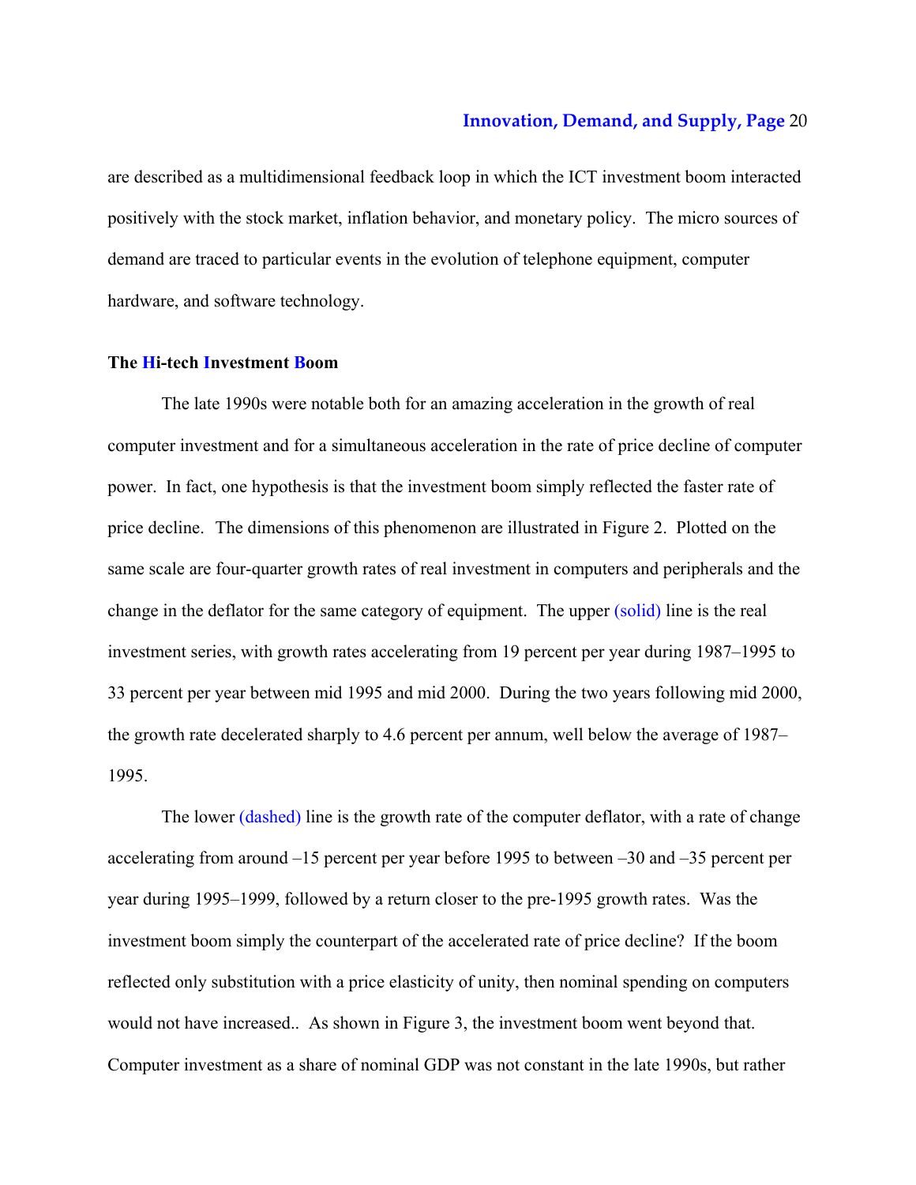are described as a multidimensional feedback loop in which the ICT investment boom interacted positively with the stock market, inflation behavior, and monetary policy. The micro sources of demand are traced to particular events in the evolution of telephone equipment, computer hardware, and software technology.

### The Hi-tech Investment Boom

The late 1990s were notable both for an amazing acceleration in the growth of real computer investment and for a simultaneous acceleration in the rate of price decline of computer power. In fact, one hypothesis is that the investment boom simply reflected the faster rate of price decline. The dimensions of this phenomenon are illustrated in Figure 2. Plotted on the same scale are four-quarter growth rates of real investment in computers and peripherals and the change in the deflator for the same category of equipment. The upper (solid) line is the real investment series, with growth rates accelerating from 19 percent per year during 1987–1995 to 33 percent per year between mid 1995 and mid 2000. During the two years following mid 2000, the growth rate decelerated sharply to 4.6 percent per annum, well below the average of 1987–1995.

The lower (dashed) line is the growth rate of the computer deflator, with a rate of change accelerating from around –15 percent per year before 1995 to between –30 and –35 percent per year during 1995–1999, followed by a return closer to the pre-1995 growth rates. Was the investment boom simply the counterpart of the accelerated rate of price decline? If the boom reflected only substitution with a price elasticity of unity, then nominal spending on computers would not have increased.. As shown in Figure 3, the investment boom went beyond that. Computer investment as a share of nominal GDP was not constant in the late 1990s, but rather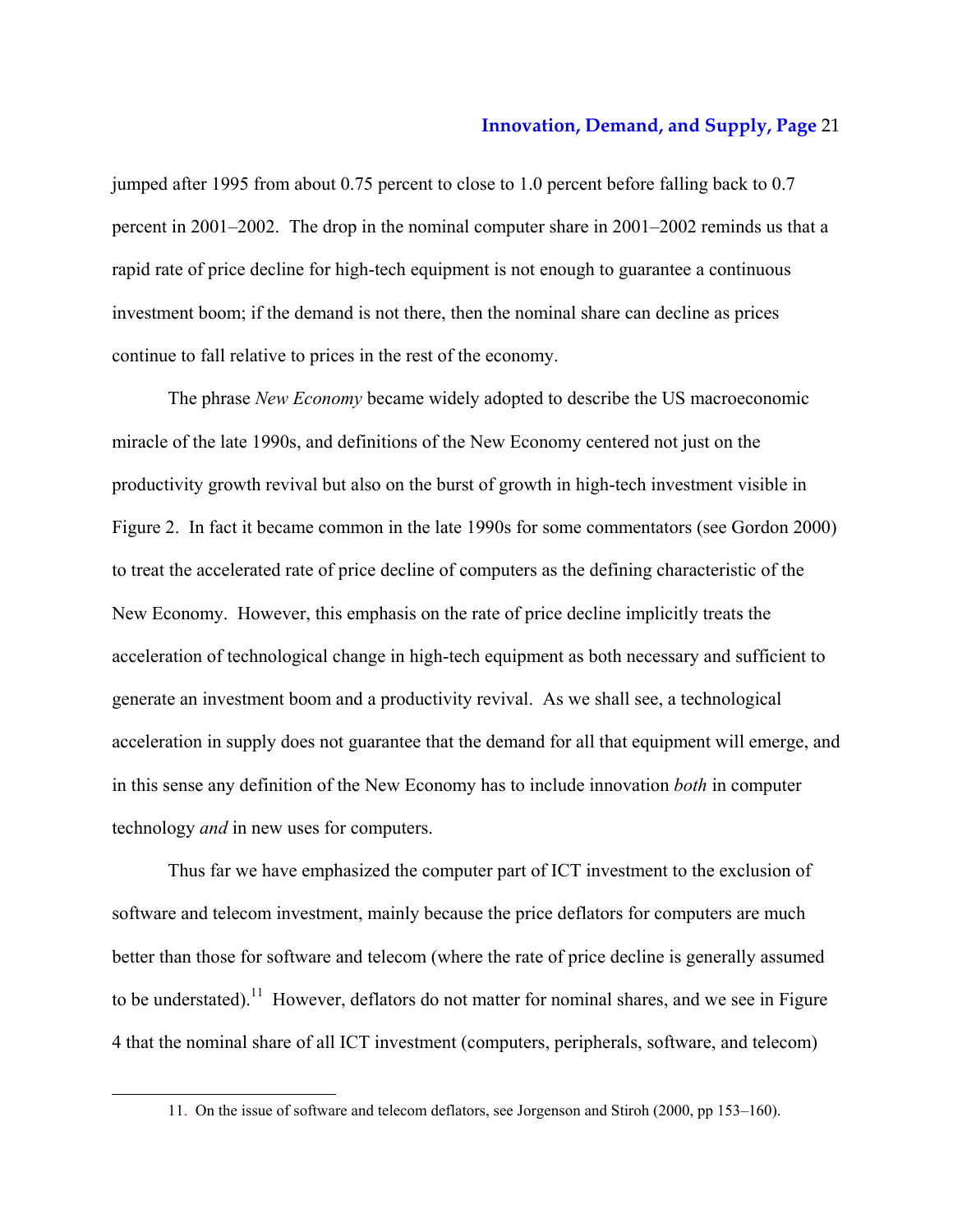jumped after 1995 from about 0.75 percent to close to 1.0 percent before falling back to 0.7 percent in 2001–2002. The drop in the nominal computer share in 2001–2002 reminds us that a rapid rate of price decline for high-tech equipment is not enough to guarantee a continuous investment boom; if the demand is not there, then the nominal share can decline as prices continue to fall relative to prices in the rest of the economy.

The phrase *New Economy* became widely adopted to describe the US macroeconomic miracle of the late 1990s, and definitions of the New Economy centered not just on the productivity growth revival but also on the burst of growth in high-tech investment visible in Figure 2. In fact it became common in the late 1990s for some commentators (see Gordon 2000) to treat the accelerated rate of price decline of computers as the defining characteristic of the New Economy. However, this emphasis on the rate of price decline implicitly treats the acceleration of technological change in high-tech equipment as both necessary and sufficient to generate an investment boom and a productivity revival. As we shall see, a technological acceleration in supply does not guarantee that the demand for all that equipment will emerge, and in this sense any definition of the New Economy has to include innovation *both* in computer technology *and* in new uses for computers.

Thus far we have emphasized the computer part of ICT investment to the exclusion of software and telecom investment, mainly because the price deflators for computers are much better than those for software and telecom (where the rate of price decline is generally assumed to be understated).[11] However, deflators do not matter for nominal shares, and we see in Figure 4 that the nominal share of all ICT investment (computers, peripherals, software, and telecom)

11. On the issue of software and telecom deflators, see Jorgenson and Stiroh (2000, pp 153–160).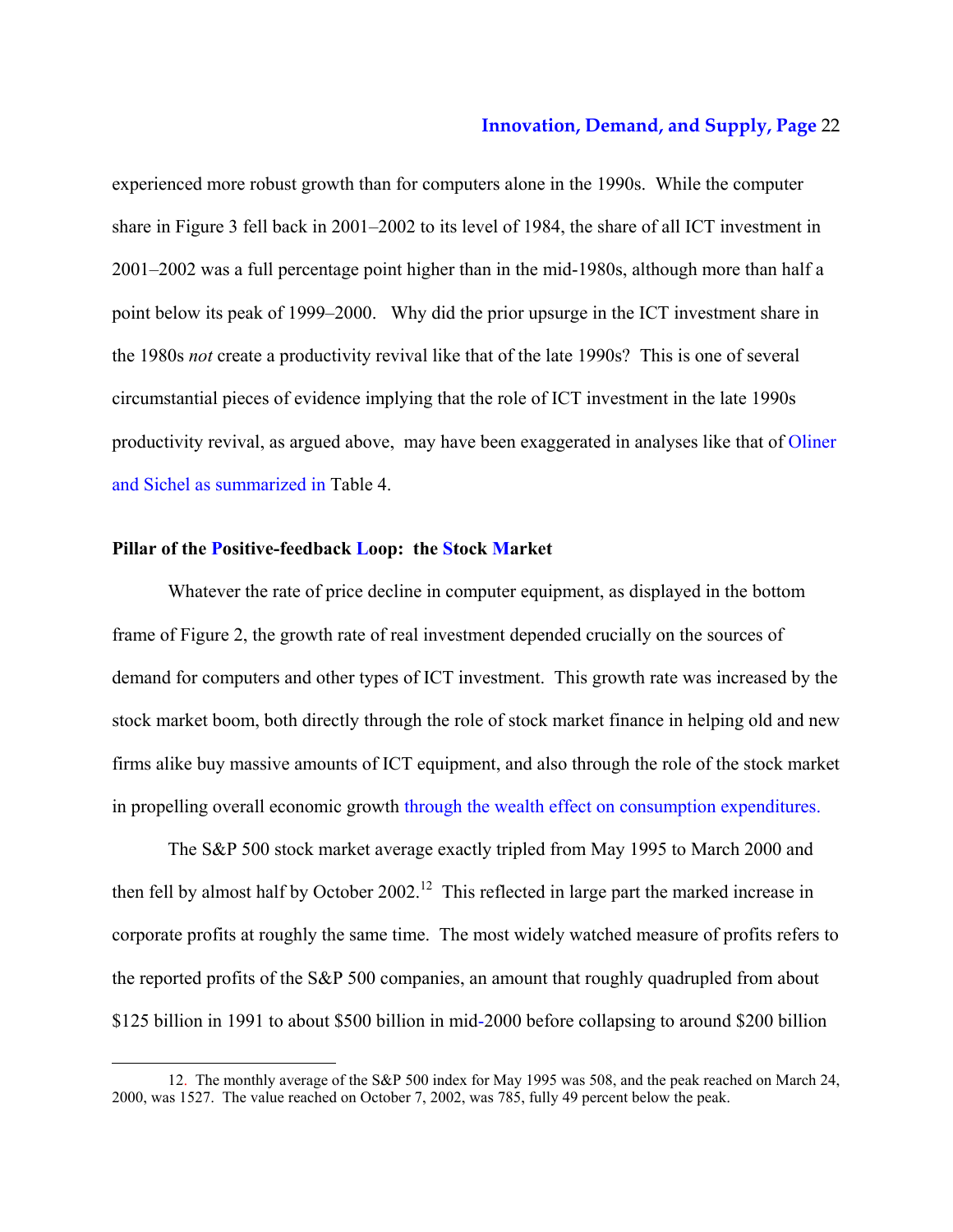experienced more robust growth than for computers alone in the 1990s. While the computer share in Figure 3 fell back in 2001–2002 to its level of 1984, the share of all ICT investment in 2001–2002 was a full percentage point higher than in the mid-1980s, although more than half a point below its peak of 1999–2000. Why did the prior upsurge in the ICT investment share in the 1980s *not* create a productivity revival like that of the late 1990s? This is one of several circumstantial pieces of evidence implying that the role of ICT investment in the late 1990s productivity revival, as argued above, may have been exaggerated in analyses like that of Oliner and Sichel as summarized in Table 4.

### Pillar of the Positive-feedback Loop: the Stock Market

Whatever the rate of price decline in computer equipment, as displayed in the bottom frame of Figure 2, the growth rate of real investment depended crucially on the sources of demand for computers and other types of ICT investment. This growth rate was increased by the stock market boom, both directly through the role of stock market finance in helping old and new firms alike buy massive amounts of ICT equipment, and also through the role of the stock market in propelling overall economic growth through the wealth effect on consumption expenditures.

The S&P 500 stock market average exactly tripled from May 1995 to March 2000 and then fell by almost half by October 2002.[12] This reflected in large part the marked increase in corporate profits at roughly the same time. The most widely watched measure of profits refers to the reported profits of the S&P 500 companies, an amount that roughly quadrupled from about $125 billion in 1991 to about $500 billion in mid-2000 before collapsing to around $200 billion

12. The monthly average of the S&P 500 index for May 1995 was 508, and the peak reached on March 24, 2000, was 1527. The value reached on October 7, 2002, was 785, fully 49 percent below the peak.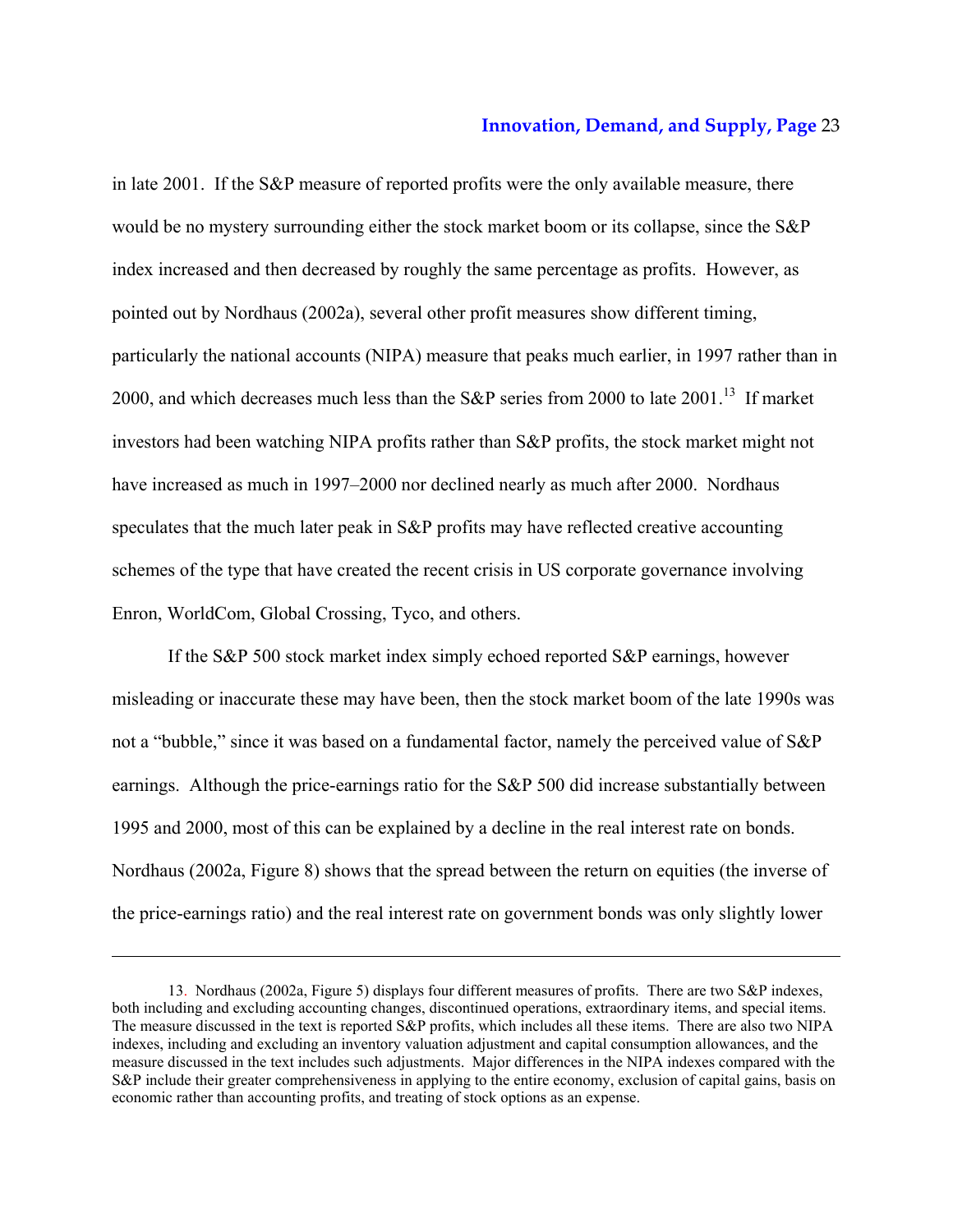in late 2001. If the S&P measure of reported profits were the only available measure, there would be no mystery surrounding either the stock market boom or its collapse, since the S&P index increased and then decreased by roughly the same percentage as profits. However, as pointed out by Nordhaus (2002a), several other profit measures show different timing, particularly the national accounts (NIPA) measure that peaks much earlier, in 1997 rather than in 2000, and which decreases much less than the S&P series from 2000 to late 2001.[13] If market investors had been watching NIPA profits rather than S&P profits, the stock market might not have increased as much in 1997–2000 nor declined nearly as much after 2000. Nordhaus speculates that the much later peak in S&P profits may have reflected creative accounting schemes of the type that have created the recent crisis in US corporate governance involving Enron, WorldCom, Global Crossing, Tyco, and others.

If the S&P 500 stock market index simply echoed reported S&P earnings, however misleading or inaccurate these may have been, then the stock market boom of the late 1990s was not a "bubble," since it was based on a fundamental factor, namely the perceived value of S&P earnings. Although the price-earnings ratio for the S&P 500 did increase substantially between 1995 and 2000, most of this can be explained by a decline in the real interest rate on bonds. Nordhaus (2002a, Figure 8) shows that the spread between the return on equities (the inverse of the price-earnings ratio) and the real interest rate on government bonds was only slightly lower

---

13. Nordhaus (2002a, Figure 5) displays four different measures of profits. There are two S&P indexes, both including and excluding accounting changes, discontinued operations, extraordinary items, and special items. The measure discussed in the text is reported S&P profits, which includes all these items. There are also two NIPA indexes, including and excluding an inventory valuation adjustment and capital consumption allowances, and the measure discussed in the text includes such adjustments. Major differences in the NIPA indexes compared with the S&P include their greater comprehensiveness in applying to the entire economy, exclusion of capital gains, basis on economic rather than accounting profits, and treating of stock options as an expense.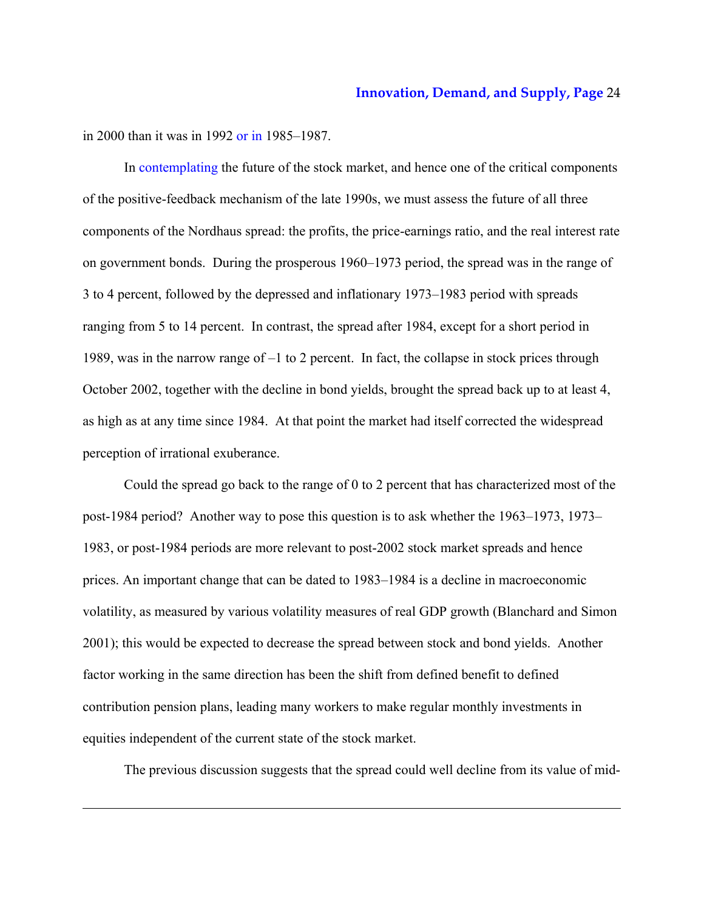in 2000 than it was in 1992 or in 1985–1987.

In contemplating the future of the stock market, and hence one of the critical components of the positive-feedback mechanism of the late 1990s, we must assess the future of all three components of the Nordhaus spread: the profits, the price-earnings ratio, and the real interest rate on government bonds. During the prosperous 1960–1973 period, the spread was in the range of 3 to 4 percent, followed by the depressed and inflationary 1973–1983 period with spreads ranging from 5 to 14 percent. In contrast, the spread after 1984, except for a short period in 1989, was in the narrow range of –1 to 2 percent. In fact, the collapse in stock prices through October 2002, together with the decline in bond yields, brought the spread back up to at least 4, as high as at any time since 1984. At that point the market had itself corrected the widespread perception of irrational exuberance.

Could the spread go back to the range of 0 to 2 percent that has characterized most of the post-1984 period? Another way to pose this question is to ask whether the 1963–1973, 1973–1983, or post-1984 periods are more relevant to post-2002 stock market spreads and hence prices. An important change that can be dated to 1983–1984 is a decline in macroeconomic volatility, as measured by various volatility measures of real GDP growth (Blanchard and Simon 2001); this would be expected to decrease the spread between stock and bond yields. Another factor working in the same direction has been the shift from defined benefit to defined contribution pension plans, leading many workers to make regular monthly investments in equities independent of the current state of the stock market.

The previous discussion suggests that the spread could well decline from its value of mid-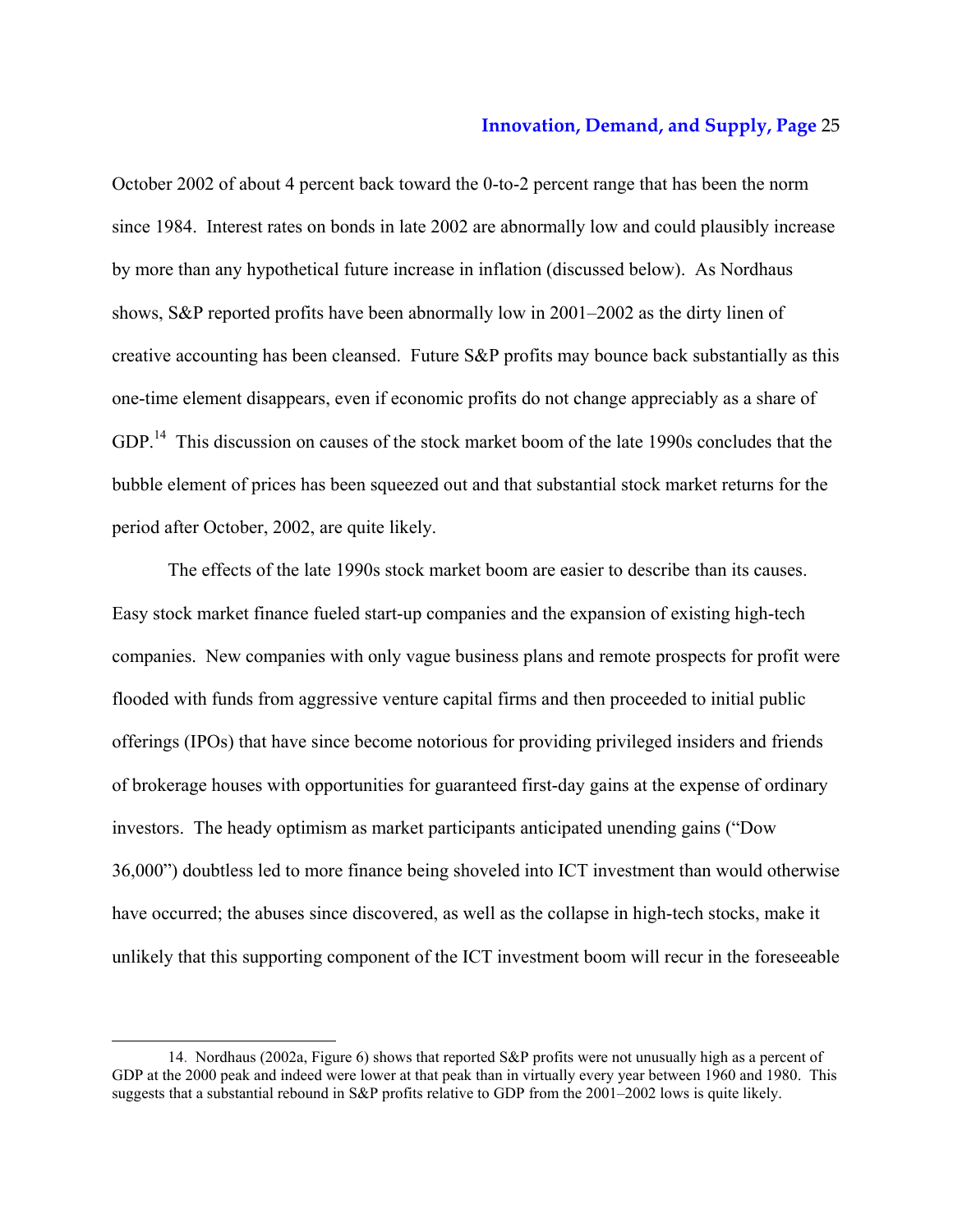October 2002 of about 4 percent back toward the 0-to-2 percent range that has been the norm since 1984. Interest rates on bonds in late 2002 are abnormally low and could plausibly increase by more than any hypothetical future increase in inflation (discussed below). As Nordhaus shows, S&P reported profits have been abnormally low in 2001–2002 as the dirty linen of creative accounting has been cleansed. Future S&P profits may bounce back substantially as this one-time element disappears, even if economic profits do not change appreciably as a share of GDP.[14] This discussion on causes of the stock market boom of the late 1990s concludes that the bubble element of prices has been squeezed out and that substantial stock market returns for the period after October, 2002, are quite likely.

The effects of the late 1990s stock market boom are easier to describe than its causes. Easy stock market finance fueled start-up companies and the expansion of existing high-tech companies. New companies with only vague business plans and remote prospects for profit were flooded with funds from aggressive venture capital firms and then proceeded to initial public offerings (IPOs) that have since become notorious for providing privileged insiders and friends of brokerage houses with opportunities for guaranteed first-day gains at the expense of ordinary investors. The heady optimism as market participants anticipated unending gains ("Dow 36,000") doubtless led to more finance being shoveled into ICT investment than would otherwise have occurred; the abuses since discovered, as well as the collapse in high-tech stocks, make it unlikely that this supporting component of the ICT investment boom will recur in the foreseeable

---

14. Nordhaus (2002a, Figure 6) shows that reported S&P profits were not unusually high as a percent of GDP at the 2000 peak and indeed were lower at that peak than in virtually every year between 1960 and 1980. This suggests that a substantial rebound in S&P profits relative to GDP from the 2001–2002 lows is quite likely.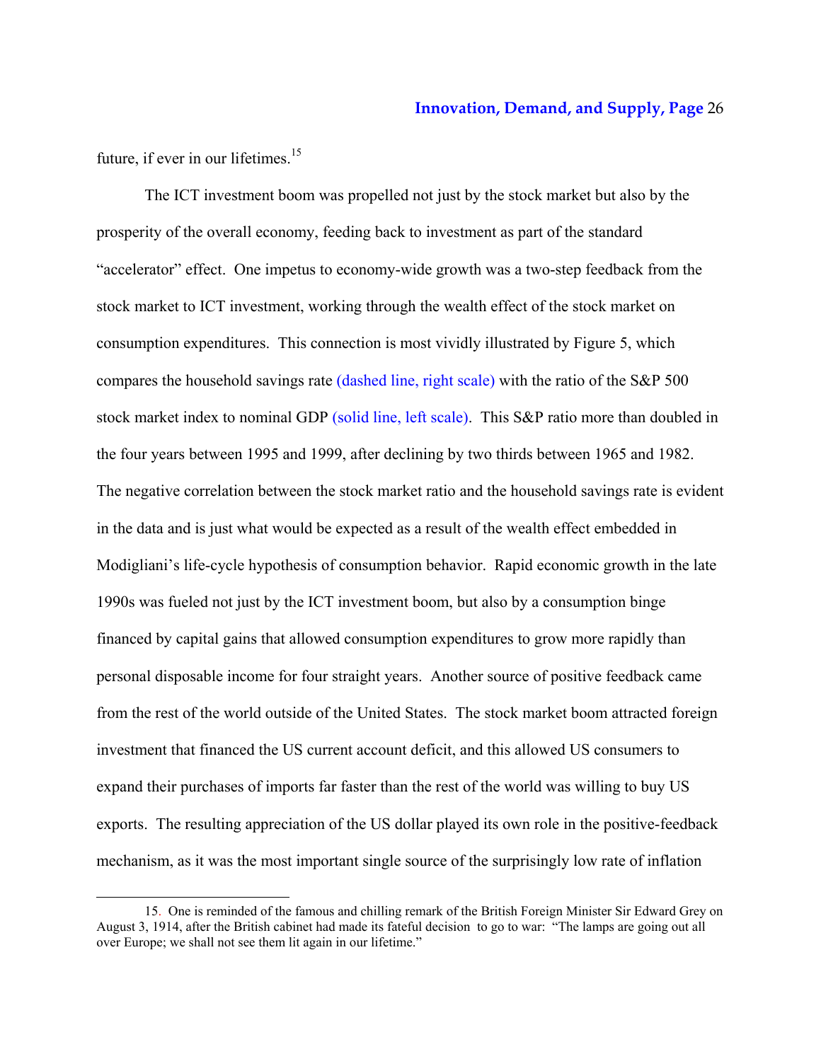future, if ever in our lifetimes.[15]

The ICT investment boom was propelled not just by the stock market but also by the prosperity of the overall economy, feeding back to investment as part of the standard "accelerator" effect. One impetus to economy-wide growth was a two-step feedback from the stock market to ICT investment, working through the wealth effect of the stock market on consumption expenditures. This connection is most vividly illustrated by Figure 5, which compares the household savings rate (dashed line, right scale) with the ratio of the S&P 500 stock market index to nominal GDP (solid line, left scale). This S&P ratio more than doubled in the four years between 1995 and 1999, after declining by two thirds between 1965 and 1982. The negative correlation between the stock market ratio and the household savings rate is evident in the data and is just what would be expected as a result of the wealth effect embedded in Modigliani's life-cycle hypothesis of consumption behavior. Rapid economic growth in the late 1990s was fueled not just by the ICT investment boom, but also by a consumption binge financed by capital gains that allowed consumption expenditures to grow more rapidly than personal disposable income for four straight years. Another source of positive feedback came from the rest of the world outside of the United States. The stock market boom attracted foreign investment that financed the US current account deficit, and this allowed US consumers to expand their purchases of imports far faster than the rest of the world was willing to buy US exports. The resulting appreciation of the US dollar played its own role in the positive-feedback mechanism, as it was the most important single source of the surprisingly low rate of inflation

15. One is reminded of the famous and chilling remark of the British Foreign Minister Sir Edward Grey on August 3, 1914, after the British cabinet had made its fateful decision to go to war: "The lamps are going out all over Europe; we shall not see them lit again in our lifetime."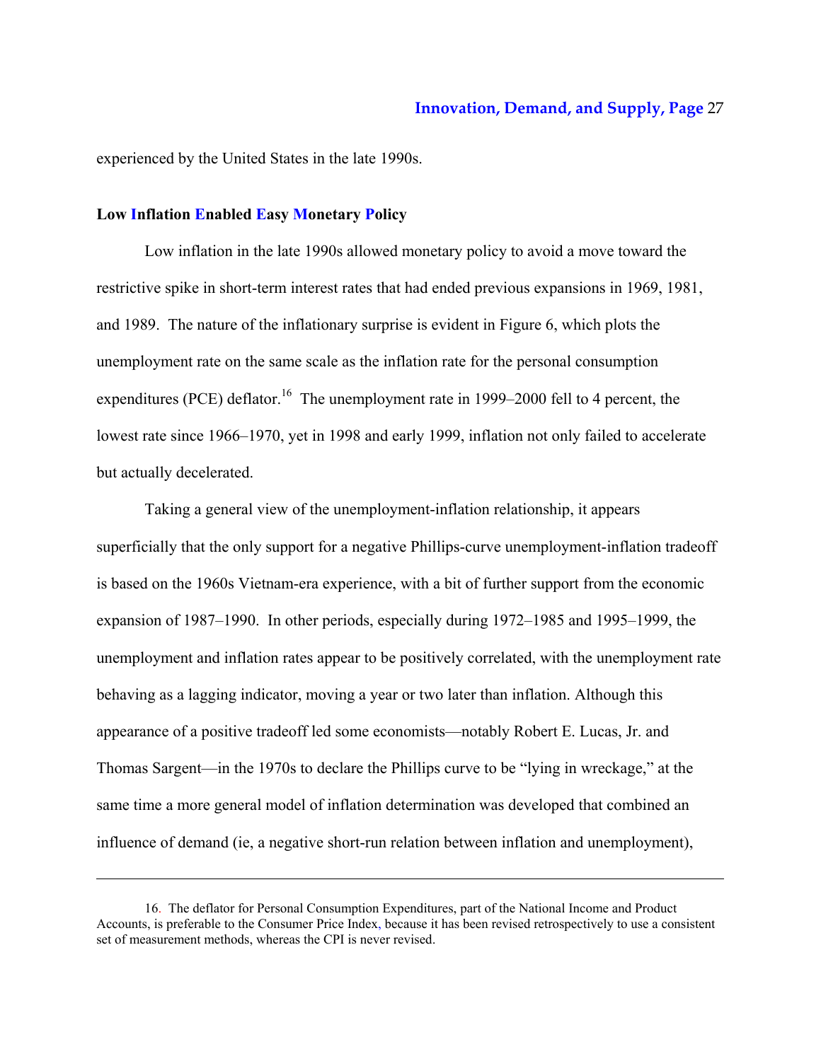experienced by the United States in the late 1990s.

### Low Inflation Enabled Easy Monetary Policy

Low inflation in the late 1990s allowed monetary policy to avoid a move toward the restrictive spike in short-term interest rates that had ended previous expansions in 1969, 1981, and 1989. The nature of the inflationary surprise is evident in Figure 6, which plots the unemployment rate on the same scale as the inflation rate for the personal consumption expenditures (PCE) deflator.[16] The unemployment rate in 1999–2000 fell to 4 percent, the lowest rate since 1966–1970, yet in 1998 and early 1999, inflation not only failed to accelerate but actually decelerated.

Taking a general view of the unemployment-inflation relationship, it appears superficially that the only support for a negative Phillips-curve unemployment-inflation tradeoff is based on the 1960s Vietnam-era experience, with a bit of further support from the economic expansion of 1987–1990. In other periods, especially during 1972–1985 and 1995–1999, the unemployment and inflation rates appear to be positively correlated, with the unemployment rate behaving as a lagging indicator, moving a year or two later than inflation. Although this appearance of a positive tradeoff led some economists—notably Robert E. Lucas, Jr. and Thomas Sargent—in the 1970s to declare the Phillips curve to be "lying in wreckage," at the same time a more general model of inflation determination was developed that combined an influence of demand (ie, a negative short-run relation between inflation and unemployment),

---

16. The deflator for Personal Consumption Expenditures, part of the National Income and Product Accounts, is preferable to the Consumer Price Index, because it has been revised retrospectively to use a consistent set of measurement methods, whereas the CPI is never revised.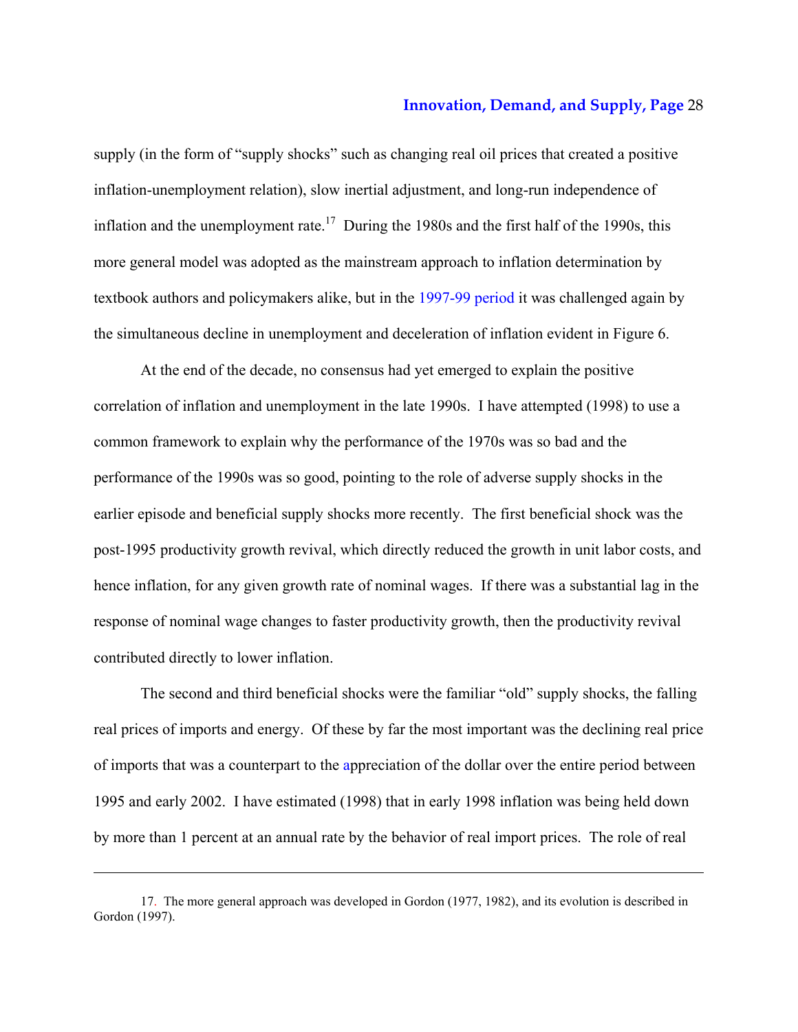supply (in the form of "supply shocks" such as changing real oil prices that created a positive inflation-unemployment relation), slow inertial adjustment, and long-run independence of inflation and the unemployment rate.[17] During the 1980s and the first half of the 1990s, this more general model was adopted as the mainstream approach to inflation determination by textbook authors and policymakers alike, but in the 1997-99 period it was challenged again by the simultaneous decline in unemployment and deceleration of inflation evident in Figure 6.

At the end of the decade, no consensus had yet emerged to explain the positive correlation of inflation and unemployment in the late 1990s. I have attempted (1998) to use a common framework to explain why the performance of the 1970s was so bad and the performance of the 1990s was so good, pointing to the role of adverse supply shocks in the earlier episode and beneficial supply shocks more recently. The first beneficial shock was the post-1995 productivity growth revival, which directly reduced the growth in unit labor costs, and hence inflation, for any given growth rate of nominal wages. If there was a substantial lag in the response of nominal wage changes to faster productivity growth, then the productivity revival contributed directly to lower inflation.

The second and third beneficial shocks were the familiar "old" supply shocks, the falling real prices of imports and energy. Of these by far the most important was the declining real price of imports that was a counterpart to the appreciation of the dollar over the entire period between 1995 and early 2002. I have estimated (1998) that in early 1998 inflation was being held down by more than 1 percent at an annual rate by the behavior of real import prices. The role of real

---

17. The more general approach was developed in Gordon (1977, 1982), and its evolution is described in Gordon (1997).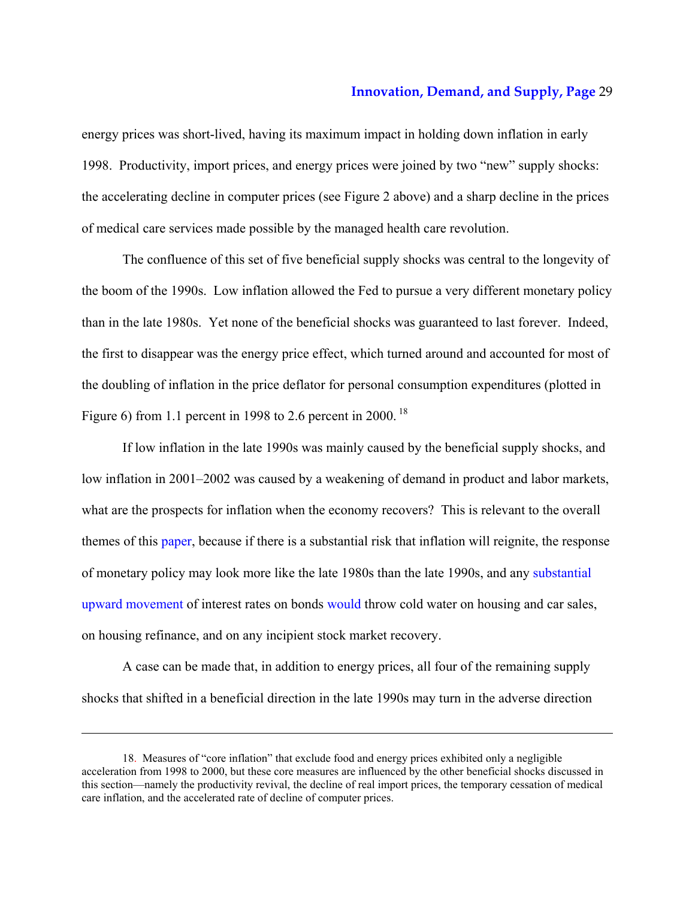energy prices was short-lived, having its maximum impact in holding down inflation in early 1998. Productivity, import prices, and energy prices were joined by two "new" supply shocks: the accelerating decline in computer prices (see Figure 2 above) and a sharp decline in the prices of medical care services made possible by the managed health care revolution.

The confluence of this set of five beneficial supply shocks was central to the longevity of the boom of the 1990s. Low inflation allowed the Fed to pursue a very different monetary policy than in the late 1980s. Yet none of the beneficial shocks was guaranteed to last forever. Indeed, the first to disappear was the energy price effect, which turned around and accounted for most of the doubling of inflation in the price deflator for personal consumption expenditures (plotted in Figure 6) from 1.1 percent in 1998 to 2.6 percent in 2000. [18]

If low inflation in the late 1990s was mainly caused by the beneficial supply shocks, and low inflation in 2001–2002 was caused by a weakening of demand in product and labor markets, what are the prospects for inflation when the economy recovers? This is relevant to the overall themes of this paper, because if there is a substantial risk that inflation will reignite, the response of monetary policy may look more like the late 1980s than the late 1990s, and any substantial upward movement of interest rates on bonds would throw cold water on housing and car sales, on housing refinance, and on any incipient stock market recovery.

A case can be made that, in addition to energy prices, all four of the remaining supply shocks that shifted in a beneficial direction in the late 1990s may turn in the adverse direction

---

18. Measures of "core inflation" that exclude food and energy prices exhibited only a negligible acceleration from 1998 to 2000, but these core measures are influenced by the other beneficial shocks discussed in this section—namely the productivity revival, the decline of real import prices, the temporary cessation of medical care inflation, and the accelerated rate of decline of computer prices.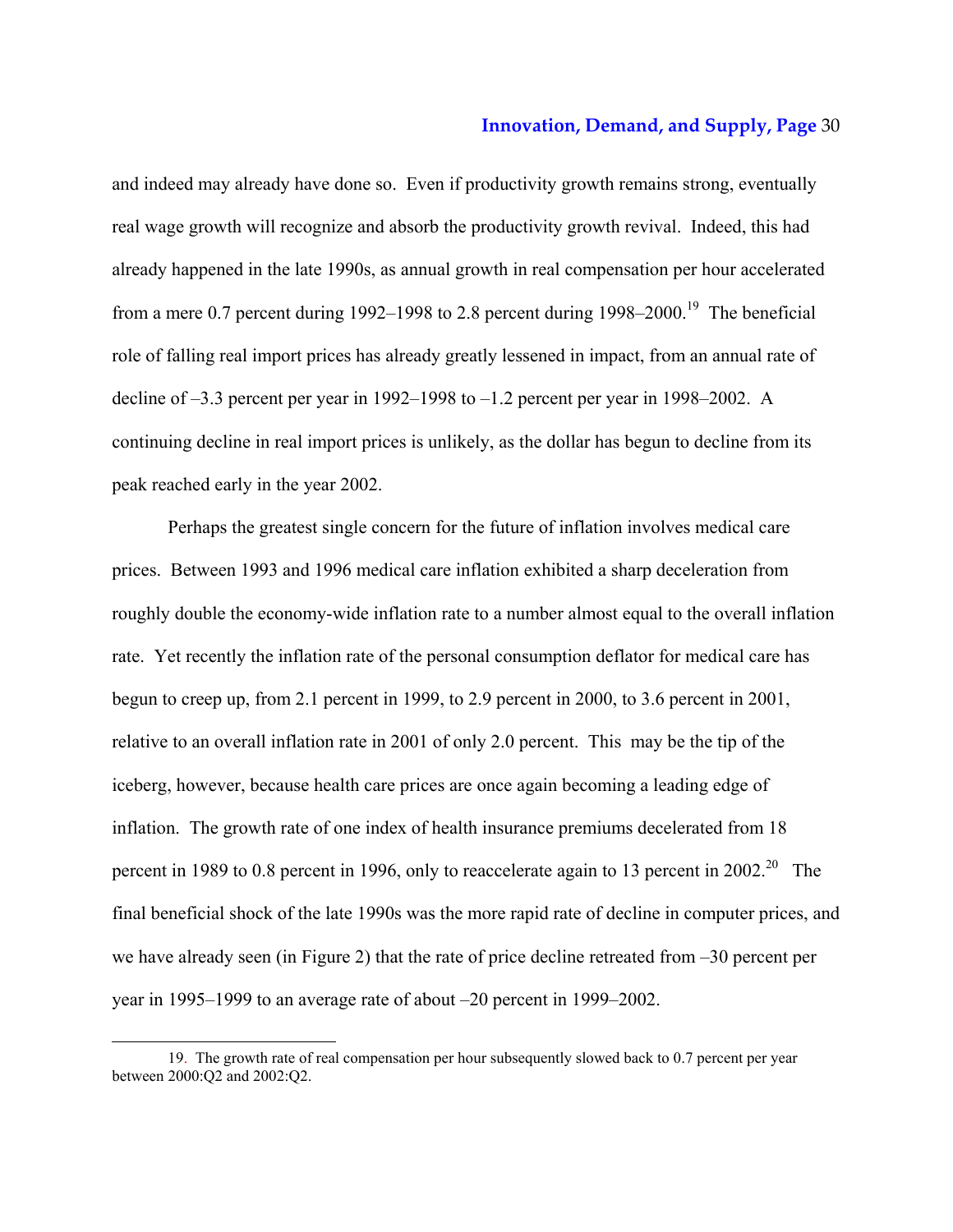and indeed may already have done so. Even if productivity growth remains strong, eventually real wage growth will recognize and absorb the productivity growth revival. Indeed, this had already happened in the late 1990s, as annual growth in real compensation per hour accelerated from a mere 0.7 percent during 1992–1998 to 2.8 percent during 1998–2000.[19] The beneficial role of falling real import prices has already greatly lessened in impact, from an annual rate of decline of –3.3 percent per year in 1992–1998 to –1.2 percent per year in 1998–2002. A continuing decline in real import prices is unlikely, as the dollar has begun to decline from its peak reached early in the year 2002.

Perhaps the greatest single concern for the future of inflation involves medical care prices. Between 1993 and 1996 medical care inflation exhibited a sharp deceleration from roughly double the economy-wide inflation rate to a number almost equal to the overall inflation rate. Yet recently the inflation rate of the personal consumption deflator for medical care has begun to creep up, from 2.1 percent in 1999, to 2.9 percent in 2000, to 3.6 percent in 2001, relative to an overall inflation rate in 2001 of only 2.0 percent. This may be the tip of the iceberg, however, because health care prices are once again becoming a leading edge of inflation. The growth rate of one index of health insurance premiums decelerated from 18 percent in 1989 to 0.8 percent in 1996, only to reaccelerate again to 13 percent in 2002.[20] The final beneficial shock of the late 1990s was the more rapid rate of decline in computer prices, and we have already seen (in Figure 2) that the rate of price decline retreated from –30 percent per year in 1995–1999 to an average rate of about –20 percent in 1999–2002.

---

19. The growth rate of real compensation per hour subsequently slowed back to 0.7 percent per year between 2000:Q2 and 2002:Q2.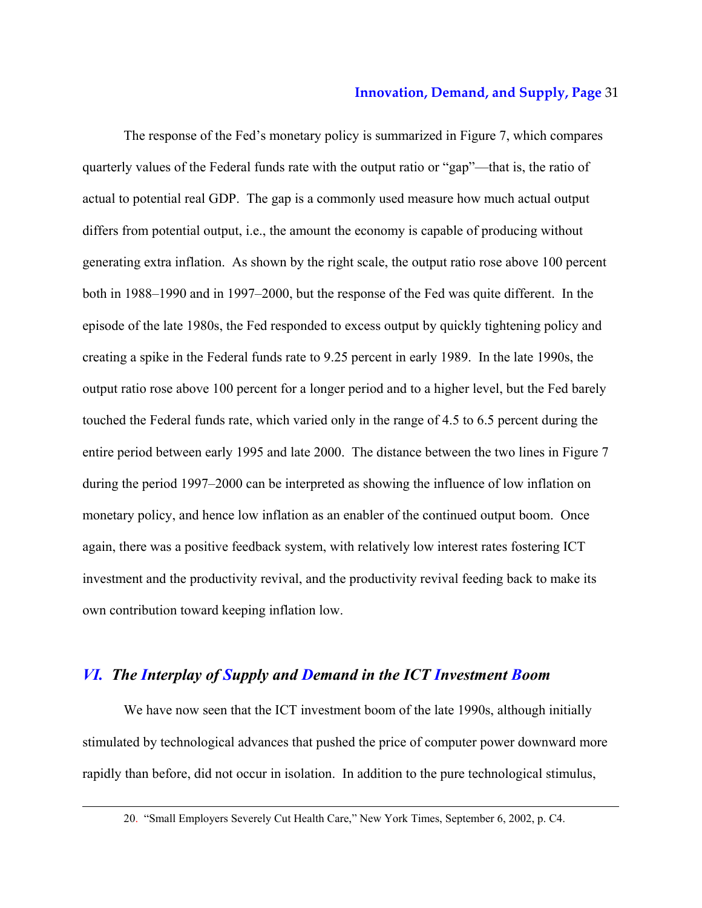The response of the Fed's monetary policy is summarized in Figure 7, which compares quarterly values of the Federal funds rate with the output ratio or "gap"—that is, the ratio of actual to potential real GDP. The gap is a commonly used measure how much actual output differs from potential output, i.e., the amount the economy is capable of producing without generating extra inflation. As shown by the right scale, the output ratio rose above 100 percent both in 1988–1990 and in 1997–2000, but the response of the Fed was quite different. In the episode of the late 1980s, the Fed responded to excess output by quickly tightening policy and creating a spike in the Federal funds rate to 9.25 percent in early 1989. In the late 1990s, the output ratio rose above 100 percent for a longer period and to a higher level, but the Fed barely touched the Federal funds rate, which varied only in the range of 4.5 to 6.5 percent during the entire period between early 1995 and late 2000. The distance between the two lines in Figure 7 during the period 1997–2000 can be interpreted as showing the influence of low inflation on monetary policy, and hence low inflation as an enabler of the continued output boom. Once again, there was a positive feedback system, with relatively low interest rates fostering ICT investment and the productivity revival, and the productivity revival feeding back to make its own contribution toward keeping inflation low.

## *VI. The Interplay of Supply and Demand in the ICT Investment Boom*

We have now seen that the ICT investment boom of the late 1990s, although initially stimulated by technological advances that pushed the price of computer power downward more rapidly than before, did not occur in isolation. In addition to the pure technological stimulus,

---

20. "Small Employers Severely Cut Health Care," New York Times, September 6, 2002, p. C4.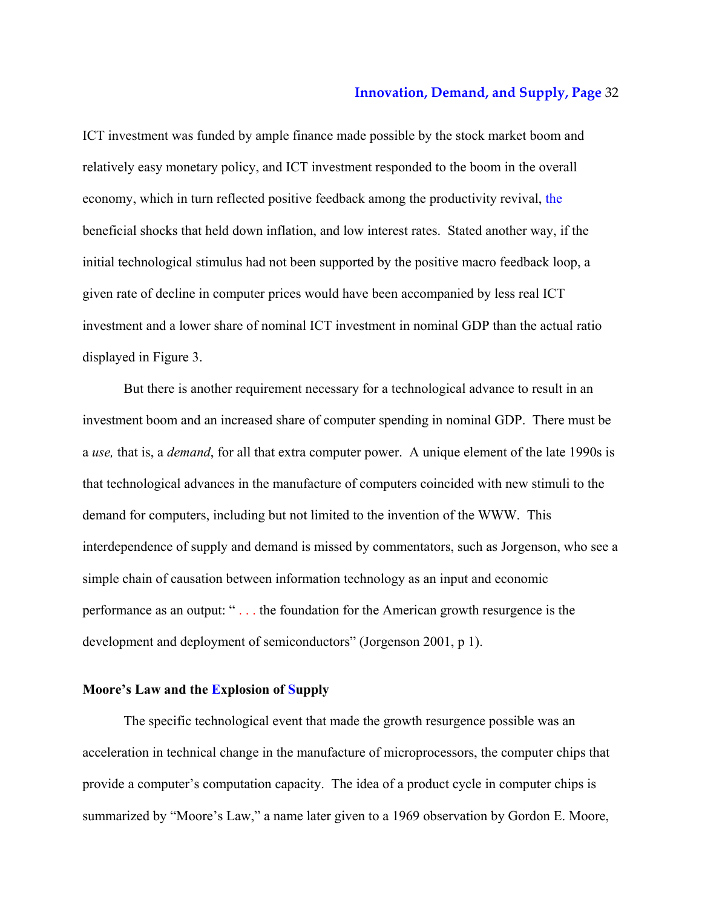ICT investment was funded by ample finance made possible by the stock market boom and relatively easy monetary policy, and ICT investment responded to the boom in the overall economy, which in turn reflected positive feedback among the productivity revival, the beneficial shocks that held down inflation, and low interest rates. Stated another way, if the initial technological stimulus had not been supported by the positive macro feedback loop, a given rate of decline in computer prices would have been accompanied by less real ICT investment and a lower share of nominal ICT investment in nominal GDP than the actual ratio displayed in Figure 3.

But there is another requirement necessary for a technological advance to result in an investment boom and an increased share of computer spending in nominal GDP. There must be a *use,* that is, a *demand*, for all that extra computer power. A unique element of the late 1990s is that technological advances in the manufacture of computers coincided with new stimuli to the demand for computers, including but not limited to the invention of the WWW. This interdependence of supply and demand is missed by commentators, such as Jorgenson, who see a simple chain of causation between information technology as an input and economic performance as an output: " . . . the foundation for the American growth resurgence is the development and deployment of semiconductors" (Jorgenson 2001, p 1).

**Moore's Law and the Explosion of Supply**

The specific technological event that made the growth resurgence possible was an acceleration in technical change in the manufacture of microprocessors, the computer chips that provide a computer's computation capacity. The idea of a product cycle in computer chips is summarized by "Moore's Law," a name later given to a 1969 observation by Gordon E. Moore,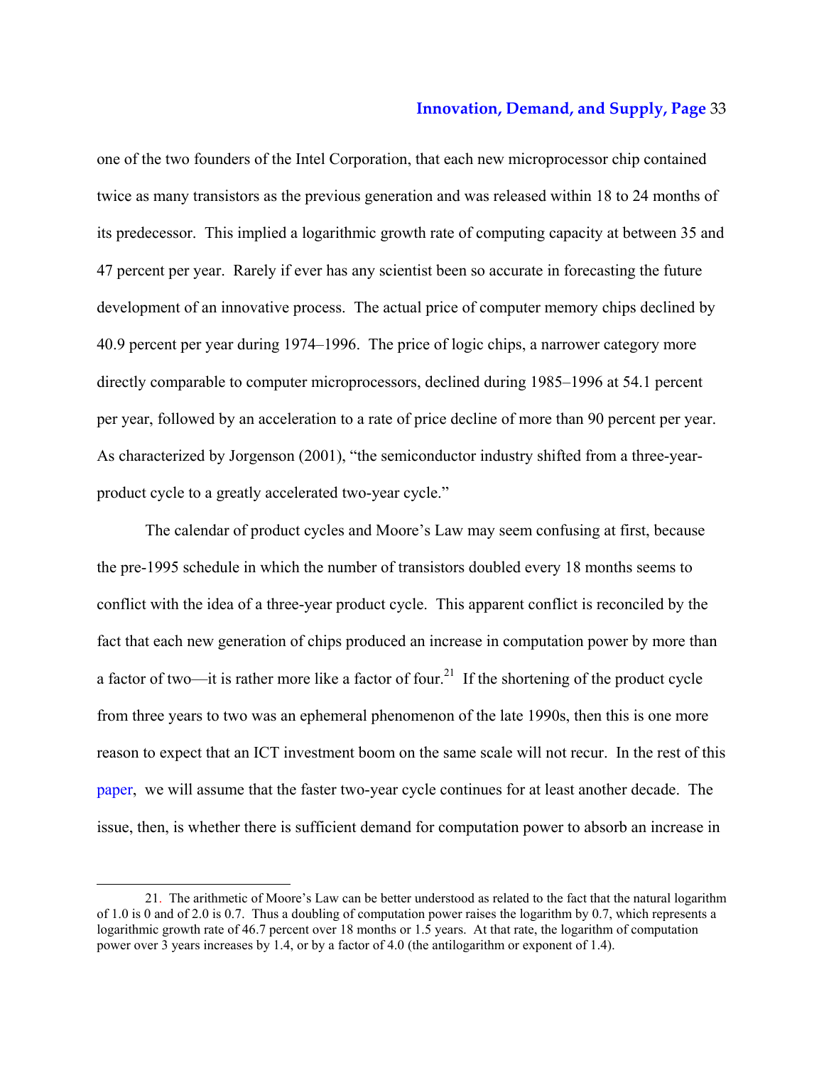one of the two founders of the Intel Corporation, that each new microprocessor chip contained twice as many transistors as the previous generation and was released within 18 to 24 months of its predecessor. This implied a logarithmic growth rate of computing capacity at between 35 and 47 percent per year. Rarely if ever has any scientist been so accurate in forecasting the future development of an innovative process. The actual price of computer memory chips declined by 40.9 percent per year during 1974–1996. The price of logic chips, a narrower category more directly comparable to computer microprocessors, declined during 1985–1996 at 54.1 percent per year, followed by an acceleration to a rate of price decline of more than 90 percent per year. As characterized by Jorgenson (2001), "the semiconductor industry shifted from a three-year-product cycle to a greatly accelerated two-year cycle."

The calendar of product cycles and Moore's Law may seem confusing at first, because the pre-1995 schedule in which the number of transistors doubled every 18 months seems to conflict with the idea of a three-year product cycle. This apparent conflict is reconciled by the fact that each new generation of chips produced an increase in computation power by more than a factor of two—it is rather more like a factor of four.[21] If the shortening of the product cycle from three years to two was an ephemeral phenomenon of the late 1990s, then this is one more reason to expect that an ICT investment boom on the same scale will not recur. In the rest of this paper, we will assume that the faster two-year cycle continues for at least another decade. The issue, then, is whether there is sufficient demand for computation power to absorb an increase in

21. The arithmetic of Moore's Law can be better understood as related to the fact that the natural logarithm of 1.0 is 0 and of 2.0 is 0.7. Thus a doubling of computation power raises the logarithm by 0.7, which represents a logarithmic growth rate of 46.7 percent over 18 months or 1.5 years. At that rate, the logarithm of computation power over 3 years increases by 1.4, or by a factor of 4.0 (the antilogarithm or exponent of 1.4).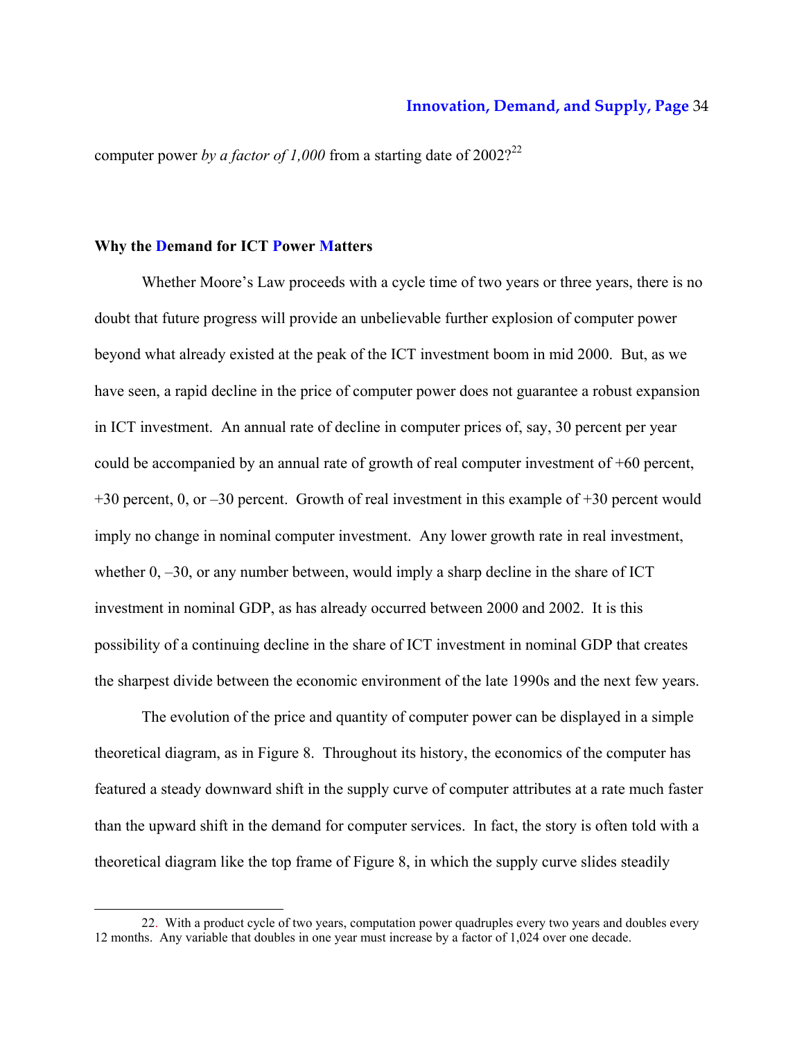computer power *by a factor of 1,000* from a starting date of 2002?[22]

## Why the Demand for ICT Power Matters

Whether Moore's Law proceeds with a cycle time of two years or three years, there is no doubt that future progress will provide an unbelievable further explosion of computer power beyond what already existed at the peak of the ICT investment boom in mid 2000. But, as we have seen, a rapid decline in the price of computer power does not guarantee a robust expansion in ICT investment. An annual rate of decline in computer prices of, say, 30 percent per year could be accompanied by an annual rate of growth of real computer investment of +60 percent, +30 percent, 0, or –30 percent. Growth of real investment in this example of +30 percent would imply no change in nominal computer investment. Any lower growth rate in real investment, whether 0, –30, or any number between, would imply a sharp decline in the share of ICT investment in nominal GDP, as has already occurred between 2000 and 2002. It is this possibility of a continuing decline in the share of ICT investment in nominal GDP that creates the sharpest divide between the economic environment of the late 1990s and the next few years.

The evolution of the price and quantity of computer power can be displayed in a simple theoretical diagram, as in Figure 8. Throughout its history, the economics of the computer has featured a steady downward shift in the supply curve of computer attributes at a rate much faster than the upward shift in the demand for computer services. In fact, the story is often told with a theoretical diagram like the top frame of Figure 8, in which the supply curve slides steadily

---

22. With a product cycle of two years, computation power quadruples every two years and doubles every 12 months. Any variable that doubles in one year must increase by a factor of 1,024 over one decade.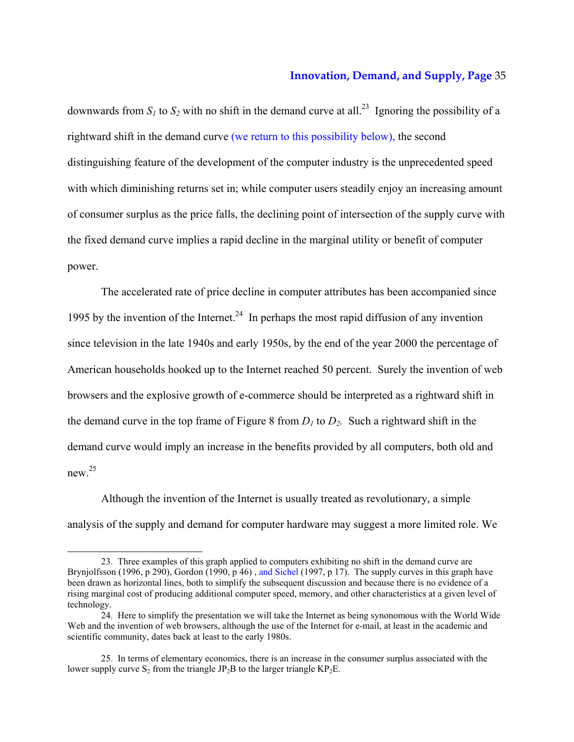downwards from $S_1$ to $S_2$ with no shift in the demand curve at all.[23] Ignoring the possibility of a rightward shift in the demand curve (we return to this possibility below), the second distinguishing feature of the development of the computer industry is the unprecedented speed with which diminishing returns set in; while computer users steadily enjoy an increasing amount of consumer surplus as the price falls, the declining point of intersection of the supply curve with the fixed demand curve implies a rapid decline in the marginal utility or benefit of computer power.

The accelerated rate of price decline in computer attributes has been accompanied since 1995 by the invention of the Internet.[24] In perhaps the most rapid diffusion of any invention since television in the late 1940s and early 1950s, by the end of the year 2000 the percentage of American households hooked up to the Internet reached 50 percent. Surely the invention of web browsers and the explosive growth of e-commerce should be interpreted as a rightward shift in the demand curve in the top frame of Figure 8 from $D_1$ to $D_2$. Such a rightward shift in the demand curve would imply an increase in the benefits provided by all computers, both old and new.[25]

Although the invention of the Internet is usually treated as revolutionary, a simple analysis of the supply and demand for computer hardware may suggest a more limited role. We

---

23. Three examples of this graph applied to computers exhibiting no shift in the demand curve are Brynjolfsson (1996, p 290), Gordon (1990, p 46) , and Sichel (1997, p 17). The supply curves in this graph have been drawn as horizontal lines, both to simplify the subsequent discussion and because there is no evidence of a rising marginal cost of producing additional computer speed, memory, and other characteristics at a given level of technology.

24. Here to simplify the presentation we will take the Internet as being synonomous with the World Wide Web and the invention of web browsers, although the use of the Internet for e-mail, at least in the academic and scientific community, dates back at least to the early 1980s.

25. In terms of elementary economics, there is an increase in the consumer surplus associated with the lower supply curve $S_2$ from the triangle $JP_2B$ to the larger triangle $KP_2E$.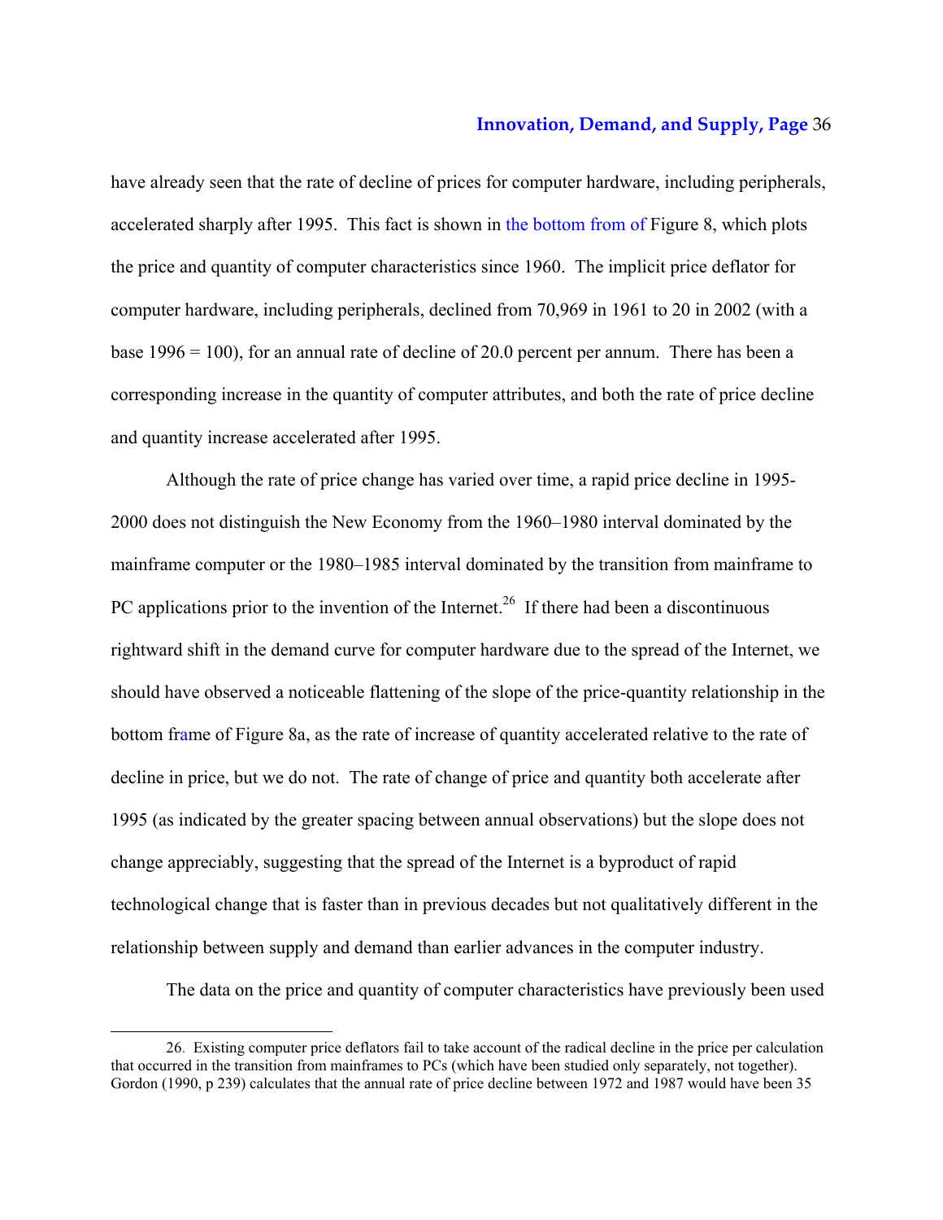have already seen that the rate of decline of prices for computer hardware, including peripherals, accelerated sharply after 1995. This fact is shown in the bottom from of Figure 8, which plots the price and quantity of computer characteristics since 1960. The implicit price deflator for computer hardware, including peripherals, declined from 70,969 in 1961 to 20 in 2002 (with a base 1996 = 100), for an annual rate of decline of 20.0 percent per annum. There has been a corresponding increase in the quantity of computer attributes, and both the rate of price decline and quantity increase accelerated after 1995.

Although the rate of price change has varied over time, a rapid price decline in 1995-2000 does not distinguish the New Economy from the 1960–1980 interval dominated by the mainframe computer or the 1980–1985 interval dominated by the transition from mainframe to PC applications prior to the invention of the Internet.[26] If there had been a discontinuous rightward shift in the demand curve for computer hardware due to the spread of the Internet, we should have observed a noticeable flattening of the slope of the price-quantity relationship in the bottom frame of Figure 8a, as the rate of increase of quantity accelerated relative to the rate of decline in price, but we do not. The rate of change of price and quantity both accelerate after 1995 (as indicated by the greater spacing between annual observations) but the slope does not change appreciably, suggesting that the spread of the Internet is a byproduct of rapid technological change that is faster than in previous decades but not qualitatively different in the relationship between supply and demand than earlier advances in the computer industry.

The data on the price and quantity of computer characteristics have previously been used

---

26. Existing computer price deflators fail to take account of the radical decline in the price per calculation that occurred in the transition from mainframes to PCs (which have been studied only separately, not together). Gordon (1990, p 239) calculates that the annual rate of price decline between 1972 and 1987 would have been 35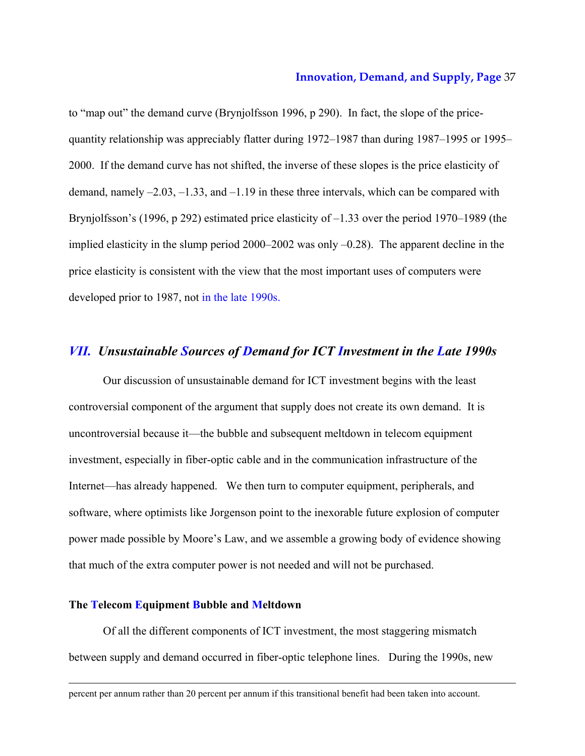to "map out" the demand curve (Brynjolfsson 1996, p 290). In fact, the slope of the price-quantity relationship was appreciably flatter during 1972–1987 than during 1987–1995 or 1995–2000. If the demand curve has not shifted, the inverse of these slopes is the price elasticity of demand, namely –2.03, –1.33, and –1.19 in these three intervals, which can be compared with Brynjolfsson's (1996, p 292) estimated price elasticity of –1.33 over the period 1970–1989 (the implied elasticity in the slump period 2000–2002 was only –0.28). The apparent decline in the price elasticity is consistent with the view that the most important uses of computers were developed prior to 1987, not in the late 1990s.

## *VII. Unsustainable Sources of Demand for ICT Investment in the Late 1990s*

Our discussion of unsustainable demand for ICT investment begins with the least controversial component of the argument that supply does not create its own demand. It is uncontroversial because it—the bubble and subsequent meltdown in telecom equipment investment, especially in fiber-optic cable and in the communication infrastructure of the Internet—has already happened. We then turn to computer equipment, peripherals, and software, where optimists like Jorgenson point to the inexorable future explosion of computer power made possible by Moore's Law, and we assemble a growing body of evidence showing that much of the extra computer power is not needed and will not be purchased.

### The Telecom Equipment Bubble and Meltdown

Of all the different components of ICT investment, the most staggering mismatch between supply and demand occurred in fiber-optic telephone lines. During the 1990s, new

---

percent per annum rather than 20 percent per annum if this transitional benefit had been taken into account.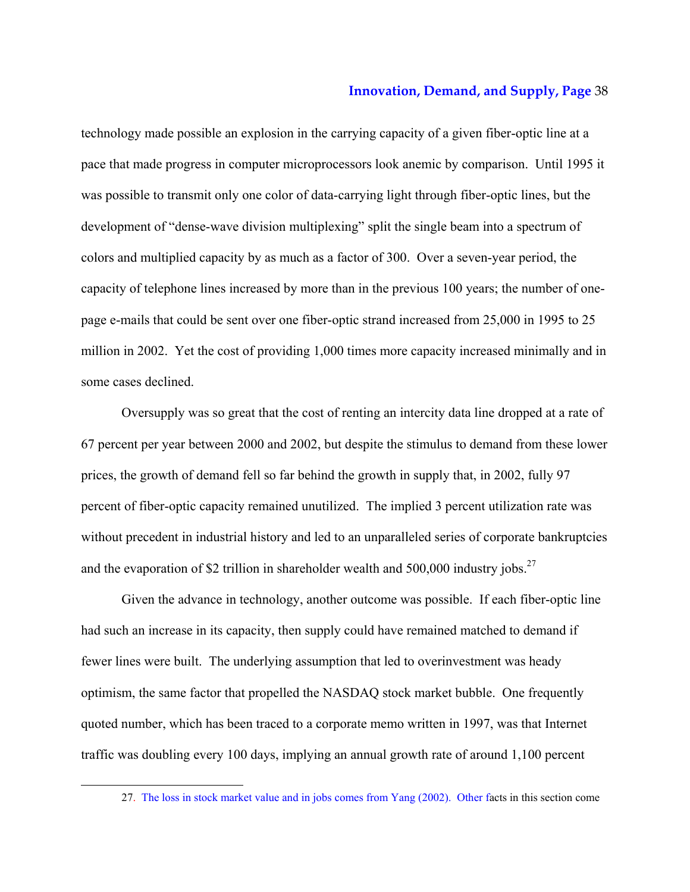technology made possible an explosion in the carrying capacity of a given fiber-optic line at a pace that made progress in computer microprocessors look anemic by comparison. Until 1995 it was possible to transmit only one color of data-carrying light through fiber-optic lines, but the development of "dense-wave division multiplexing" split the single beam into a spectrum of colors and multiplied capacity by as much as a factor of 300. Over a seven-year period, the capacity of telephone lines increased by more than in the previous 100 years; the number of one-page e-mails that could be sent over one fiber-optic strand increased from 25,000 in 1995 to 25 million in 2002. Yet the cost of providing 1,000 times more capacity increased minimally and in some cases declined.

Oversupply was so great that the cost of renting an intercity data line dropped at a rate of 67 percent per year between 2000 and 2002, but despite the stimulus to demand from these lower prices, the growth of demand fell so far behind the growth in supply that, in 2002, fully 97 percent of fiber-optic capacity remained unutilized. The implied 3 percent utilization rate was without precedent in industrial history and led to an unparalleled series of corporate bankruptcies and the evaporation of $2 trillion in shareholder wealth and 500,000 industry jobs.[27]

Given the advance in technology, another outcome was possible. If each fiber-optic line had such an increase in its capacity, then supply could have remained matched to demand if fewer lines were built. The underlying assumption that led to overinvestment was heady optimism, the same factor that propelled the NASDAQ stock market bubble. One frequently quoted number, which has been traced to a corporate memo written in 1997, was that Internet traffic was doubling every 100 days, implying an annual growth rate of around 1,100 percent

27. The loss in stock market value and in jobs comes from Yang (2002). Other facts in this section come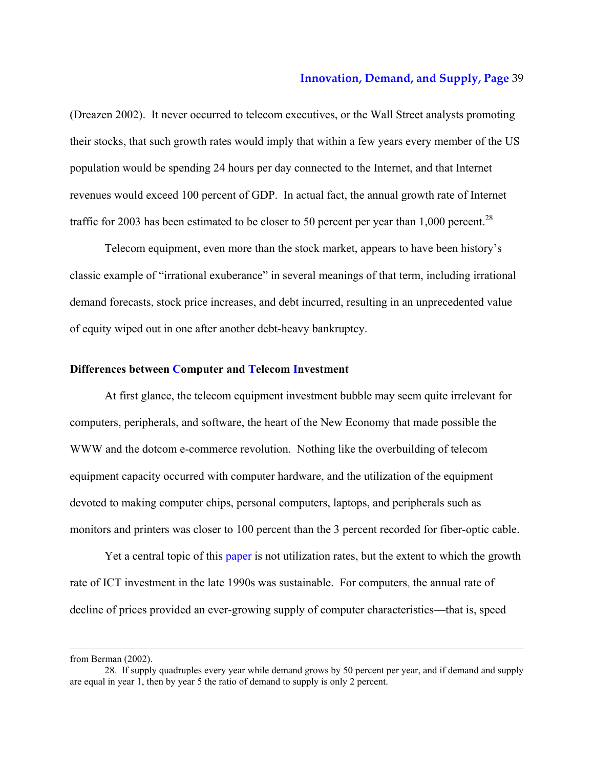(Dreazen 2002). It never occurred to telecom executives, or the Wall Street analysts promoting their stocks, that such growth rates would imply that within a few years every member of the US population would be spending 24 hours per day connected to the Internet, and that Internet revenues would exceed 100 percent of GDP. In actual fact, the annual growth rate of Internet traffic for 2003 has been estimated to be closer to 50 percent per year than 1,000 percent.[28]

Telecom equipment, even more than the stock market, appears to have been history's classic example of "irrational exuberance" in several meanings of that term, including irrational demand forecasts, stock price increases, and debt incurred, resulting in an unprecedented value of equity wiped out in one after another debt-heavy bankruptcy.

### Differences between Computer and Telecom Investment

At first glance, the telecom equipment investment bubble may seem quite irrelevant for computers, peripherals, and software, the heart of the New Economy that made possible the WWW and the dotcom e-commerce revolution. Nothing like the overbuilding of telecom equipment capacity occurred with computer hardware, and the utilization of the equipment devoted to making computer chips, personal computers, laptops, and peripherals such as monitors and printers was closer to 100 percent than the 3 percent recorded for fiber-optic cable.

Yet a central topic of this paper is not utilization rates, but the extent to which the growth rate of ICT investment in the late 1990s was sustainable. For computers, the annual rate of decline of prices provided an ever-growing supply of computer characteristics—that is, speed

---

from Berman (2002).

28. If supply quadruples every year while demand grows by 50 percent per year, and if demand and supply are equal in year 1, then by year 5 the ratio of demand to supply is only 2 percent.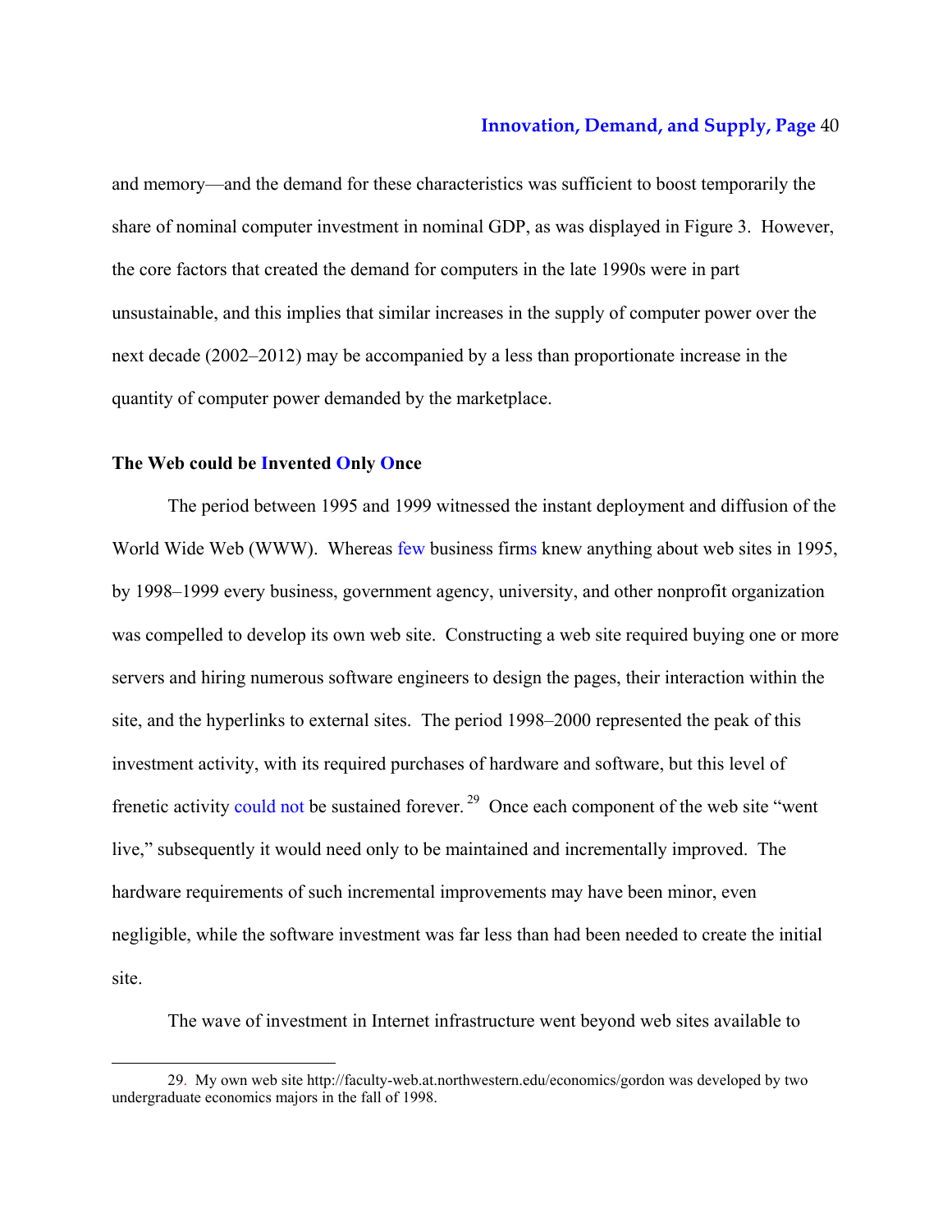and memory—and the demand for these characteristics was sufficient to boost temporarily the share of nominal computer investment in nominal GDP, as was displayed in Figure 3. However, the core factors that created the demand for computers in the late 1990s were in part unsustainable, and this implies that similar increases in the supply of computer power over the next decade (2002–2012) may be accompanied by a less than proportionate increase in the quantity of computer power demanded by the marketplace.

**The Web could be Invented Only Once**

The period between 1995 and 1999 witnessed the instant deployment and diffusion of the World Wide Web (WWW). Whereas few business firms knew anything about web sites in 1995, by 1998–1999 every business, government agency, university, and other nonprofit organization was compelled to develop its own web site. Constructing a web site required buying one or more servers and hiring numerous software engineers to design the pages, their interaction within the site, and the hyperlinks to external sites. The period 1998–2000 represented the peak of this investment activity, with its required purchases of hardware and software, but this level of frenetic activity could not be sustained forever.[29] Once each component of the web site "went live," subsequently it would need only to be maintained and incrementally improved. The hardware requirements of such incremental improvements may have been minor, even negligible, while the software investment was far less than had been needed to create the initial site.

The wave of investment in Internet infrastructure went beyond web sites available to

29. My own web site http://faculty-web.at.northwestern.edu/economics/gordon was developed by two undergraduate economics majors in the fall of 1998.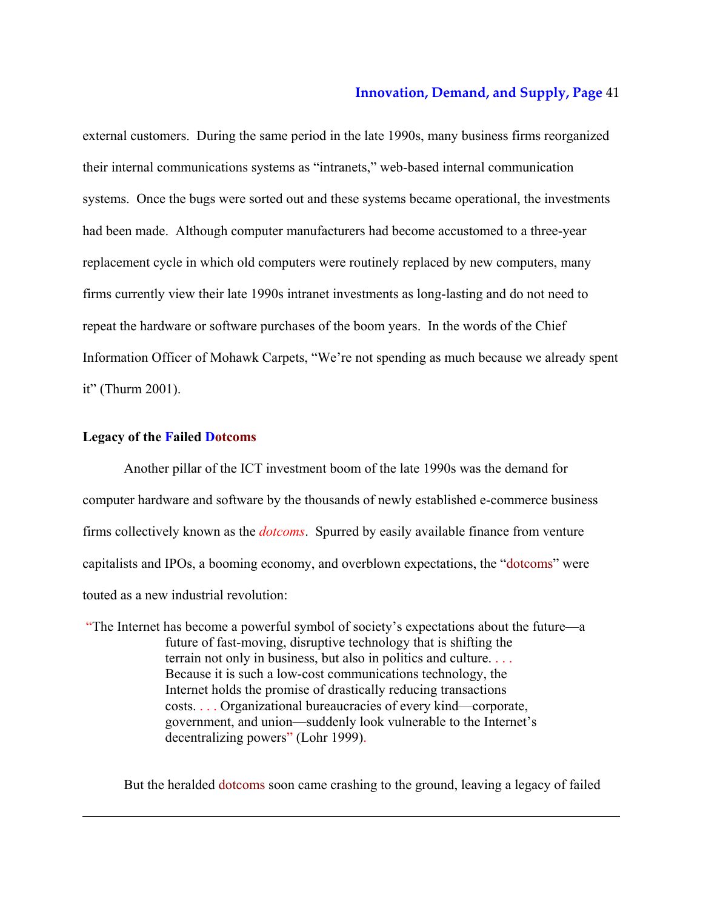external customers. During the same period in the late 1990s, many business firms reorganized their internal communications systems as "intranets," web-based internal communication systems. Once the bugs were sorted out and these systems became operational, the investments had been made. Although computer manufacturers had become accustomed to a three-year replacement cycle in which old computers were routinely replaced by new computers, many firms currently view their late 1990s intranet investments as long-lasting and do not need to repeat the hardware or software purchases of the boom years. In the words of the Chief Information Officer of Mohawk Carpets, "We're not spending as much because we already spent it" (Thurm 2001).

**Legacy of the Failed Dotcoms**

Another pillar of the ICT investment boom of the late 1990s was the demand for computer hardware and software by the thousands of newly established e-commerce business firms collectively known as the *dotcoms*. Spurred by easily available finance from venture capitalists and IPOs, a booming economy, and overblown expectations, the "dotcoms" were touted as a new industrial revolution:

> "The Internet has become a powerful symbol of society's expectations about the future—a future of fast-moving, disruptive technology that is shifting the terrain not only in business, but also in politics and culture. . . . Because it is such a low-cost communications technology, the Internet holds the promise of drastically reducing transactions costs. . . . Organizational bureaucracies of every kind—corporate, government, and union—suddenly look vulnerable to the Internet's decentralizing powers" (Lohr 1999).

But the heralded dotcoms soon came crashing to the ground, leaving a legacy of failed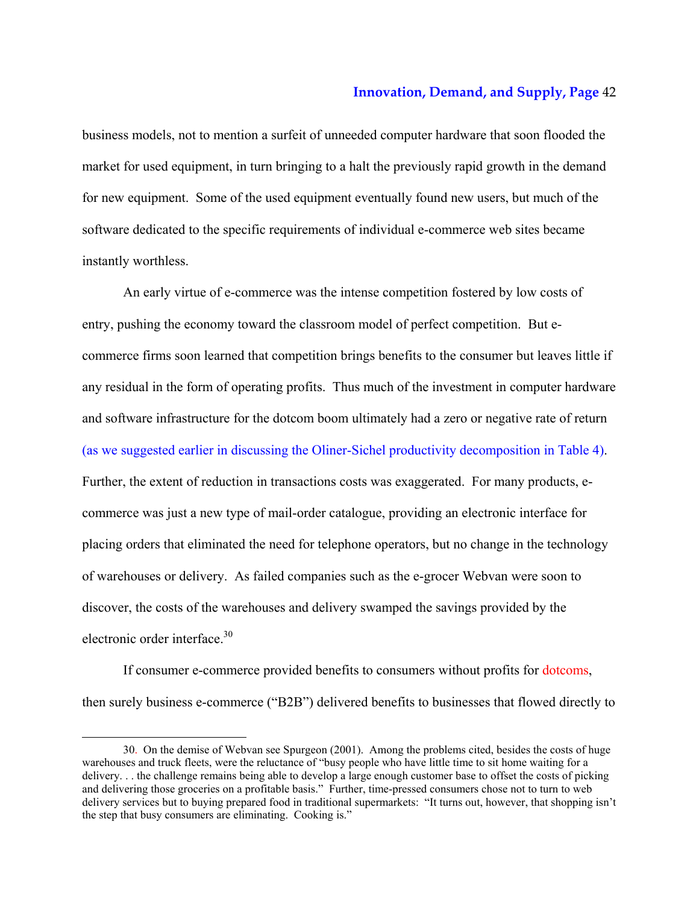business models, not to mention a surfeit of unneeded computer hardware that soon flooded the market for used equipment, in turn bringing to a halt the previously rapid growth in the demand for new equipment. Some of the used equipment eventually found new users, but much of the software dedicated to the specific requirements of individual e-commerce web sites became instantly worthless.

An early virtue of e-commerce was the intense competition fostered by low costs of entry, pushing the economy toward the classroom model of perfect competition. But e-commerce firms soon learned that competition brings benefits to the consumer but leaves little if any residual in the form of operating profits. Thus much of the investment in computer hardware and software infrastructure for the dotcom boom ultimately had a zero or negative rate of return (as we suggested earlier in discussing the Oliner-Sichel productivity decomposition in Table 4). Further, the extent of reduction in transactions costs was exaggerated. For many products, e-commerce was just a new type of mail-order catalogue, providing an electronic interface for placing orders that eliminated the need for telephone operators, but no change in the technology of warehouses or delivery. As failed companies such as the e-grocer Webvan were soon to discover, the costs of the warehouses and delivery swamped the savings provided by the electronic order interface.[30]

If consumer e-commerce provided benefits to consumers without profits for dotcoms, then surely business e-commerce ("B2B") delivered benefits to businesses that flowed directly to

---

30. On the demise of Webvan see Spurgeon (2001). Among the problems cited, besides the costs of huge warehouses and truck fleets, were the reluctance of "busy people who have little time to sit home waiting for a delivery. . . the challenge remains being able to develop a large enough customer base to offset the costs of picking and delivering those groceries on a profitable basis." Further, time-pressed consumers chose not to turn to web delivery services but to buying prepared food in traditional supermarkets: "It turns out, however, that shopping isn't the step that busy consumers are eliminating. Cooking is."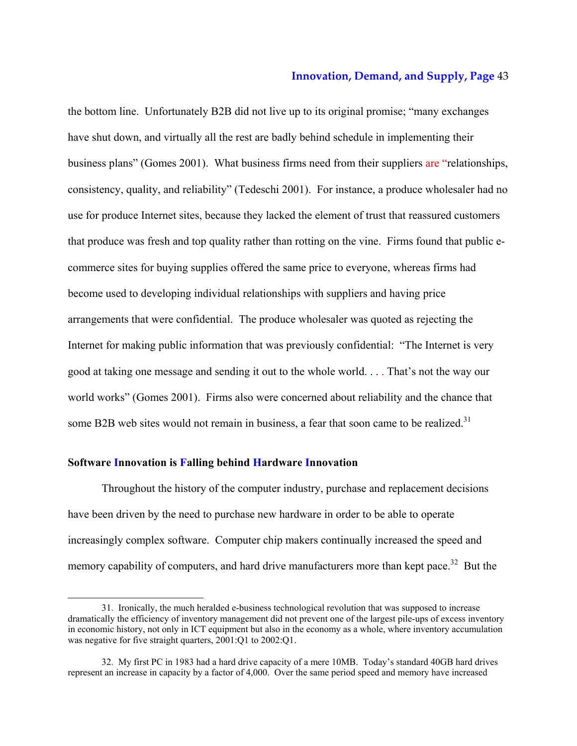the bottom line. Unfortunately B2B did not live up to its original promise; "many exchanges have shut down, and virtually all the rest are badly behind schedule in implementing their business plans" (Gomes 2001). What business firms need from their suppliers are "relationships, consistency, quality, and reliability" (Tedeschi 2001). For instance, a produce wholesaler had no use for produce Internet sites, because they lacked the element of trust that reassured customers that produce was fresh and top quality rather than rotting on the vine. Firms found that public e-commerce sites for buying supplies offered the same price to everyone, whereas firms had become used to developing individual relationships with suppliers and having price arrangements that were confidential. The produce wholesaler was quoted as rejecting the Internet for making public information that was previously confidential: "The Internet is very good at taking one message and sending it out to the whole world. . . . That's not the way our world works" (Gomes 2001). Firms also were concerned about reliability and the chance that some B2B web sites would not remain in business, a fear that soon came to be realized.[31]

**Software Innovation is Falling behind Hardware Innovation**

Throughout the history of the computer industry, purchase and replacement decisions have been driven by the need to purchase new hardware in order to be able to operate increasingly complex software. Computer chip makers continually increased the speed and memory capability of computers, and hard drive manufacturers more than kept pace.[32] But the

---

31. Ironically, the much heralded e-business technological revolution that was supposed to increase dramatically the efficiency of inventory management did not prevent one of the largest pile-ups of excess inventory in economic history, not only in ICT equipment but also in the economy as a whole, where inventory accumulation was negative for five straight quarters, 2001:Q1 to 2002:Q1.

32. My first PC in 1983 had a hard drive capacity of a mere 10MB. Today's standard 40GB hard drives represent an increase in capacity by a factor of 4,000. Over the same period speed and memory have increased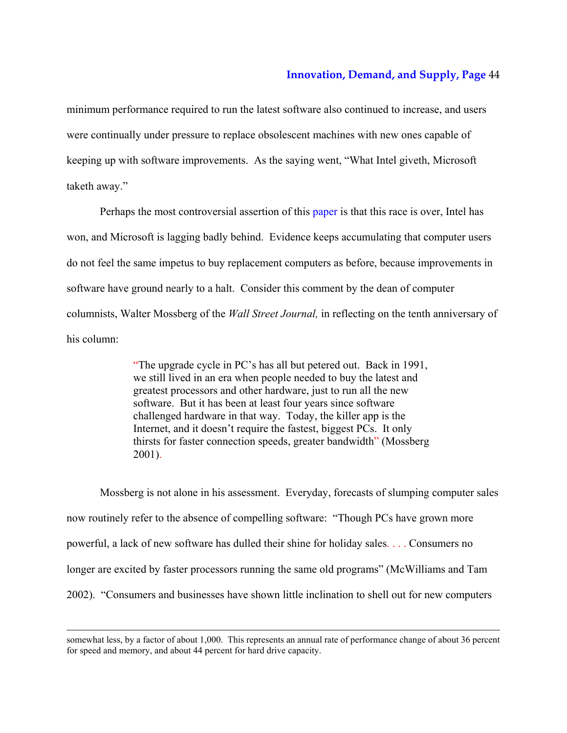minimum performance required to run the latest software also continued to increase, and users were continually under pressure to replace obsolescent machines with new ones capable of keeping up with software improvements. As the saying went, "What Intel giveth, Microsoft taketh away."

Perhaps the most controversial assertion of this paper is that this race is over, Intel has won, and Microsoft is lagging badly behind. Evidence keeps accumulating that computer users do not feel the same impetus to buy replacement computers as before, because improvements in software have ground nearly to a halt. Consider this comment by the dean of computer columnists, Walter Mossberg of the *Wall Street Journal,* in reflecting on the tenth anniversary of his column:

> "The upgrade cycle in PC's has all but petered out. Back in 1991, we still lived in an era when people needed to buy the latest and greatest processors and other hardware, just to run all the new software. But it has been at least four years since software challenged hardware in that way. Today, the killer app is the Internet, and it doesn't require the fastest, biggest PCs. It only thirsts for faster connection speeds, greater bandwidth" (Mossberg 2001).

Mossberg is not alone in his assessment. Everyday, forecasts of slumping computer sales now routinely refer to the absence of compelling software: "Though PCs have grown more powerful, a lack of new software has dulled their shine for holiday sales. . . . Consumers no longer are excited by faster processors running the same old programs" (McWilliams and Tam 2002). "Consumers and businesses have shown little inclination to shell out for new computers

---

somewhat less, by a factor of about 1,000. This represents an annual rate of performance change of about 36 percent for speed and memory, and about 44 percent for hard drive capacity.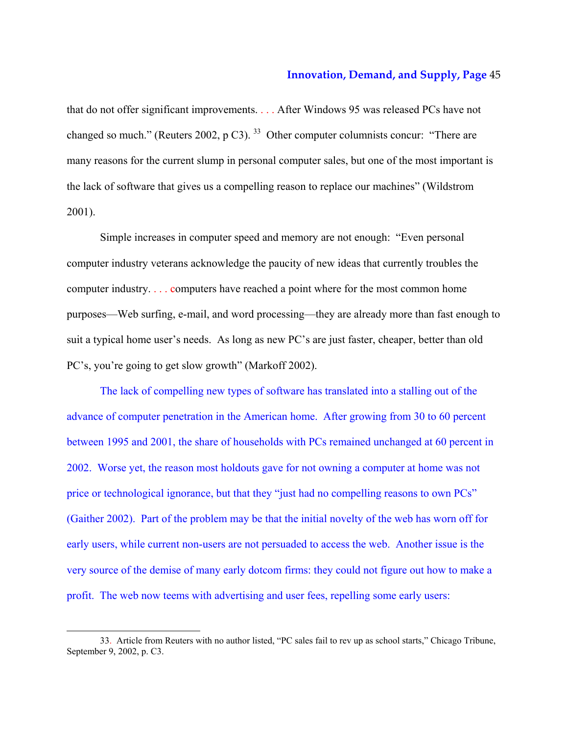that do not offer significant improvements. . . . After Windows 95 was released PCs have not changed so much." (Reuters 2002, p C3).[33] Other computer columnists concur: "There are many reasons for the current slump in personal computer sales, but one of the most important is the lack of software that gives us a compelling reason to replace our machines" (Wildstrom 2001).

Simple increases in computer speed and memory are not enough: "Even personal computer industry veterans acknowledge the paucity of new ideas that currently troubles the computer industry. . . . computers have reached a point where for the most common home purposes—Web surfing, e-mail, and word processing—they are already more than fast enough to suit a typical home user's needs. As long as new PC's are just faster, cheaper, better than old PC's, you're going to get slow growth" (Markoff 2002).

The lack of compelling new types of software has translated into a stalling out of the advance of computer penetration in the American home. After growing from 30 to 60 percent between 1995 and 2001, the share of households with PCs remained unchanged at 60 percent in 2002. Worse yet, the reason most holdouts gave for not owning a computer at home was not price or technological ignorance, but that they "just had no compelling reasons to own PCs" (Gaither 2002). Part of the problem may be that the initial novelty of the web has worn off for early users, while current non-users are not persuaded to access the web. Another issue is the very source of the demise of many early dotcom firms: they could not figure out how to make a profit. The web now teems with advertising and user fees, repelling some early users:

---

33. Article from Reuters with no author listed, "PC sales fail to rev up as school starts," Chicago Tribune, September 9, 2002, p. C3.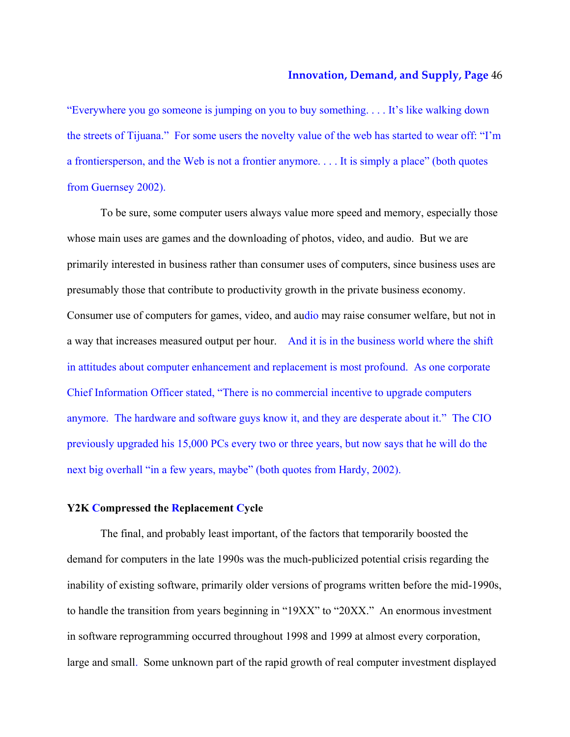"Everywhere you go someone is jumping on you to buy something. . . . It's like walking down the streets of Tijuana." For some users the novelty value of the web has started to wear off: "I'm a frontiersperson, and the Web is not a frontier anymore. . . . It is simply a place" (both quotes from Guernsey 2002).

To be sure, some computer users always value more speed and memory, especially those whose main uses are games and the downloading of photos, video, and audio. But we are primarily interested in business rather than consumer uses of computers, since business uses are presumably those that contribute to productivity growth in the private business economy. Consumer use of computers for games, video, and audio may raise consumer welfare, but not in a way that increases measured output per hour. And it is in the business world where the shift in attitudes about computer enhancement and replacement is most profound. As one corporate Chief Information Officer stated, "There is no commercial incentive to upgrade computers anymore. The hardware and software guys know it, and they are desperate about it." The CIO previously upgraded his 15,000 PCs every two or three years, but now says that he will do the next big overhaul "in a few years, maybe" (both quotes from Hardy, 2002).

**Y2K Compressed the Replacement Cycle**

The final, and probably least important, of the factors that temporarily boosted the demand for computers in the late 1990s was the much-publicized potential crisis regarding the inability of existing software, primarily older versions of programs written before the mid-1990s, to handle the transition from years beginning in "19XX" to "20XX." An enormous investment in software reprogramming occurred throughout 1998 and 1999 at almost every corporation, large and small. Some unknown part of the rapid growth of real computer investment displayed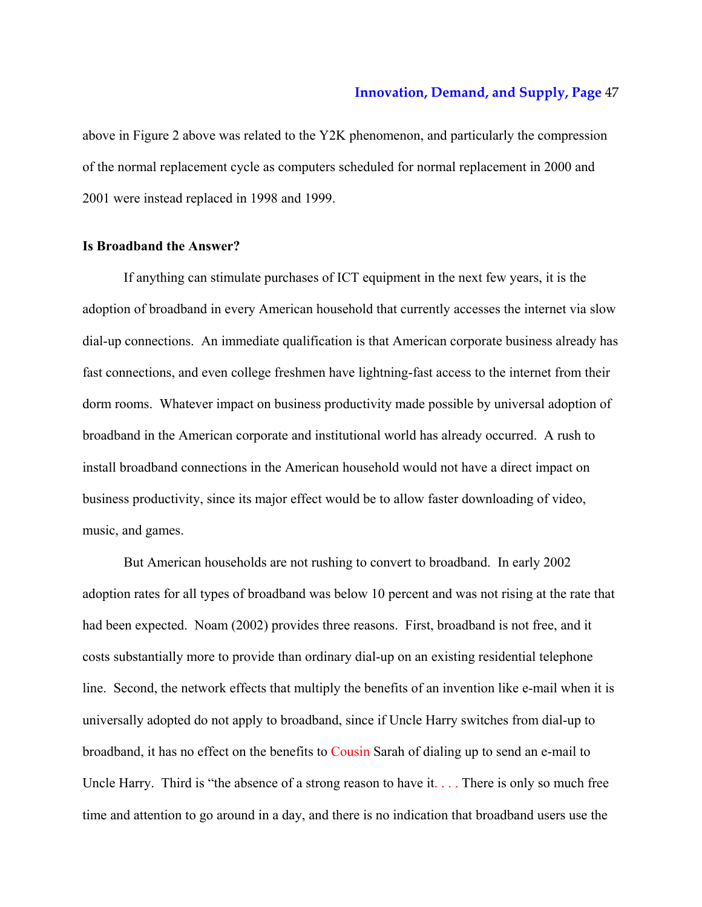above in Figure 2 above was related to the Y2K phenomenon, and particularly the compression of the normal replacement cycle as computers scheduled for normal replacement in 2000 and 2001 were instead replaced in 1998 and 1999.

**Is Broadband the Answer?**

If anything can stimulate purchases of ICT equipment in the next few years, it is the adoption of broadband in every American household that currently accesses the internet via slow dial-up connections. An immediate qualification is that American corporate business already has fast connections, and even college freshmen have lightning-fast access to the internet from their dorm rooms. Whatever impact on business productivity made possible by universal adoption of broadband in the American corporate and institutional world has already occurred. A rush to install broadband connections in the American household would not have a direct impact on business productivity, since its major effect would be to allow faster downloading of video, music, and games.

But American households are not rushing to convert to broadband. In early 2002 adoption rates for all types of broadband was below 10 percent and was not rising at the rate that had been expected. Noam (2002) provides three reasons. First, broadband is not free, and it costs substantially more to provide than ordinary dial-up on an existing residential telephone line. Second, the network effects that multiply the benefits of an invention like e-mail when it is universally adopted do not apply to broadband, since if Uncle Harry switches from dial-up to broadband, it has no effect on the benefits to Cousin Sarah of dialing up to send an e-mail to Uncle Harry. Third is "the absence of a strong reason to have it. . . . There is only so much free time and attention to go around in a day, and there is no indication that broadband users use the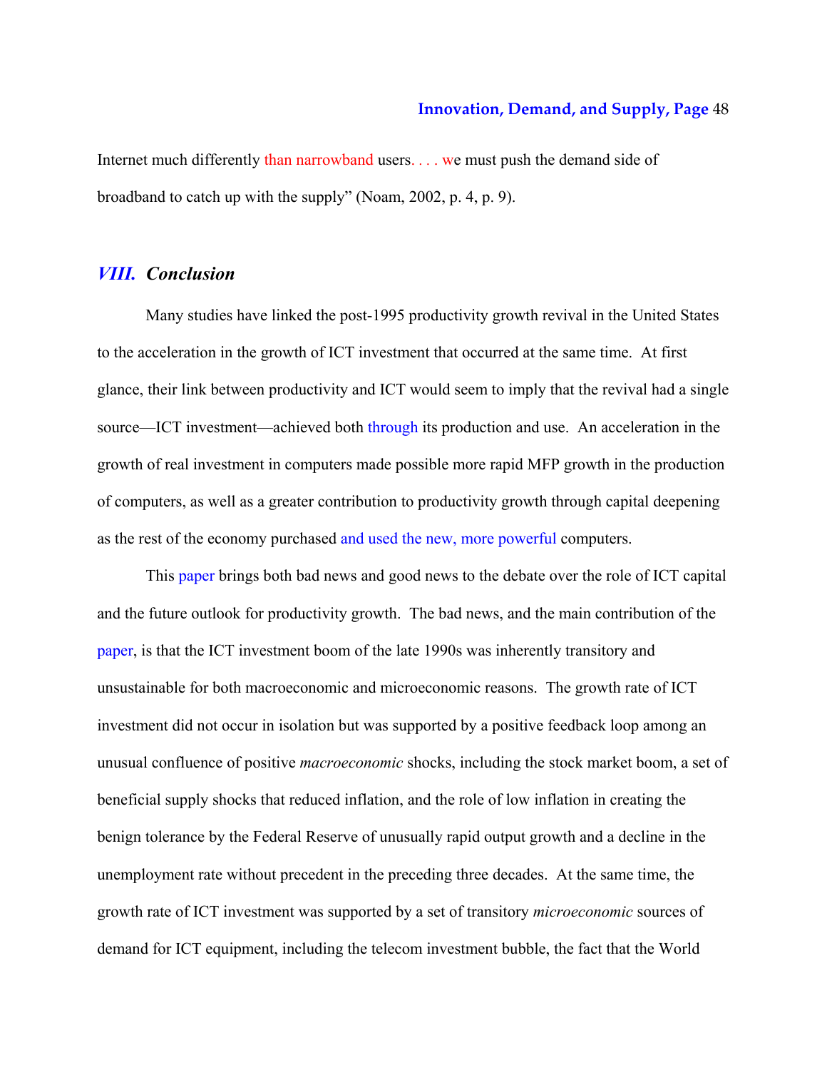Internet much differently than narrowband users. . . . we must push the demand side of broadband to catch up with the supply" (Noam, 2002, p. 4, p. 9).

## *VIII. Conclusion*

Many studies have linked the post-1995 productivity growth revival in the United States to the acceleration in the growth of ICT investment that occurred at the same time. At first glance, their link between productivity and ICT would seem to imply that the revival had a single source—ICT investment—achieved both through its production and use. An acceleration in the growth of real investment in computers made possible more rapid MFP growth in the production of computers, as well as a greater contribution to productivity growth through capital deepening as the rest of the economy purchased and used the new, more powerful computers.

This paper brings both bad news and good news to the debate over the role of ICT capital and the future outlook for productivity growth. The bad news, and the main contribution of the paper, is that the ICT investment boom of the late 1990s was inherently transitory and unsustainable for both macroeconomic and microeconomic reasons. The growth rate of ICT investment did not occur in isolation but was supported by a positive feedback loop among an unusual confluence of positive *macroeconomic* shocks, including the stock market boom, a set of beneficial supply shocks that reduced inflation, and the role of low inflation in creating the benign tolerance by the Federal Reserve of unusually rapid output growth and a decline in the unemployment rate without precedent in the preceding three decades. At the same time, the growth rate of ICT investment was supported by a set of transitory *microeconomic* sources of demand for ICT equipment, including the telecom investment bubble, the fact that the World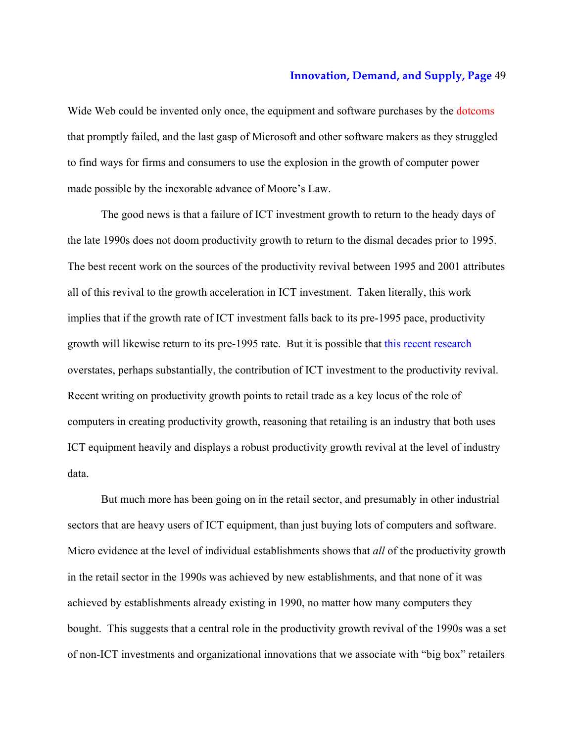Wide Web could be invented only once, the equipment and software purchases by the dotcoms that promptly failed, and the last gasp of Microsoft and other software makers as they struggled to find ways for firms and consumers to use the explosion in the growth of computer power made possible by the inexorable advance of Moore's Law.

The good news is that a failure of ICT investment growth to return to the heady days of the late 1990s does not doom productivity growth to return to the dismal decades prior to 1995. The best recent work on the sources of the productivity revival between 1995 and 2001 attributes all of this revival to the growth acceleration in ICT investment. Taken literally, this work implies that if the growth rate of ICT investment falls back to its pre-1995 pace, productivity growth will likewise return to its pre-1995 rate. But it is possible that this recent research overstates, perhaps substantially, the contribution of ICT investment to the productivity revival. Recent writing on productivity growth points to retail trade as a key locus of the role of computers in creating productivity growth, reasoning that retailing is an industry that both uses ICT equipment heavily and displays a robust productivity growth revival at the level of industry data.

But much more has been going on in the retail sector, and presumably in other industrial sectors that are heavy users of ICT equipment, than just buying lots of computers and software. Micro evidence at the level of individual establishments shows that *all* of the productivity growth in the retail sector in the 1990s was achieved by new establishments, and that none of it was achieved by establishments already existing in 1990, no matter how many computers they bought. This suggests that a central role in the productivity growth revival of the 1990s was a set of non-ICT investments and organizational innovations that we associate with "big box" retailers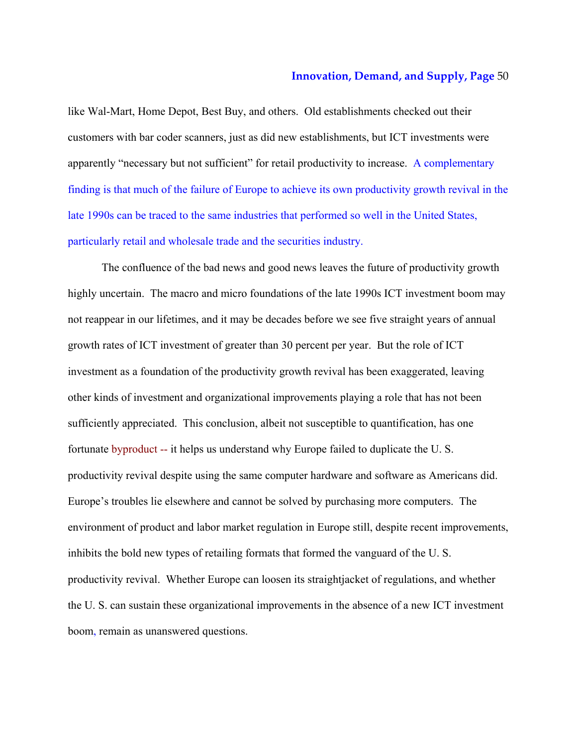like Wal-Mart, Home Depot, Best Buy, and others. Old establishments checked out their customers with bar coder scanners, just as did new establishments, but ICT investments were apparently "necessary but not sufficient" for retail productivity to increase. A complementary finding is that much of the failure of Europe to achieve its own productivity growth revival in the late 1990s can be traced to the same industries that performed so well in the United States, particularly retail and wholesale trade and the securities industry.

The confluence of the bad news and good news leaves the future of productivity growth highly uncertain. The macro and micro foundations of the late 1990s ICT investment boom may not reappear in our lifetimes, and it may be decades before we see five straight years of annual growth rates of ICT investment of greater than 30 percent per year. But the role of ICT investment as a foundation of the productivity growth revival has been exaggerated, leaving other kinds of investment and organizational improvements playing a role that has not been sufficiently appreciated. This conclusion, albeit not susceptible to quantification, has one fortunate byproduct -- it helps us understand why Europe failed to duplicate the U. S. productivity revival despite using the same computer hardware and software as Americans did. Europe's troubles lie elsewhere and cannot be solved by purchasing more computers. The environment of product and labor market regulation in Europe still, despite recent improvements, inhibits the bold new types of retailing formats that formed the vanguard of the U. S. productivity revival. Whether Europe can loosen its straightjacket of regulations, and whether the U. S. can sustain these organizational improvements in the absence of a new ICT investment boom, remain as unanswered questions.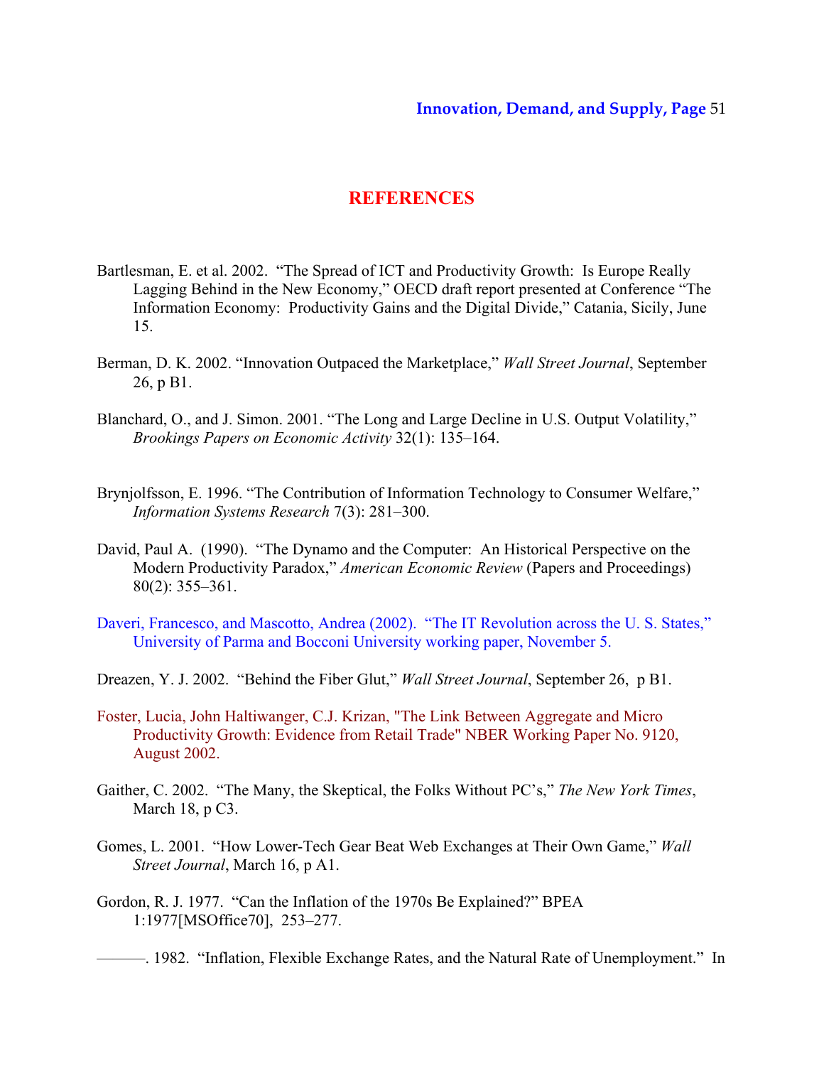# REFERENCES

Bartlesman, E. et al. 2002. "The Spread of ICT and Productivity Growth: Is Europe Really Lagging Behind in the New Economy," OECD draft report presented at Conference "The Information Economy: Productivity Gains and the Digital Divide," Catania, Sicily, June 15.

Berman, D. K. 2002. "Innovation Outpaced the Marketplace," *Wall Street Journal*, September 26, p B1.

Blanchard, O., and J. Simon. 2001. "The Long and Large Decline in U.S. Output Volatility," *Brookings Papers on Economic Activity* 32(1): 135–164.

Brynjolfsson, E. 1996. "The Contribution of Information Technology to Consumer Welfare," *Information Systems Research* 7(3): 281–300.

David, Paul A. (1990). "The Dynamo and the Computer: An Historical Perspective on the Modern Productivity Paradox," *American Economic Review* (Papers and Proceedings) 80(2): 355–361.

Daveri, Francesco, and Mascotto, Andrea (2002). "The IT Revolution across the U. S. States," University of Parma and Bocconi University working paper, November 5.

Dreazen, Y. J. 2002. "Behind the Fiber Glut," *Wall Street Journal*, September 26, p B1.

Foster, Lucia, John Haltiwanger, C.J. Krizan, "The Link Between Aggregate and Micro Productivity Growth: Evidence from Retail Trade" NBER Working Paper No. 9120, August 2002.

Gaither, C. 2002. "The Many, the Skeptical, the Folks Without PC's," *The New York Times*, March 18, p C3.

Gomes, L. 2001. "How Lower-Tech Gear Beat Web Exchanges at Their Own Game," *Wall Street Journal*, March 16, p A1.

Gordon, R. J. 1977. "Can the Inflation of the 1970s Be Explained?" BPEA 1:1977[MSOffice70], 253–277.

———. 1982. "Inflation, Flexible Exchange Rates, and the Natural Rate of Unemployment." In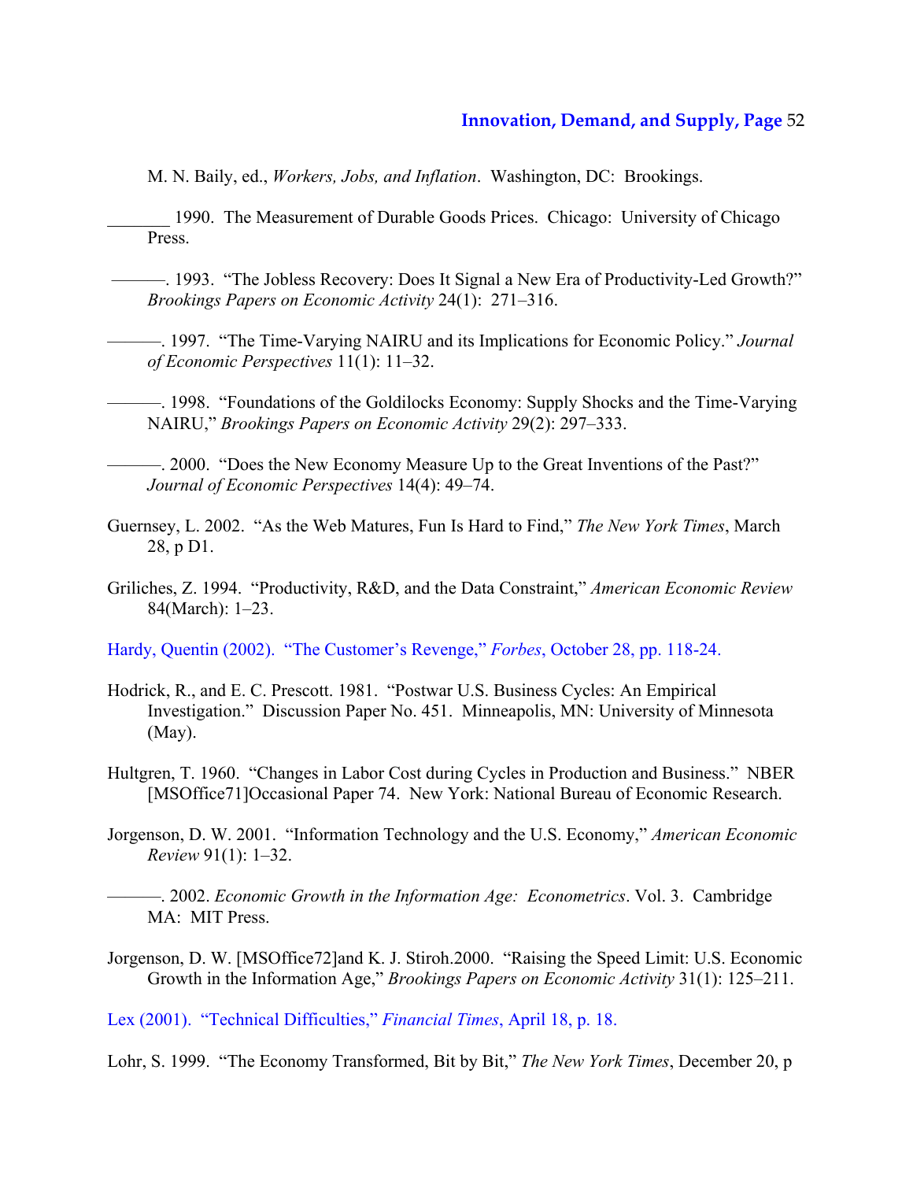M. N. Baily, ed., *Workers, Jobs, and Inflation*. Washington, DC: Brookings.

_______ 1990. The Measurement of Durable Goods Prices. Chicago: University of Chicago Press.

———. 1993. "The Jobless Recovery: Does It Signal a New Era of Productivity-Led Growth?" *Brookings Papers on Economic Activity* 24(1): 271–316.

———. 1997. "The Time-Varying NAIRU and its Implications for Economic Policy." *Journal of Economic Perspectives* 11(1): 11–32.

———. 1998. "Foundations of the Goldilocks Economy: Supply Shocks and the Time-Varying NAIRU," *Brookings Papers on Economic Activity* 29(2): 297–333.

———. 2000. "Does the New Economy Measure Up to the Great Inventions of the Past?" *Journal of Economic Perspectives* 14(4): 49–74.

Guernsey, L. 2002. "As the Web Matures, Fun Is Hard to Find," *The New York Times*, March 28, p D1.

Griliches, Z. 1994. "Productivity, R&D, and the Data Constraint," *American Economic Review* 84(March): 1–23.

Hardy, Quentin (2002). "The Customer's Revenge," *Forbes*, October 28, pp. 118-24.

Hodrick, R., and E. C. Prescott. 1981. "Postwar U.S. Business Cycles: An Empirical Investigation." Discussion Paper No. 451. Minneapolis, MN: University of Minnesota (May).

Hultgren, T. 1960. "Changes in Labor Cost during Cycles in Production and Business." NBER [MSOffice71]Occasional Paper 74. New York: National Bureau of Economic Research.

Jorgenson, D. W. 2001. "Information Technology and the U.S. Economy," *American Economic Review* 91(1): 1–32.

———. 2002. *Economic Growth in the Information Age: Econometrics*. Vol. 3. Cambridge MA: MIT Press.

Jorgenson, D. W. [MSOffice72]and K. J. Stiroh.2000. "Raising the Speed Limit: U.S. Economic Growth in the Information Age," *Brookings Papers on Economic Activity* 31(1): 125–211.

Lex (2001). "Technical Difficulties," *Financial Times*, April 18, p. 18.

Lohr, S. 1999. "The Economy Transformed, Bit by Bit," *The New York Times*, December 20, p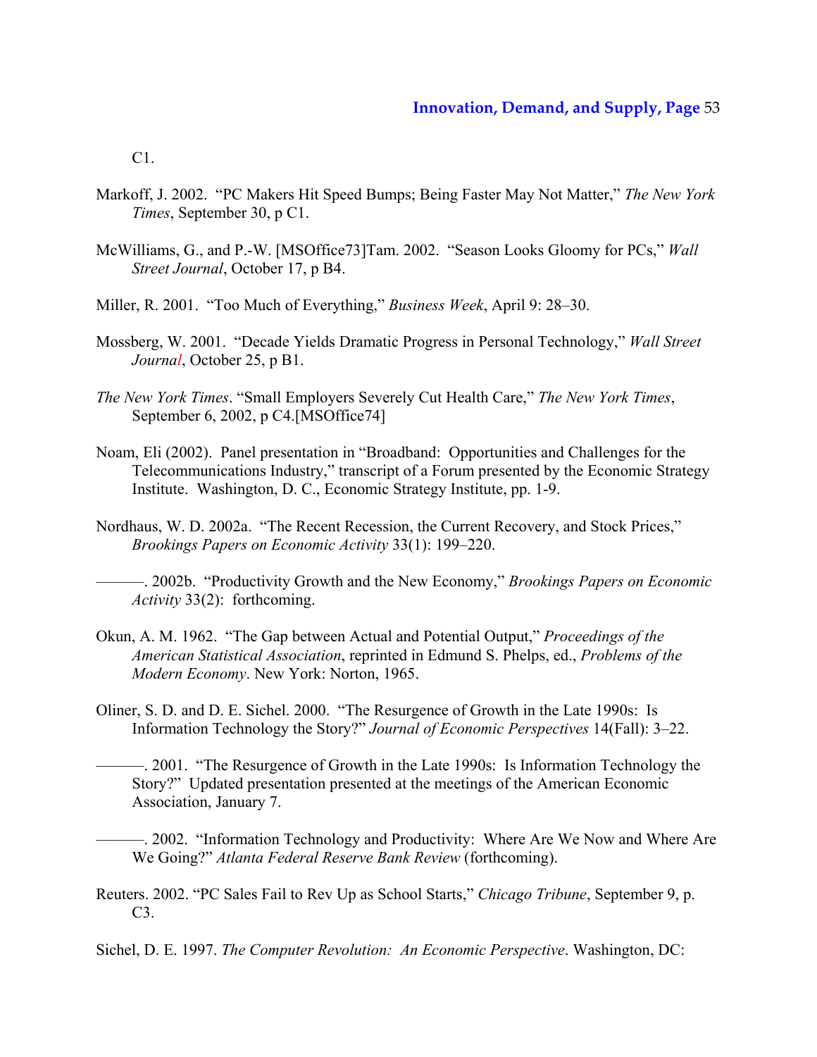C1.

Markoff, J. 2002. "PC Makers Hit Speed Bumps; Being Faster May Not Matter," *The New York Times*, September 30, p C1.

McWilliams, G., and P.-W. [MSOffice73]Tam. 2002. "Season Looks Gloomy for PCs," *Wall Street Journal*, October 17, p B4.

Miller, R. 2001. "Too Much of Everything," *Business Week*, April 9: 28–30.

Mossberg, W. 2001. "Decade Yields Dramatic Progress in Personal Technology," *Wall Street Journal*, October 25, p B1.

*The New York Times*. "Small Employers Severely Cut Health Care," *The New York Times*, September 6, 2002, p C4.[MSOffice74]

Noam, Eli (2002). Panel presentation in "Broadband: Opportunities and Challenges for the Telecommunications Industry," transcript of a Forum presented by the Economic Strategy Institute. Washington, D. C., Economic Strategy Institute, pp. 1-9.

Nordhaus, W. D. 2002a. "The Recent Recession, the Current Recovery, and Stock Prices," *Brookings Papers on Economic Activity* 33(1): 199–220.

———. 2002b. "Productivity Growth and the New Economy," *Brookings Papers on Economic Activity* 33(2): forthcoming.

Okun, A. M. 1962. "The Gap between Actual and Potential Output," *Proceedings of the American Statistical Association*, reprinted in Edmund S. Phelps, ed., *Problems of the Modern Economy*. New York: Norton, 1965.

Oliner, S. D. and D. E. Sichel. 2000. "The Resurgence of Growth in the Late 1990s: Is Information Technology the Story?" *Journal of Economic Perspectives* 14(Fall): 3–22.

———. 2001. "The Resurgence of Growth in the Late 1990s: Is Information Technology the Story?" Updated presentation presented at the meetings of the American Economic Association, January 7.

———. 2002. "Information Technology and Productivity: Where Are We Now and Where Are We Going?" *Atlanta Federal Reserve Bank Review* (forthcoming).

Reuters. 2002. "PC Sales Fail to Rev Up as School Starts," *Chicago Tribune*, September 9, p. C3.

Sichel, D. E. 1997. *The Computer Revolution: An Economic Perspective*. Washington, DC: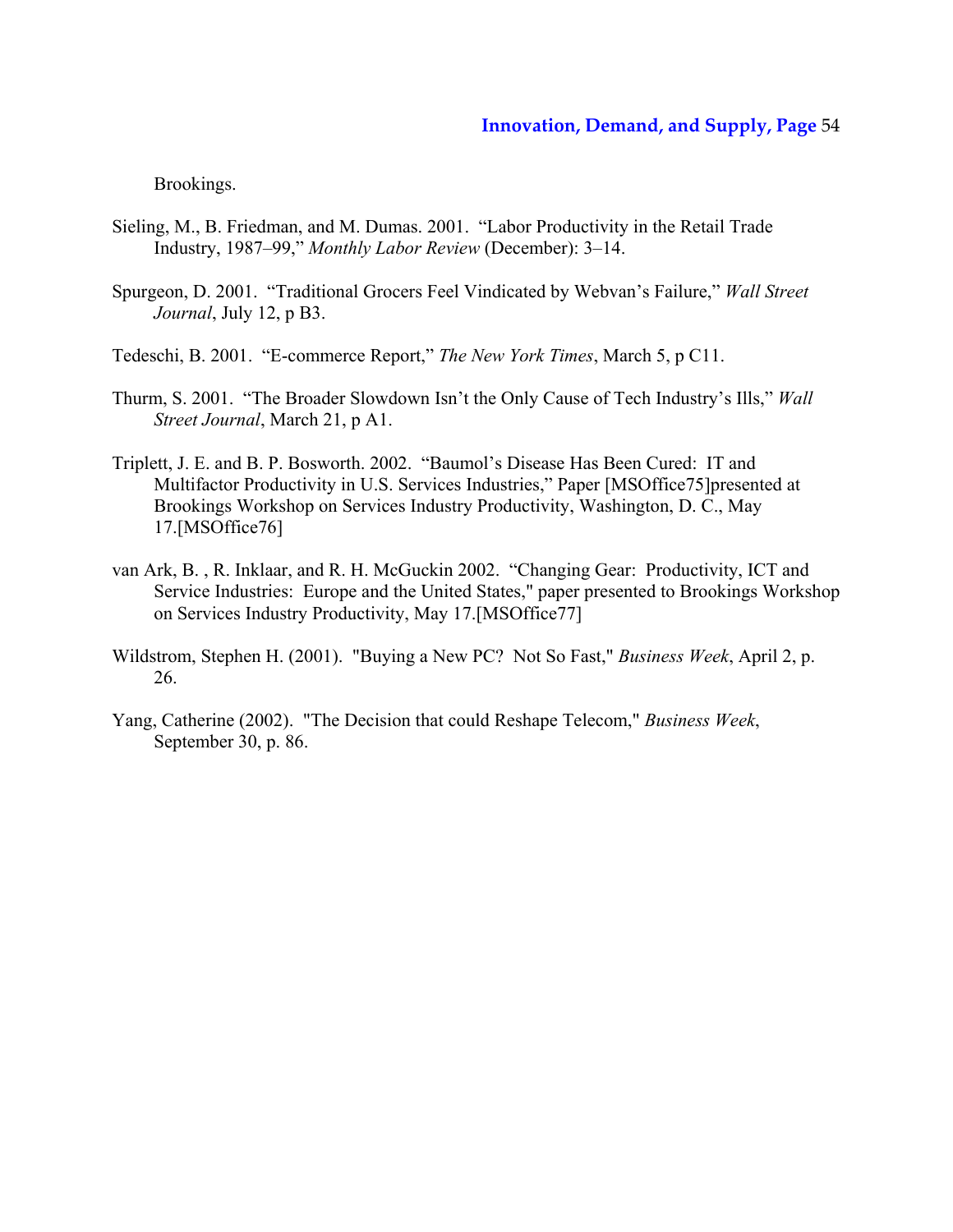Brookings.

Sieling, M., B. Friedman, and M. Dumas. 2001. "Labor Productivity in the Retail Trade Industry, 1987–99," *Monthly Labor Review* (December): 3–14.

Spurgeon, D. 2001. "Traditional Grocers Feel Vindicated by Webvan's Failure," *Wall Street Journal*, July 12, p B3.

Tedeschi, B. 2001. "E-commerce Report," *The New York Times*, March 5, p C11.

Thurm, S. 2001. "The Broader Slowdown Isn't the Only Cause of Tech Industry's Ills," *Wall Street Journal*, March 21, p A1.

Triplett, J. E. and B. P. Bosworth. 2002. "Baumol's Disease Has Been Cured: IT and Multifactor Productivity in U.S. Services Industries," Paper [MSOffice75]presented at Brookings Workshop on Services Industry Productivity, Washington, D. C., May 17.[MSOffice76]

van Ark, B. , R. Inklaar, and R. H. McGuckin 2002. "Changing Gear: Productivity, ICT and Service Industries: Europe and the United States," paper presented to Brookings Workshop on Services Industry Productivity, May 17.[MSOffice77]

Wildstrom, Stephen H. (2001). "Buying a New PC? Not So Fast," *Business Week*, April 2, p. 26.

Yang, Catherine (2002). "The Decision that could Reshape Telecom," *Business Week*, September 30, p. 86.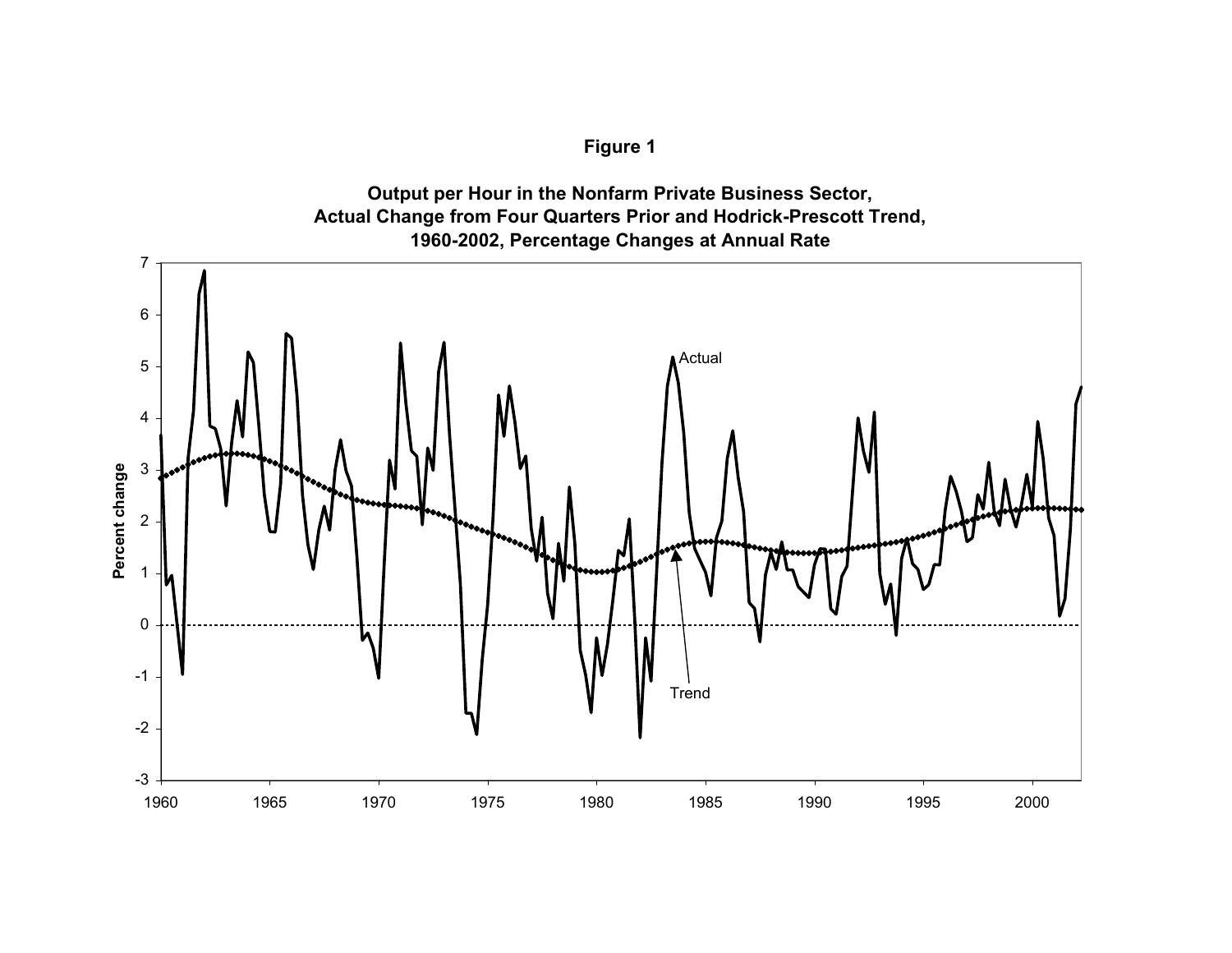**Figure 1**

**Output per Hour in the Nonfarm Private Business Sector, Actual Change from Four Quarters Prior and Hodrick-Prescott Trend, 1960-2002, Percentage Changes at Annual Rate**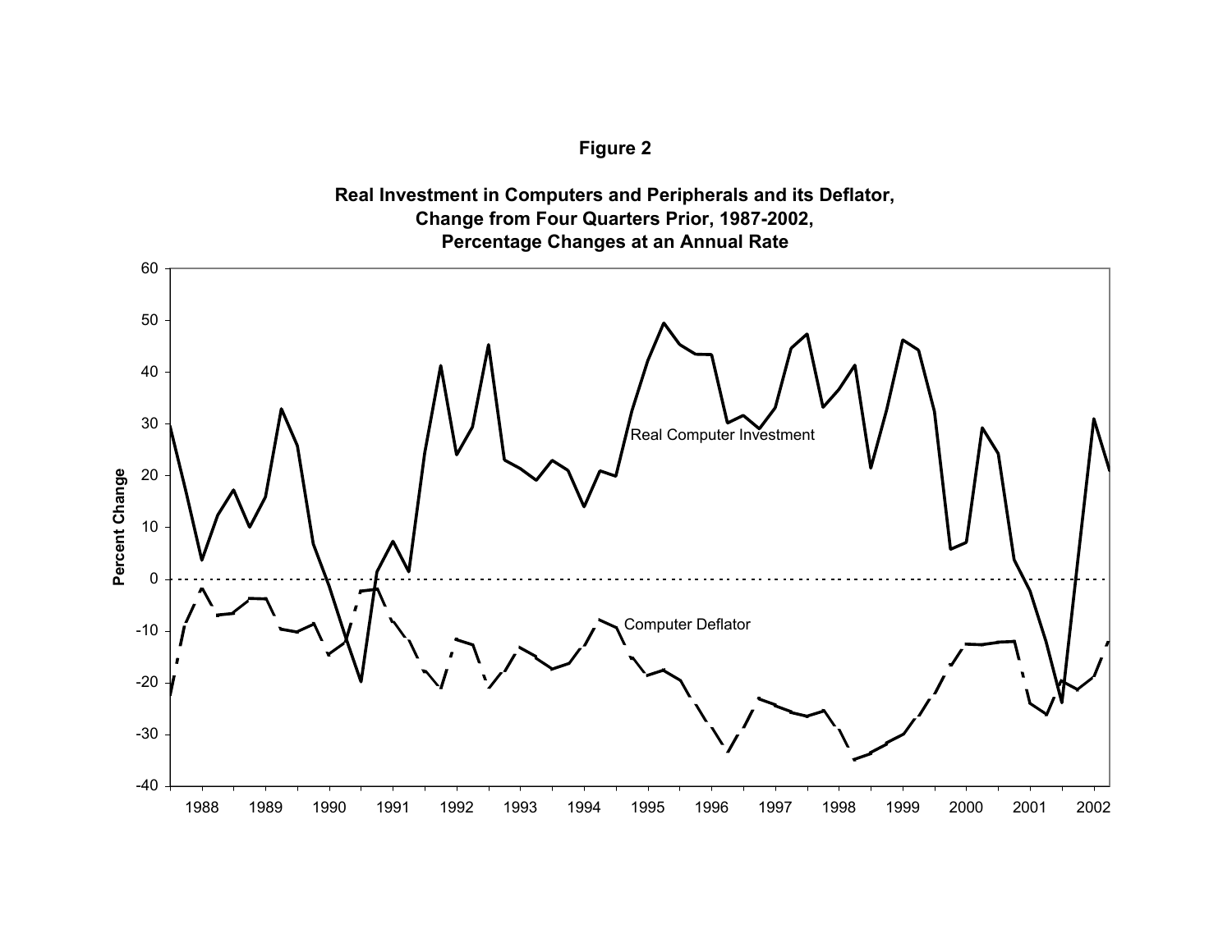**Figure 2**

**Real Investment in Computers and Peripherals and its Deflator, Change from Four Quarters Prior, 1987-2002, Percentage Changes at an Annual Rate**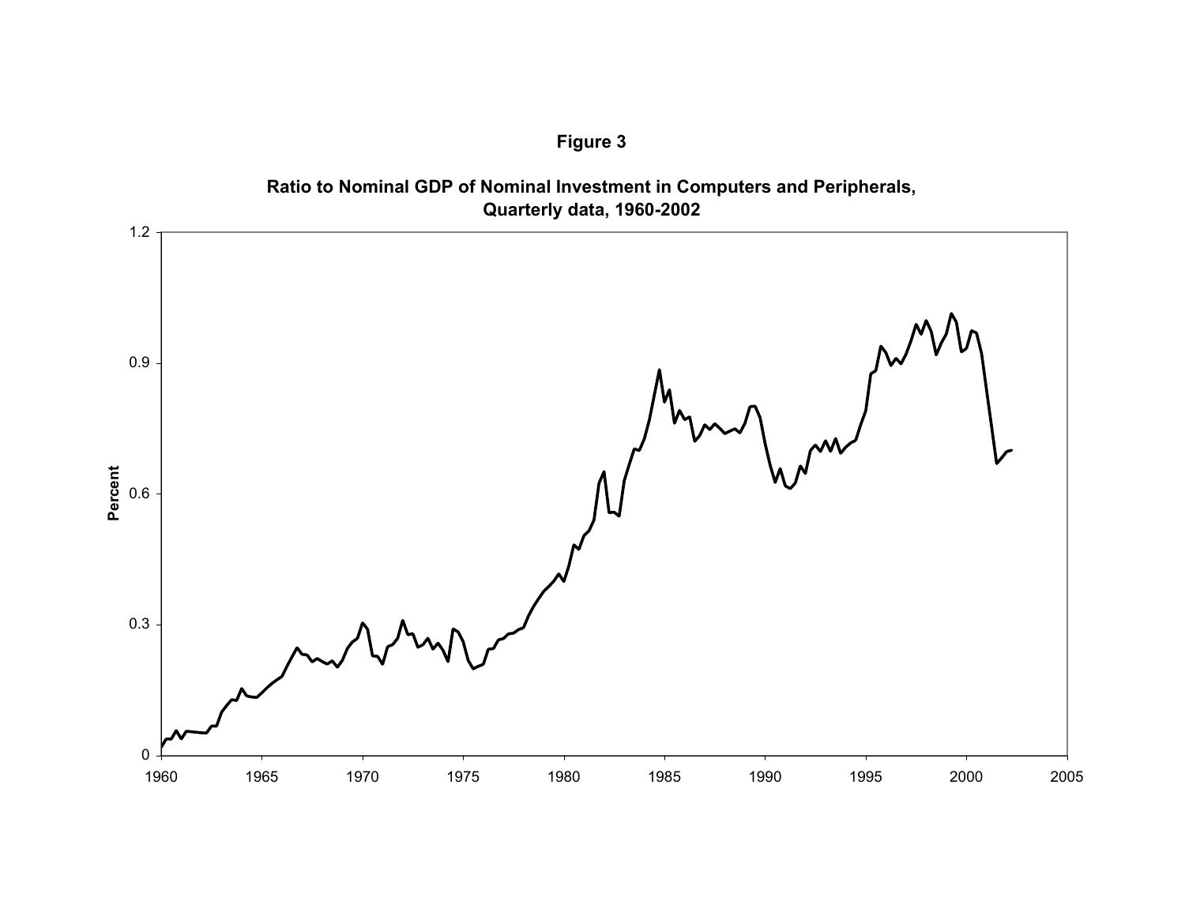# Figure 3

**Ratio to Nominal GDP of Nominal Investment in Computers and Peripherals, Quarterly data, 1960-2002**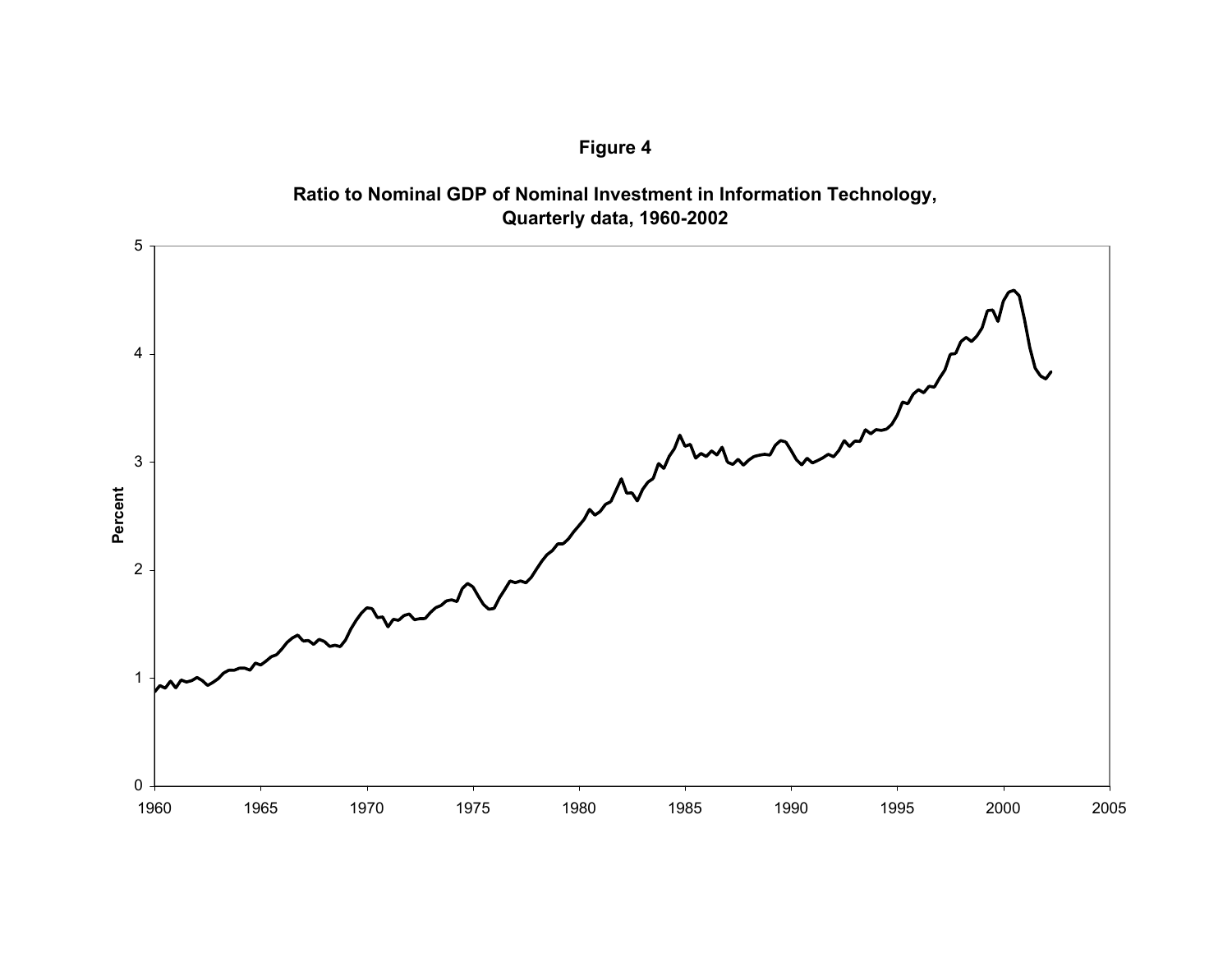**Figure 4**

**Ratio to Nominal GDP of Nominal Investment in Information Technology, Quarterly data, 1960-2002**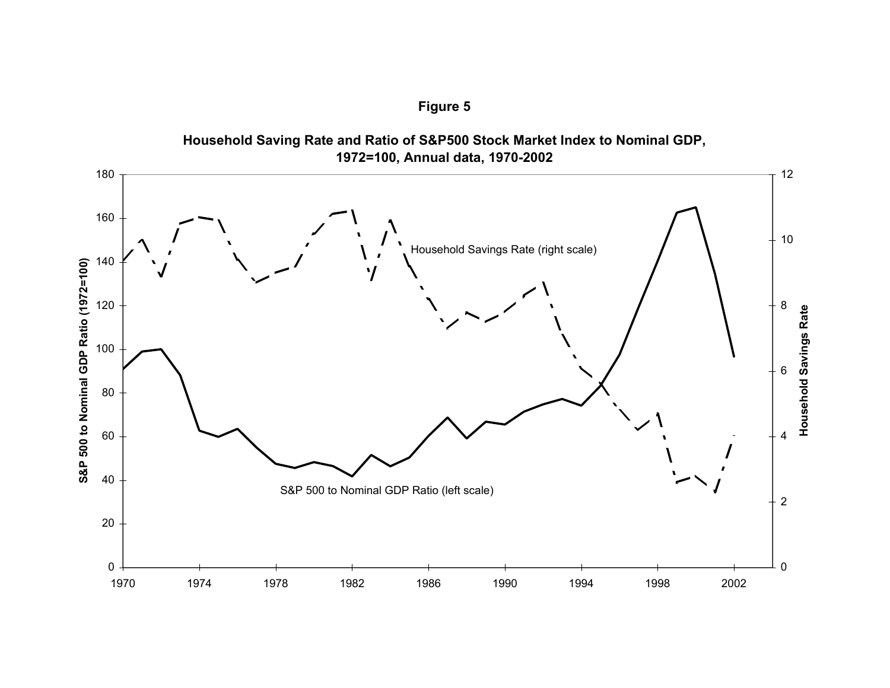**Figure 5**

**Household Saving Rate and Ratio of S&P500 Stock Market Index to Nominal GDP, 1972=100, Annual data, 1970-2002**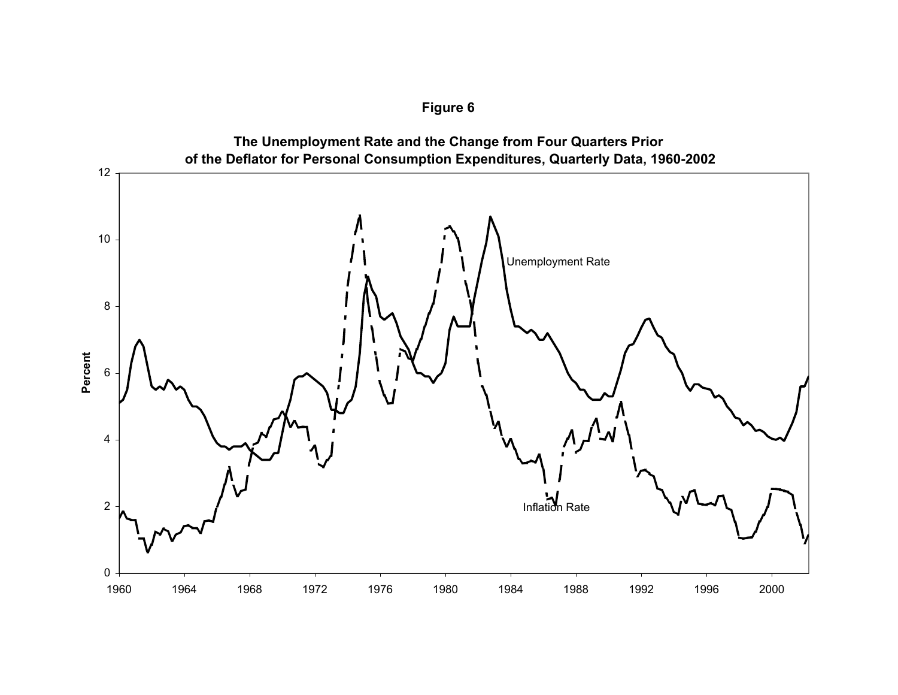**Figure 6**

**The Unemployment Rate and the Change from Four Quarters Prior of the Deflator for Personal Consumption Expenditures, Quarterly Data, 1960-2002**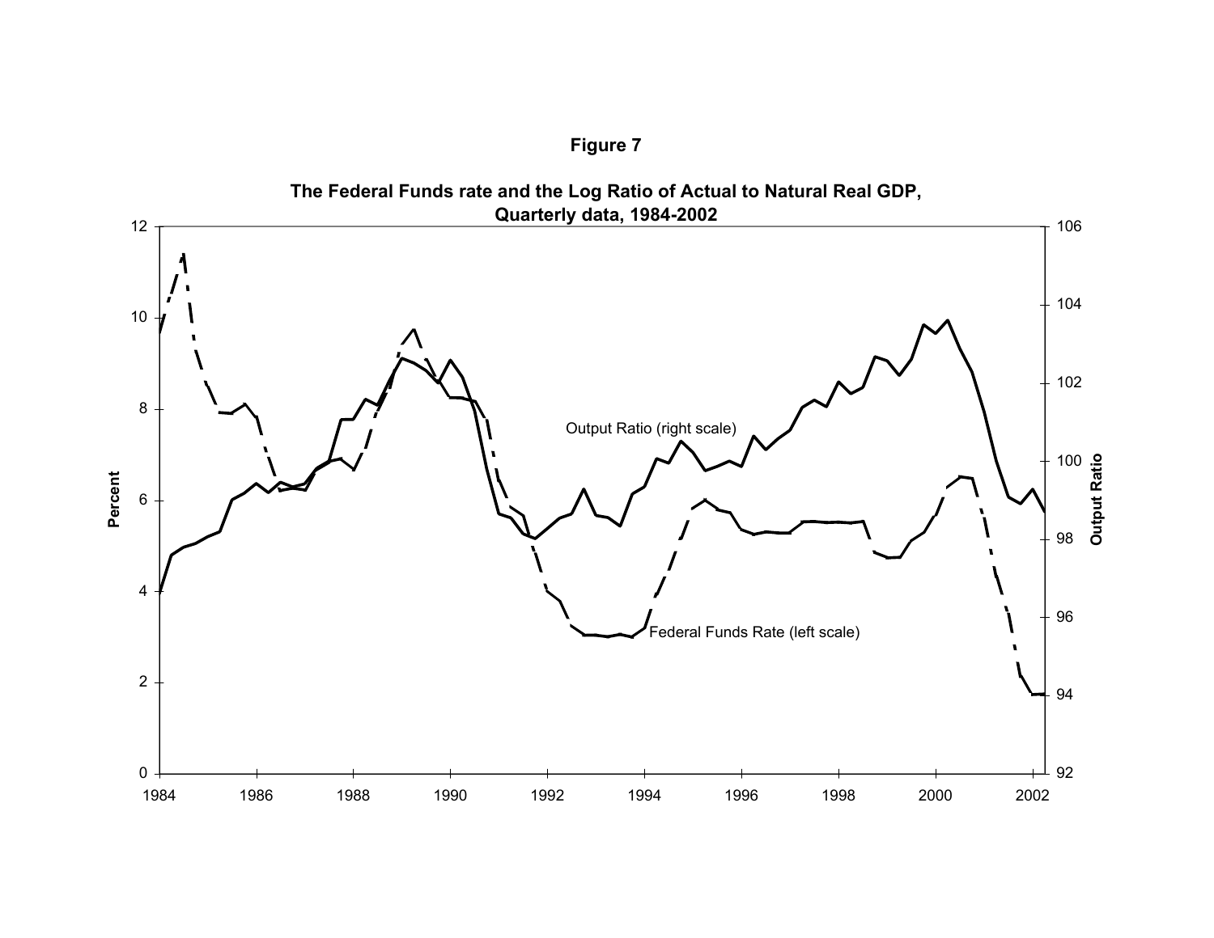**Figure 7**

**The Federal Funds rate and the Log Ratio of Actual to Natural Real GDP, Quarterly data, 1984-2002**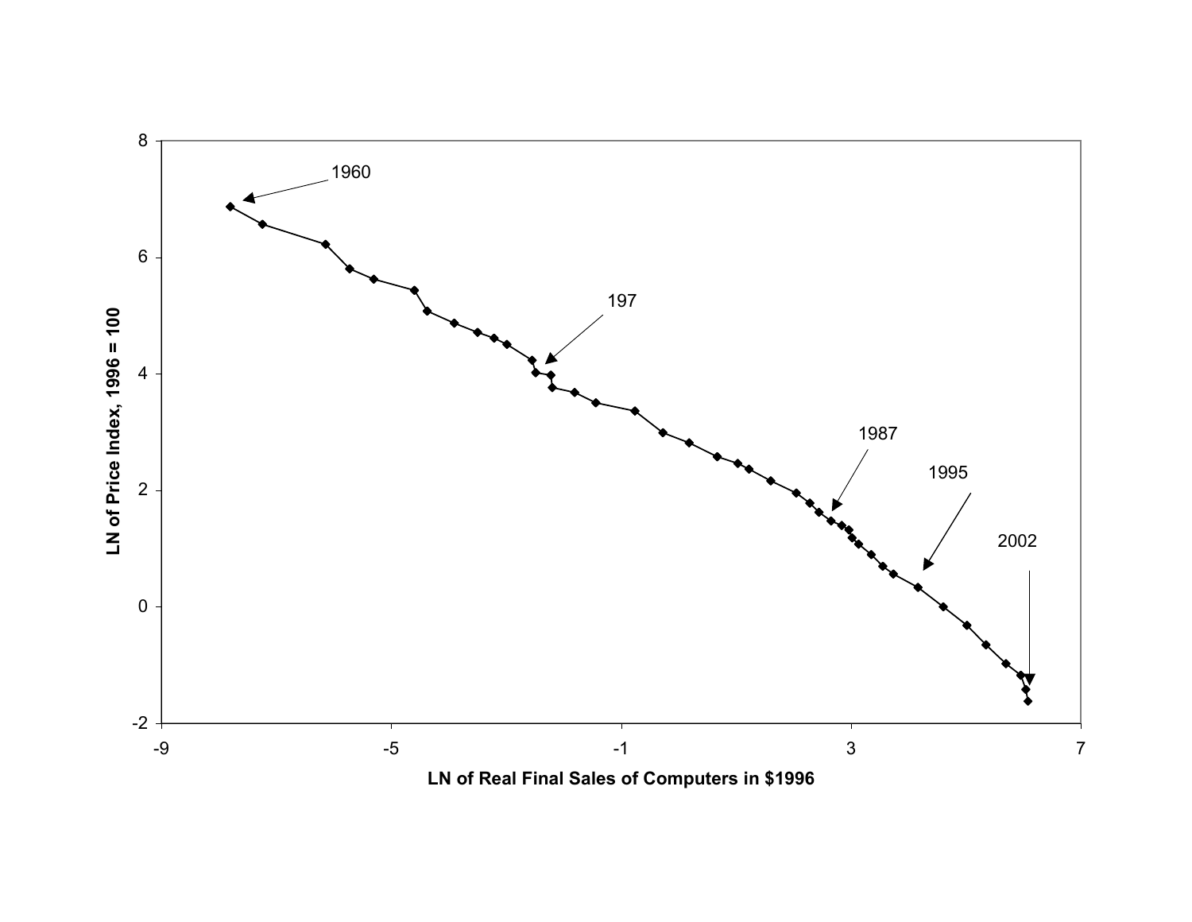1960

197

1987

1995

2002

LN of Price Index, 1996 = 100

LN of Real Final Sales of Computers in $1996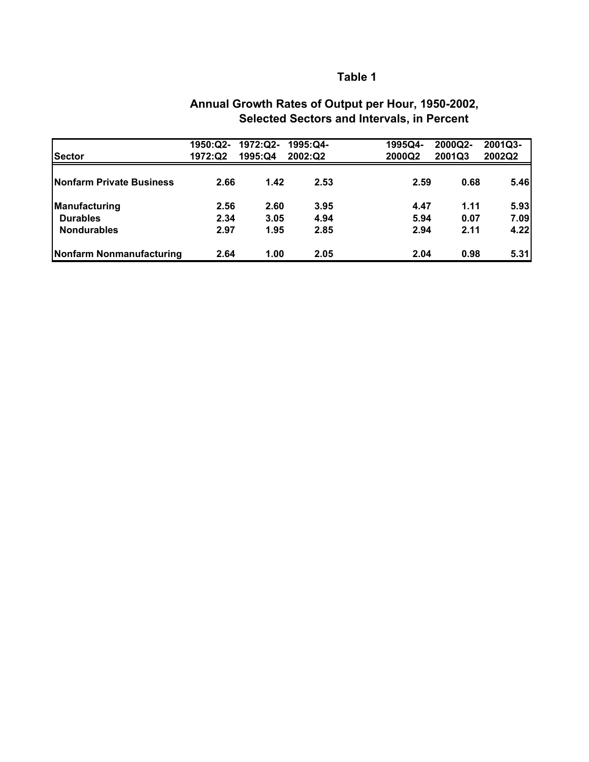# Table 1

## Annual Growth Rates of Output per Hour, 1950-2002, Selected Sectors and Intervals, in Percent

| Sector | 1950:Q2-1972:Q2 | 1972:Q2-1995:Q4 | 1995:Q4-2002:Q2 | 1995Q4-2000Q2 | 2000Q2-2001Q3 | 2001Q3-2002Q2 |
|---|---|---|---|---|---|---|
| **Nonfarm Private Business** | 2.66 | 1.42 | 2.53 | 2.59 | 0.68 | 5.46 |
| **Manufacturing** | 2.56 | 2.60 | 3.95 | 4.47 | 1.11 | 5.93 |
| **Durables** | 2.34 | 3.05 | 4.94 | 5.94 | 0.07 | 7.09 |
| **Nondurables** | 2.97 | 1.95 | 2.85 | 2.94 | 2.11 | 4.22 |
| **Nonfarm Nonmanufacturing** | 2.64 | 1.00 | 2.05 | 2.04 | 0.98 | 5.31 |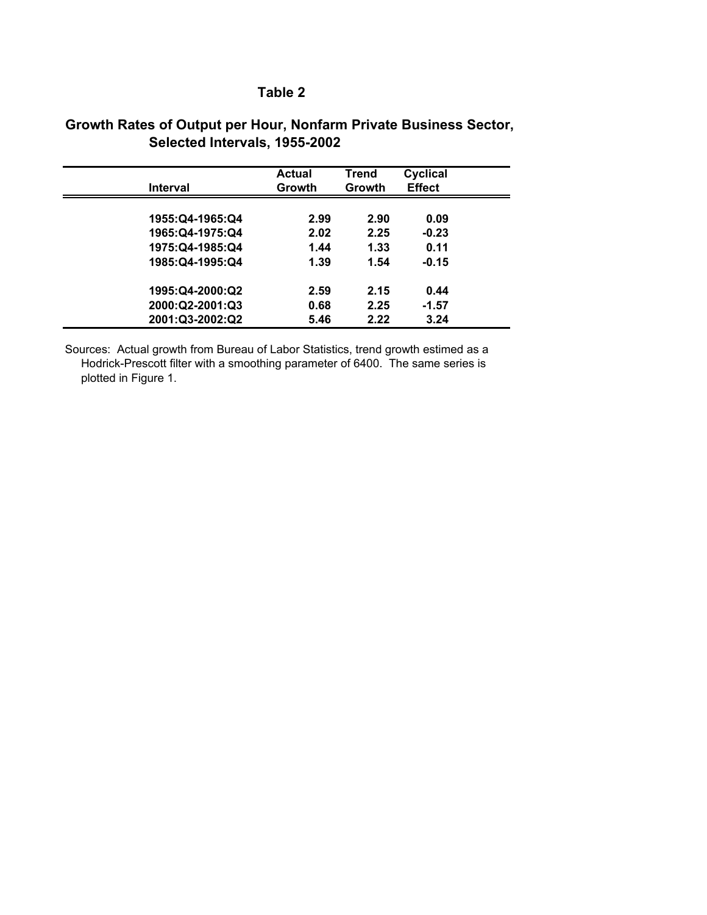# Table 2

## Growth Rates of Output per Hour, Nonfarm Private Business Sector, Selected Intervals, 1955-2002

| Interval | Actual Growth | Trend Growth | Cyclical Effect |
|---|---|---|---|
| 1955:Q4-1965:Q4 | 2.99 | 2.90 | 0.09 |
| 1965:Q4-1975:Q4 | 2.02 | 2.25 | -0.23 |
| 1975:Q4-1985:Q4 | 1.44 | 1.33 | 0.11 |
| 1985:Q4-1995:Q4 | 1.39 | 1.54 | -0.15 |
| | | | |
| 1995:Q4-2000:Q2 | 2.59 | 2.15 | 0.44 |
| 2000:Q2-2001:Q3 | 0.68 | 2.25 | -1.57 |
| 2001:Q3-2002:Q2 | 5.46 | 2.22 | 3.24 |

Sources: Actual growth from Bureau of Labor Statistics, trend growth estimed as a Hodrick-Prescott filter with a smoothing parameter of 6400. The same series is plotted in Figure 1.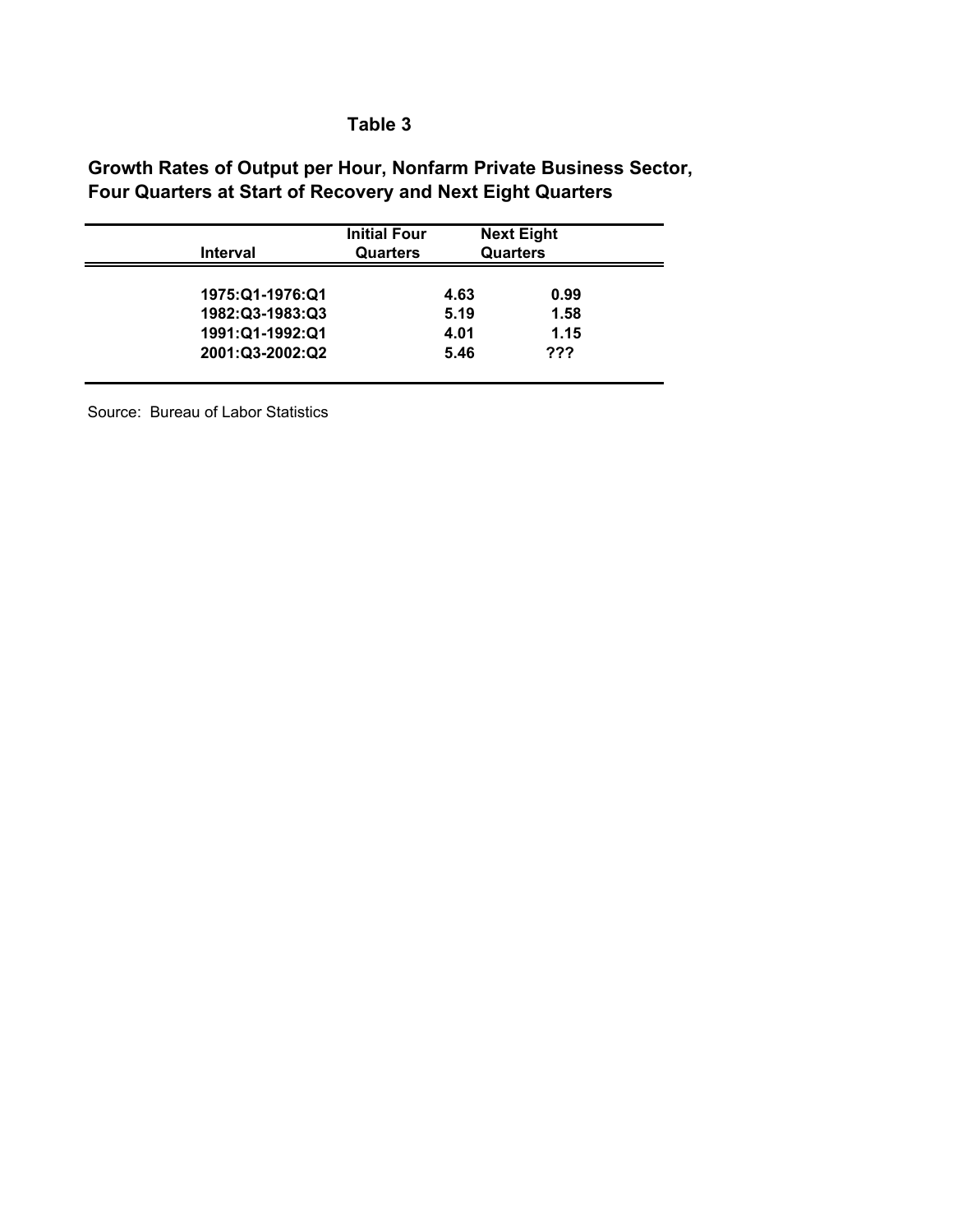# Table 3

## Growth Rates of Output per Hour, Nonfarm Private Business Sector, Four Quarters at Start of Recovery and Next Eight Quarters

| Interval | Initial Four Quarters | Next Eight Quarters |
|---|---|---|
| 1975:Q1-1976:Q1 | 4.63 | 0.99 |
| 1982:Q3-1983:Q3 | 5.19 | 1.58 |
| 1991:Q1-1992:Q1 | 4.01 | 1.15 |
| 2001:Q3-2002:Q2 | 5.46 | ??? |

Source: Bureau of Labor Statistics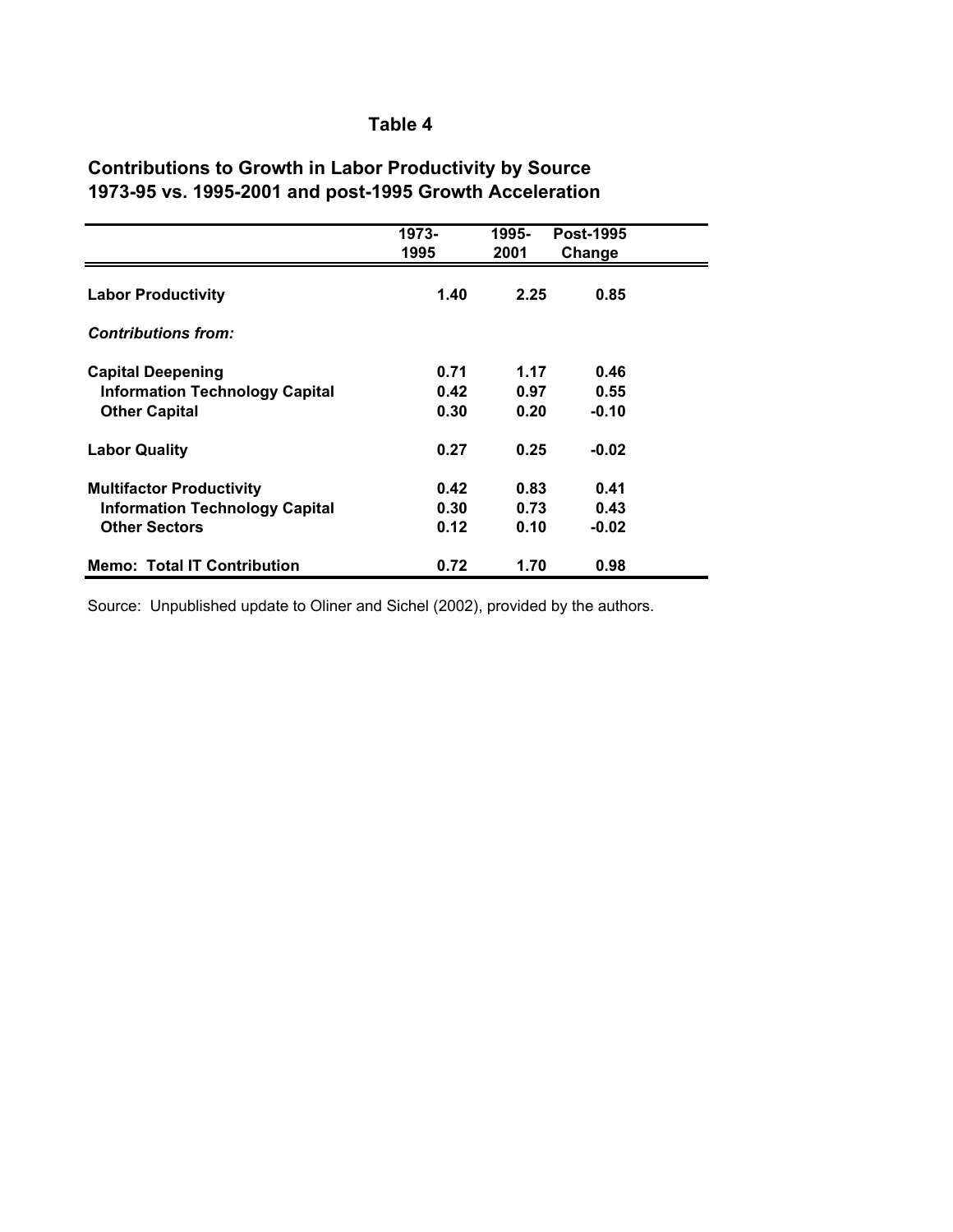## Table 4

### Contributions to Growth in Labor Productivity by Source 1973-95 vs. 1995-2001 and post-1995 Growth Acceleration

| | 1973-1995 | 1995-2001 | Post-1995 Change |
|---|---|---|---|
| **Labor Productivity** | **1.40** | **2.25** | **0.85** |
| ***Contributions from:*** | | | |
| **Capital Deepening** | **0.71** | **1.17** | **0.46** |
| **Information Technology Capital** | **0.42** | **0.97** | **0.55** |
| **Other Capital** | **0.30** | **0.20** | **-0.10** |
| **Labor Quality** | **0.27** | **0.25** | **-0.02** |
| **Multifactor Productivity** | **0.42** | **0.83** | **0.41** |
| **Information Technology Capital** | **0.30** | **0.73** | **0.43** |
| **Other Sectors** | **0.12** | **0.10** | **-0.02** |
| **Memo: Total IT Contribution** | **0.72** | **1.70** | **0.98** |

Source: Unpublished update to Oliner and Sichel (2002), provided by the authors.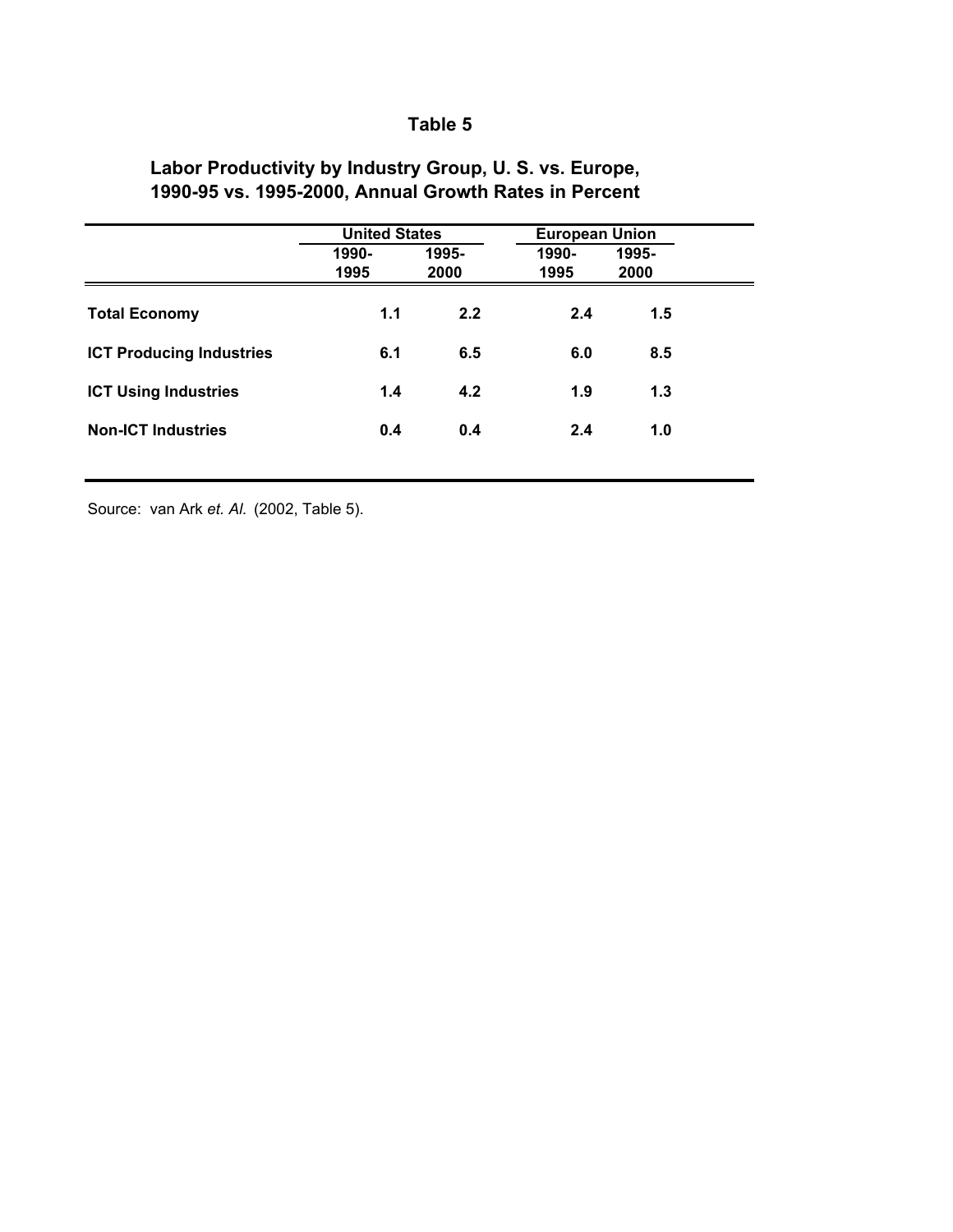## Table 5

### Labor Productivity by Industry Group, U. S. vs. Europe, 1990-95 vs. 1995-2000, Annual Growth Rates in Percent

| | United States | | European Union | |
|---|---|---|---|---|
| | 1990-1995 | 1995-2000 | 1990-1995 | 1995-2000 |
| **Total Economy** | 1.1 | 2.2 | 2.4 | 1.5 |
| **ICT Producing Industries** | 6.1 | 6.5 | 6.0 | 8.5 |
| **ICT Using Industries** | 1.4 | 4.2 | 1.9 | 1.3 |
| **Non-ICT Industries** | 0.4 | 0.4 | 2.4 | 1.0 |

Source: van Ark *et. Al.* (2002, Table 5).